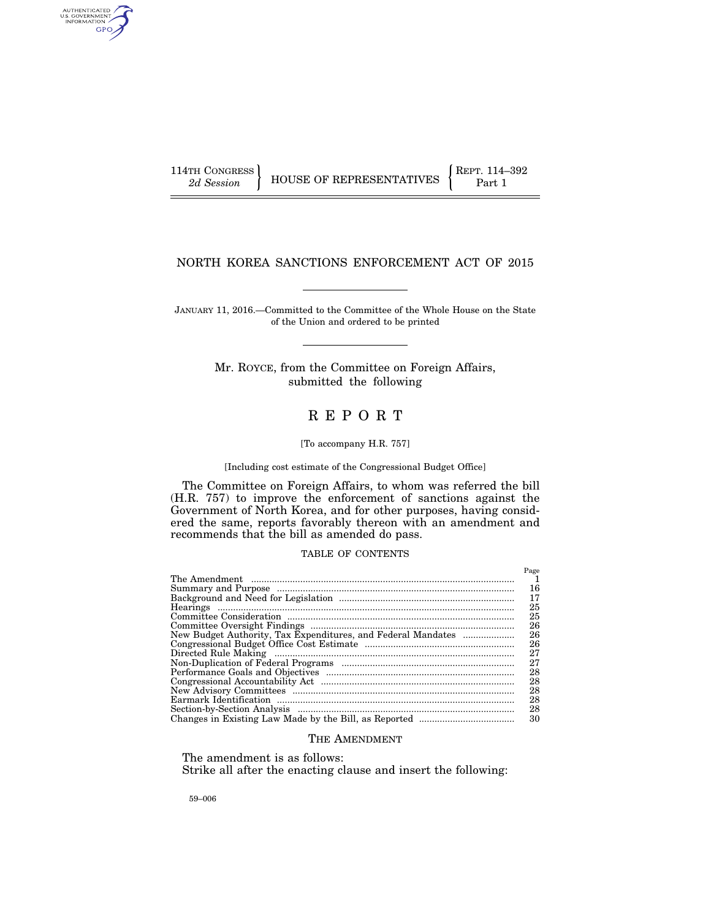114TH CONGRESS
2d Session

HOUSE OF REPRESENTATIVES

REPT. 114–392
Part 1

# NORTH KOREA SANCTIONS ENFORCEMENT ACT OF 2015

JANUARY 11, 2016.—Committed to the Committee of the Whole House on the State of the Union and ordered to be printed

Mr. ROYCE, from the Committee on Foreign Affairs, submitted the following

# REPORT

[To accompany H.R. 757]

[Including cost estimate of the Congressional Budget Office]

The Committee on Foreign Affairs, to whom was referred the bill (H.R. 757) to improve the enforcement of sanctions against the Government of North Korea, and for other purposes, having considered the same, reports favorably thereon with an amendment and recommends that the bill as amended do pass.

## TABLE OF CONTENTS

| | Page |
|---|---|
| The Amendment | 1 |
| Summary and Purpose | 16 |
| Background and Need for Legislation | 17 |
| Hearings | 25 |
| Committee Consideration | 25 |
| Committee Oversight Findings | 26 |
| New Budget Authority, Tax Expenditures, and Federal Mandates | 26 |
| Congressional Budget Office Cost Estimate | 26 |
| Directed Rule Making | 27 |
| Non-Duplication of Federal Programs | 27 |
| Performance Goals and Objectives | 28 |
| Congressional Accountability Act | 28 |
| New Advisory Committees | 28 |
| Earmark Identification | 28 |
| Section-by-Section Analysis | 28 |
| Changes in Existing Law Made by the Bill, as Reported | 30 |

## THE AMENDMENT

The amendment is as follows:
Strike all after the enacting clause and insert the following:

59–006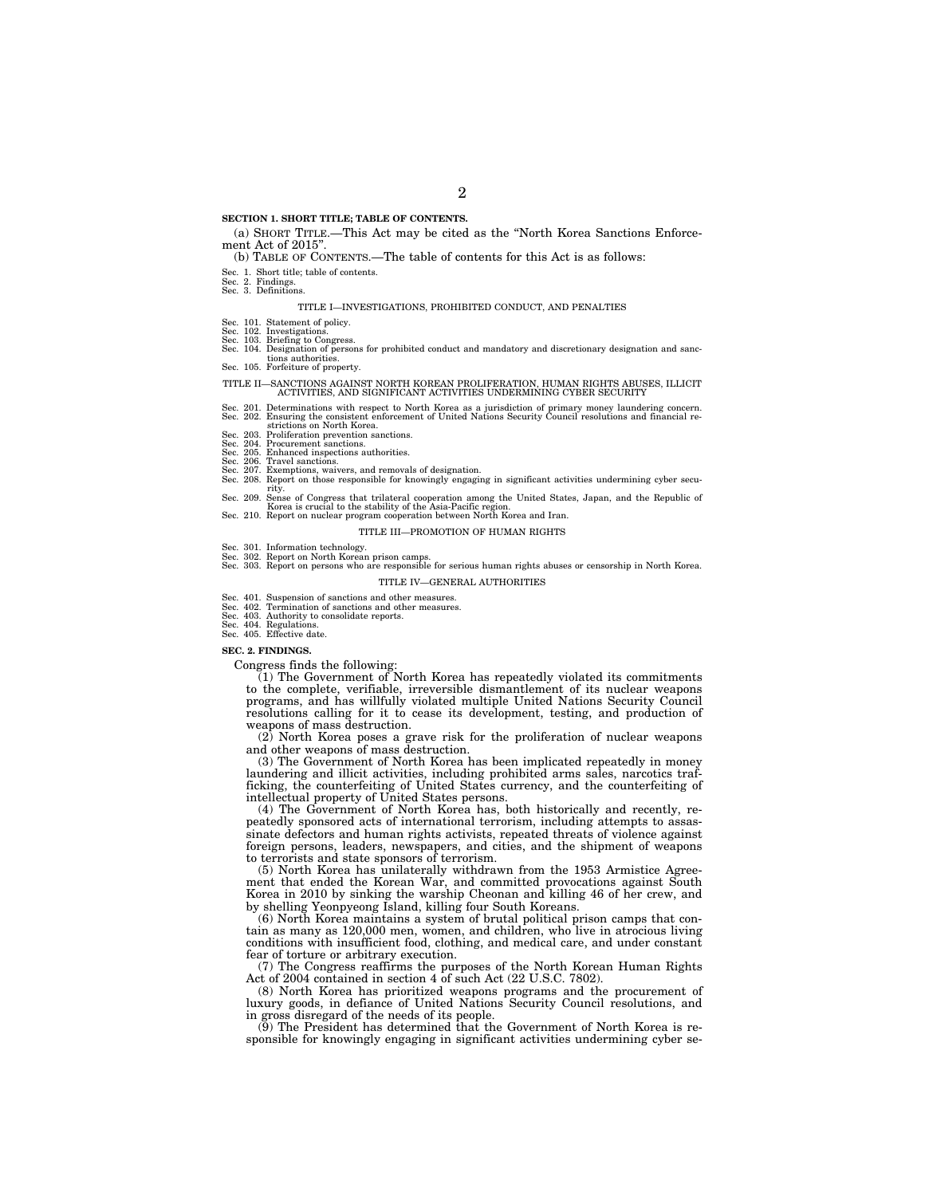**SECTION 1. SHORT TITLE; TABLE OF CONTENTS.**

(a) SHORT TITLE.—This Act may be cited as the "North Korea Sanctions Enforcement Act of 2015".

(b) TABLE OF CONTENTS.—The table of contents for this Act is as follows:

Sec. 1. Short title; table of contents.
Sec. 2. Findings.
Sec. 3. Definitions.

TITLE I—INVESTIGATIONS, PROHIBITED CONDUCT, AND PENALTIES

Sec. 101. Statement of policy.
Sec. 102. Investigations.
Sec. 103. Briefing to Congress.
Sec. 104. Designation of persons for prohibited conduct and mandatory and discretionary designation and sanctions authorities.
Sec. 105. Forfeiture of property.

TITLE II—SANCTIONS AGAINST NORTH KOREAN PROLIFERATION, HUMAN RIGHTS ABUSES, ILLICIT ACTIVITIES, AND SIGNIFICANT ACTIVITIES UNDERMINING CYBER SECURITY

Sec. 201. Determinations with respect to North Korea as a jurisdiction of primary money laundering concern.
Sec. 202. Ensuring the consistent enforcement of United Nations Security Council resolutions and financial restrictions on North Korea.
Sec. 203. Proliferation prevention sanctions.
Sec. 204. Procurement sanctions.
Sec. 205. Enhanced inspections authorities.
Sec. 206. Travel sanctions.
Sec. 207. Exemptions, waivers, and removals of designation.
Sec. 208. Report on those responsible for knowingly engaging in significant activities undermining cyber security.
Sec. 209. Sense of Congress that trilateral cooperation among the United States, Japan, and the Republic of Korea is crucial to the stability of the Asia-Pacific region.
Sec. 210. Report on nuclear program cooperation between North Korea and Iran.

TITLE III—PROMOTION OF HUMAN RIGHTS

Sec. 301. Information technology.
Sec. 302. Report on North Korean prison camps.
Sec. 303. Report on persons who are responsible for serious human rights abuses or censorship in North Korea.

TITLE IV—GENERAL AUTHORITIES

Sec. 401. Suspension of sanctions and other measures.
Sec. 402. Termination of sanctions and other measures.
Sec. 403. Authority to consolidate reports.
Sec. 404. Regulations.
Sec. 405. Effective date.

**SEC. 2. FINDINGS.**

Congress finds the following:

(1) The Government of North Korea has repeatedly violated its commitments to the complete, verifiable, irreversible dismantlement of its nuclear weapons programs, and has willfully violated multiple United Nations Security Council resolutions calling for it to cease its development, testing, and production of weapons of mass destruction.

(2) North Korea poses a grave risk for the proliferation of nuclear weapons and other weapons of mass destruction.

(3) The Government of North Korea has been implicated repeatedly in money laundering and illicit activities, including prohibited arms sales, narcotics trafficking, the counterfeiting of United States currency, and the counterfeiting of intellectual property of United States persons.

(4) The Government of North Korea has, both historically and recently, repeatedly sponsored acts of international terrorism, including attempts to assassinate defectors and human rights activists, repeated threats of violence against foreign persons, leaders, newspapers, and cities, and the shipment of weapons to terrorists and state sponsors of terrorism.

(5) North Korea has unilaterally withdrawn from the 1953 Armistice Agreement that ended the Korean War, and committed provocations against South Korea in 2010 by sinking the warship Cheonan and killing 46 of her crew, and by shelling Yeonpyeong Island, killing four South Koreans.

(6) North Korea maintains a system of brutal political prison camps that contain as many as 120,000 men, women, and children, who live in atrocious living conditions with insufficient food, clothing, and medical care, and under constant fear of torture or arbitrary execution.

(7) The Congress reaffirms the purposes of the North Korean Human Rights Act of 2004 contained in section 4 of such Act (22 U.S.C. 7802).

(8) North Korea has prioritized weapons programs and the procurement of luxury goods, in defiance of United Nations Security Council resolutions, and in gross disregard of the needs of its people.

(9) The President has determined that the Government of North Korea is responsible for knowingly engaging in significant activities undermining cyber se-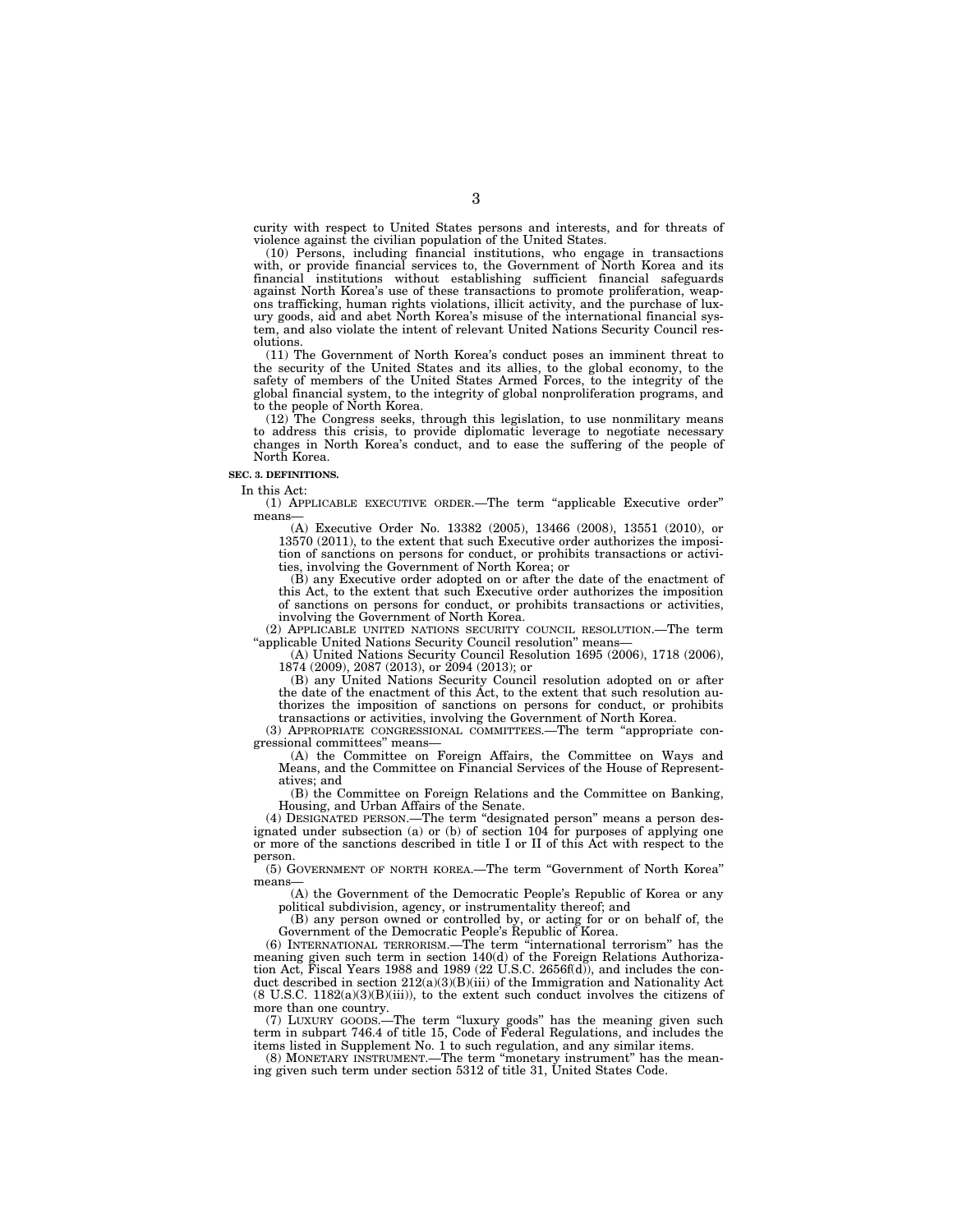curity with respect to United States persons and interests, and for threats of violence against the civilian population of the United States.

(10) Persons, including financial institutions, who engage in transactions with, or provide financial services to, the Government of North Korea and its financial institutions without establishing sufficient financial safeguards against North Korea's use of these transactions to promote proliferation, weapons trafficking, human rights violations, illicit activity, and the purchase of luxury goods, aid and abet North Korea's misuse of the international financial system, and also violate the intent of relevant United Nations Security Council resolutions.

(11) The Government of North Korea's conduct poses an imminent threat to the security of the United States and its allies, to the global economy, to the safety of members of the United States Armed Forces, to the integrity of the global financial system, to the integrity of global nonproliferation programs, and to the people of North Korea.

(12) The Congress seeks, through this legislation, to use nonmilitary means to address this crisis, to provide diplomatic leverage to negotiate necessary changes in North Korea's conduct, and to ease the suffering of the people of North Korea.

**SEC. 3. DEFINITIONS.**

In this Act:

(1) APPLICABLE EXECUTIVE ORDER.—The term "applicable Executive order" means—

(A) Executive Order No. 13382 (2005), 13466 (2008), 13551 (2010), or 13570 (2011), to the extent that such Executive order authorizes the imposition of sanctions on persons for conduct, or prohibits transactions or activities, involving the Government of North Korea; or

(B) any Executive order adopted on or after the date of the enactment of this Act, to the extent that such Executive order authorizes the imposition of sanctions on persons for conduct, or prohibits transactions or activities, involving the Government of North Korea.

(2) APPLICABLE UNITED NATIONS SECURITY COUNCIL RESOLUTION.—The term "applicable United Nations Security Council resolution" means—

(A) United Nations Security Council Resolution 1695 (2006), 1718 (2006), 1874 (2009), 2087 (2013), or 2094 (2013); or

(B) any United Nations Security Council resolution adopted on or after the date of the enactment of this Act, to the extent that such resolution authorizes the imposition of sanctions on persons for conduct, or prohibits transactions or activities, involving the Government of North Korea.

(3) APPROPRIATE CONGRESSIONAL COMMITTEES.—The term "appropriate congressional committees" means—

(A) the Committee on Foreign Affairs, the Committee on Ways and Means, and the Committee on Financial Services of the House of Representatives; and

(B) the Committee on Foreign Relations and the Committee on Banking, Housing, and Urban Affairs of the Senate.

(4) DESIGNATED PERSON.—The term "designated person" means a person designated under subsection (a) or (b) of section 104 for purposes of applying one or more of the sanctions described in title I or II of this Act with respect to the person.

(5) GOVERNMENT OF NORTH KOREA.—The term "Government of North Korea" means—

(A) the Government of the Democratic People's Republic of Korea or any political subdivision, agency, or instrumentality thereof; and

(B) any person owned or controlled by, or acting for or on behalf of, the Government of the Democratic People's Republic of Korea.

(6) INTERNATIONAL TERRORISM.—The term "international terrorism" has the meaning given such term in section 140(d) of the Foreign Relations Authorization Act, Fiscal Years 1988 and 1989 (22 U.S.C. 2656f(d)), and includes the conduct described in section 212(a)(3)(B)(iii) of the Immigration and Nationality Act (8 U.S.C. 1182(a)(3)(B)(iii)), to the extent such conduct involves the citizens of more than one country.

(7) LUXURY GOODS.—The term "luxury goods" has the meaning given such term in subpart 746.4 of title 15, Code of Federal Regulations, and includes the items listed in Supplement No. 1 to such regulation, and any similar items.

(8) MONETARY INSTRUMENT.—The term "monetary instrument" has the meaning given such term under section 5312 of title 31, United States Code.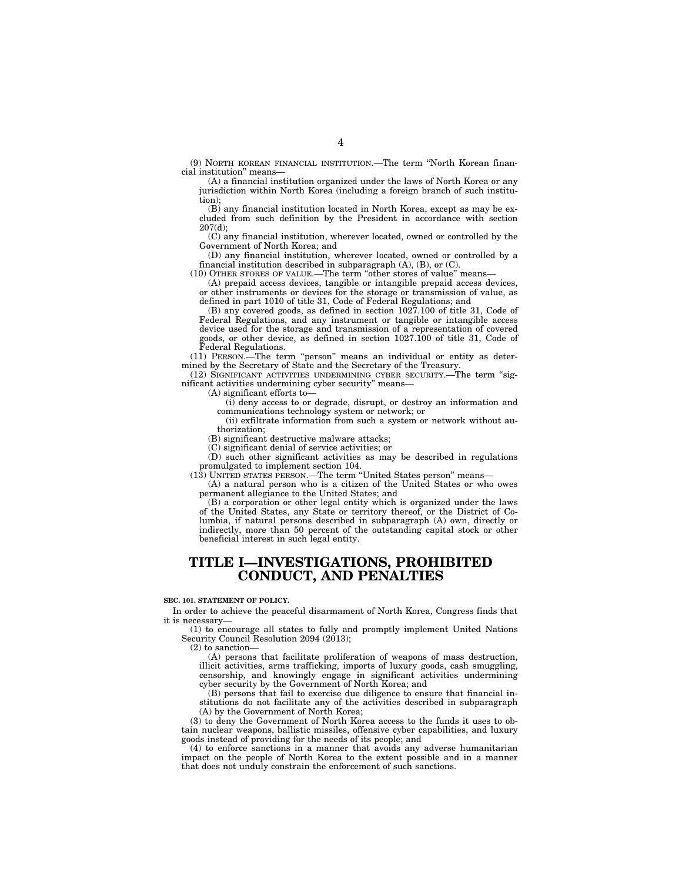(9) NORTH KOREAN FINANCIAL INSTITUTION.—The term "North Korean financial institution" means—

(A) a financial institution organized under the laws of North Korea or any jurisdiction within North Korea (including a foreign branch of such institution);

(B) any financial institution located in North Korea, except as may be excluded from such definition by the President in accordance with section 207(d);

(C) any financial institution, wherever located, owned or controlled by the Government of North Korea; and

(D) any financial institution, wherever located, owned or controlled by a financial institution described in subparagraph (A), (B), or (C).

(10) OTHER STORES OF VALUE.—The term "other stores of value" means—

(A) prepaid access devices, tangible or intangible prepaid access devices, or other instruments or devices for the storage or transmission of value, as defined in part 1010 of title 31, Code of Federal Regulations; and

(B) any covered goods, as defined in section 1027.100 of title 31, Code of Federal Regulations, and any instrument or tangible or intangible access device used for the storage and transmission of a representation of covered goods, or other device, as defined in section 1027.100 of title 31, Code of Federal Regulations.

(11) PERSON.—The term "person" means an individual or entity as determined by the Secretary of State and the Secretary of the Treasury.

(12) SIGNIFICANT ACTIVITIES UNDERMINING CYBER SECURITY.—The term "significant activities undermining cyber security" means—

(A) significant efforts to—

(i) deny access to or degrade, disrupt, or destroy an information and communications technology system or network; or

(ii) exfiltrate information from such a system or network without authorization;

(B) significant destructive malware attacks;

(C) significant denial of service activities; or

(D) such other significant activities as may be described in regulations promulgated to implement section 104.

(13) UNITED STATES PERSON.—The term "United States person" means—

(A) a natural person who is a citizen of the United States or who owes permanent allegiance to the United States; and

(B) a corporation or other legal entity which is organized under the laws of the United States, any State or territory thereof, or the District of Columbia, if natural persons described in subparagraph (A) own, directly or indirectly, more than 50 percent of the outstanding capital stock or other beneficial interest in such legal entity.

# TITLE I—INVESTIGATIONS, PROHIBITED CONDUCT, AND PENALTIES

**SEC. 101. STATEMENT OF POLICY.**

In order to achieve the peaceful disarmament of North Korea, Congress finds that it is necessary—

(1) to encourage all states to fully and promptly implement United Nations Security Council Resolution 2094 (2013);

(2) to sanction—

(A) persons that facilitate proliferation of weapons of mass destruction, illicit activities, arms trafficking, imports of luxury goods, cash smuggling, censorship, and knowingly engage in significant activities undermining cyber security by the Government of North Korea; and

(B) persons that fail to exercise due diligence to ensure that financial institutions do not facilitate any of the activities described in subparagraph (A) by the Government of North Korea;

(3) to deny the Government of North Korea access to the funds it uses to obtain nuclear weapons, ballistic missiles, offensive cyber capabilities, and luxury goods instead of providing for the needs of its people; and

(4) to enforce sanctions in a manner that avoids any adverse humanitarian impact on the people of North Korea to the extent possible and in a manner that does not unduly constrain the enforcement of such sanctions.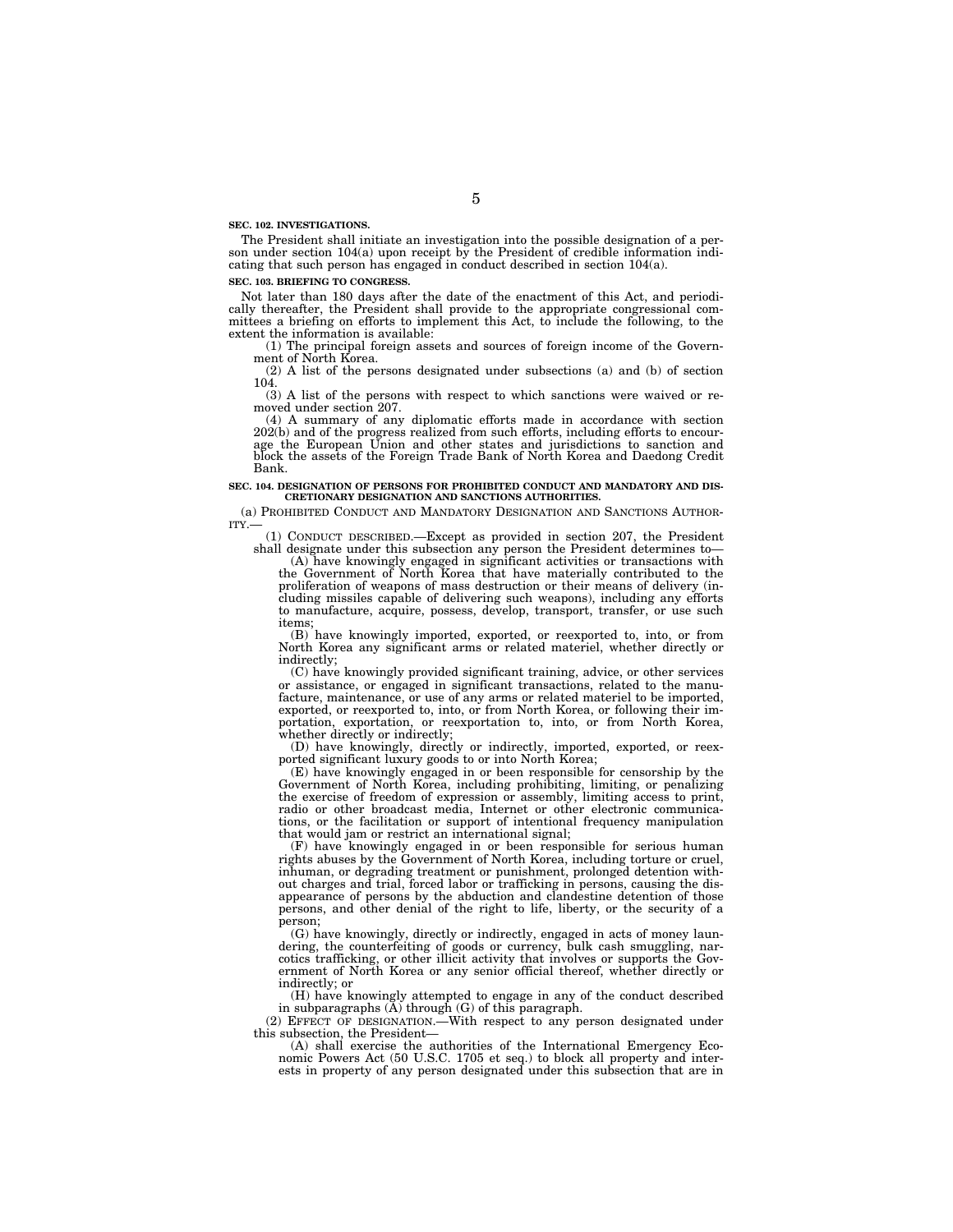**SEC. 102. INVESTIGATIONS.**

The President shall initiate an investigation into the possible designation of a person under section 104(a) upon receipt by the President of credible information indicating that such person has engaged in conduct described in section 104(a).

**SEC. 103. BRIEFING TO CONGRESS.**

Not later than 180 days after the date of the enactment of this Act, and periodically thereafter, the President shall provide to the appropriate congressional committees a briefing on efforts to implement this Act, to include the following, to the extent the information is available:

(1) The principal foreign assets and sources of foreign income of the Government of North Korea.

(2) A list of the persons designated under subsections (a) and (b) of section 104.

(3) A list of the persons with respect to which sanctions were waived or removed under section 207.

(4) A summary of any diplomatic efforts made in accordance with section 202(b) and of the progress realized from such efforts, including efforts to encourage the European Union and other states and jurisdictions to sanction and block the assets of the Foreign Trade Bank of North Korea and Daedong Credit Bank.

**SEC. 104. DESIGNATION OF PERSONS FOR PROHIBITED CONDUCT AND MANDATORY AND DISCRETIONARY DESIGNATION AND SANCTIONS AUTHORITIES.**

(a) PROHIBITED CONDUCT AND MANDATORY DESIGNATION AND SANCTIONS AUTHORITY.—

(1) CONDUCT DESCRIBED.—Except as provided in section 207, the President shall designate under this subsection any person the President determines to—

(A) have knowingly engaged in significant activities or transactions with the Government of North Korea that have materially contributed to the proliferation of weapons of mass destruction or their means of delivery (including missiles capable of delivering such weapons), including any efforts to manufacture, acquire, possess, develop, transport, transfer, or use such items;

(B) have knowingly imported, exported, or reexported to, into, or from North Korea any significant arms or related materiel, whether directly or indirectly;

(C) have knowingly provided significant training, advice, or other services or assistance, or engaged in significant transactions, related to the manufacture, maintenance, or use of any arms or related materiel to be imported, exported, or reexported to, into, or from North Korea, or following their importation, exportation, or reexportation to, into, or from North Korea, whether directly or indirectly;

(D) have knowingly, directly or indirectly, imported, exported, or reexported significant luxury goods to or into North Korea;

(E) have knowingly engaged in or been responsible for censorship by the Government of North Korea, including prohibiting, limiting, or penalizing the exercise of freedom of expression or assembly, limiting access to print, radio or other broadcast media, Internet or other electronic communications, or the facilitation or support of intentional frequency manipulation that would jam or restrict an international signal;

(F) have knowingly engaged in or been responsible for serious human rights abuses by the Government of North Korea, including torture or cruel, inhuman, or degrading treatment or punishment, prolonged detention without charges and trial, forced labor or trafficking in persons, causing the disappearance of persons by the abduction and clandestine detention of those persons, and other denial of the right to life, liberty, or the security of a person;

(G) have knowingly, directly or indirectly, engaged in acts of money laundering, the counterfeiting of goods or currency, bulk cash smuggling, narcotics trafficking, or other illicit activity that involves or supports the Government of North Korea or any senior official thereof, whether directly or indirectly; or

(H) have knowingly attempted to engage in any of the conduct described in subparagraphs (A) through (G) of this paragraph.

(2) EFFECT OF DESIGNATION.—With respect to any person designated under this subsection, the President—

(A) shall exercise the authorities of the International Emergency Economic Powers Act (50 U.S.C. 1705 et seq.) to block all property and interests in property of any person designated under this subsection that are in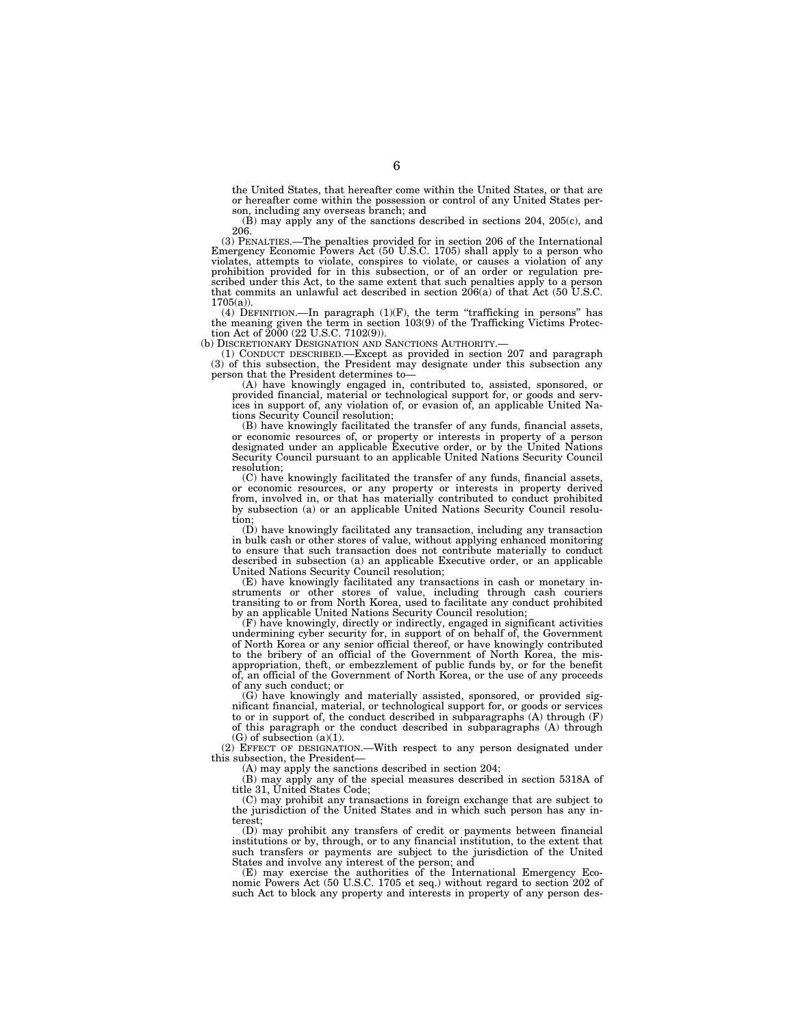the United States, that hereafter come within the United States, or that are or hereafter come within the possession or control of any United States person, including any overseas branch; and

(B) may apply any of the sanctions described in sections 204, 205(c), and 206.

(3) PENALTIES.—The penalties provided for in section 206 of the International Emergency Economic Powers Act (50 U.S.C. 1705) shall apply to a person who violates, attempts to violate, conspires to violate, or causes a violation of any prohibition provided for in this subsection, or of an order or regulation prescribed under this Act, to the same extent that such penalties apply to a person that commits an unlawful act described in section 206(a) of that Act (50 U.S.C. 1705(a)).

(4) DEFINITION.—In paragraph (1)(F), the term "trafficking in persons" has the meaning given the term in section 103(9) of the Trafficking Victims Protection Act of 2000 (22 U.S.C. 7102(9)).

(b) DISCRETIONARY DESIGNATION AND SANCTIONS AUTHORITY.—

(1) CONDUCT DESCRIBED.—Except as provided in section 207 and paragraph (3) of this subsection, the President may designate under this subsection any person that the President determines to—

(A) have knowingly engaged in, contributed to, assisted, sponsored, or provided financial, material or technological support for, or goods and services in support of, any violation of, or evasion of, an applicable United Nations Security Council resolution;

(B) have knowingly facilitated the transfer of any funds, financial assets, or economic resources of, or property or interests in property of a person designated under an applicable Executive order, or by the United Nations Security Council pursuant to an applicable United Nations Security Council resolution;

(C) have knowingly facilitated the transfer of any funds, financial assets, or economic resources, or any property or interests in property derived from, involved in, or that has materially contributed to conduct prohibited by subsection (a) or an applicable United Nations Security Council resolution;

(D) have knowingly facilitated any transaction, including any transaction in bulk cash or other stores of value, without applying enhanced monitoring to ensure that such transaction does not contribute materially to conduct described in subsection (a) an applicable Executive order, or an applicable United Nations Security Council resolution;

(E) have knowingly facilitated any transactions in cash or monetary instruments or other stores of value, including through cash couriers transiting to or from North Korea, used to facilitate any conduct prohibited by an applicable United Nations Security Council resolution;

(F) have knowingly, directly or indirectly, engaged in significant activities undermining cyber security for, in support of on behalf of, the Government of North Korea or any senior official thereof, or have knowingly contributed to the bribery of an official of the Government of North Korea, the misappropriation, theft, or embezzlement of public funds by, or for the benefit of, an official of the Government of North Korea, or the use of any proceeds of any such conduct; or

(G) have knowingly and materially assisted, sponsored, or provided significant financial, material, or technological support for, or goods or services to or in support of, the conduct described in subparagraphs (A) through (F) of this paragraph or the conduct described in subparagraphs (A) through (G) of subsection (a)(1).

(2) EFFECT OF DESIGNATION.—With respect to any person designated under this subsection, the President—

(A) may apply the sanctions described in section 204;

(B) may apply any of the special measures described in section 5318A of title 31, United States Code;

(C) may prohibit any transactions in foreign exchange that are subject to the jurisdiction of the United States and in which such person has any interest;

(D) may prohibit any transfers of credit or payments between financial institutions or by, through, or to any financial institution, to the extent that such transfers or payments are subject to the jurisdiction of the United States and involve any interest of the person; and

(E) may exercise the authorities of the International Emergency Economic Powers Act (50 U.S.C. 1705 et seq.) without regard to section 202 of such Act to block any property and interests in property of any person des-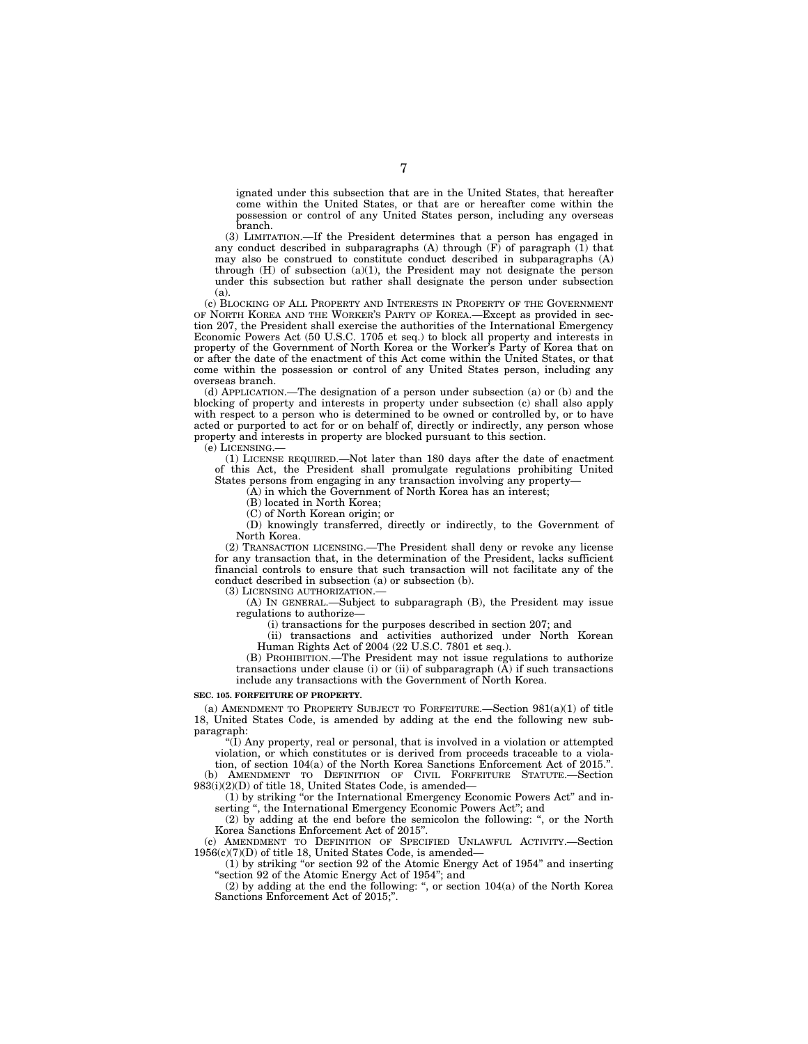ignated under this subsection that are in the United States, that hereafter come within the United States, or that are or hereafter come within the possession or control of any United States person, including any overseas branch.

(3) LIMITATION.—If the President determines that a person has engaged in any conduct described in subparagraphs (A) through (F) of paragraph (1) that may also be construed to constitute conduct described in subparagraphs (A) through (H) of subsection (a)(1), the President may not designate the person under this subsection but rather shall designate the person under subsection (a).

(c) BLOCKING OF ALL PROPERTY AND INTERESTS IN PROPERTY OF THE GOVERNMENT OF NORTH KOREA AND THE WORKER'S PARTY OF KOREA.—Except as provided in section 207, the President shall exercise the authorities of the International Emergency Economic Powers Act (50 U.S.C. 1705 et seq.) to block all property and interests in property of the Government of North Korea or the Worker's Party of Korea that on or after the date of the enactment of this Act come within the United States, or that come within the possession or control of any United States person, including any overseas branch.

(d) APPLICATION.—The designation of a person under subsection (a) or (b) and the blocking of property and interests in property under subsection (c) shall also apply with respect to a person who is determined to be owned or controlled by, or to have acted or purported to act for or on behalf of, directly or indirectly, any person whose property and interests in property are blocked pursuant to this section.

(e) LICENSING.—

(1) LICENSE REQUIRED.—Not later than 180 days after the date of enactment of this Act, the President shall promulgate regulations prohibiting United States persons from engaging in any transaction involving any property—

(A) in which the Government of North Korea has an interest;

(B) located in North Korea;

(C) of North Korean origin; or

(D) knowingly transferred, directly or indirectly, to the Government of North Korea.

(2) TRANSACTION LICENSING.—The President shall deny or revoke any license for any transaction that, in the determination of the President, lacks sufficient financial controls to ensure that such transaction will not facilitate any of the conduct described in subsection (a) or subsection (b).

(3) LICENSING AUTHORIZATION.—

(A) IN GENERAL.—Subject to subparagraph (B), the President may issue regulations to authorize—

(i) transactions for the purposes described in section 207; and

(ii) transactions and activities authorized under North Korean Human Rights Act of 2004 (22 U.S.C. 7801 et seq.).

(B) PROHIBITION.—The President may not issue regulations to authorize transactions under clause (i) or (ii) of subparagraph (A) if such transactions include any transactions with the Government of North Korea.

**SEC. 105. FORFEITURE OF PROPERTY.**

(a) AMENDMENT TO PROPERTY SUBJECT TO FORFEITURE.—Section 981(a)(1) of title 18, United States Code, is amended by adding at the end the following new subparagraph:

"(I) Any property, real or personal, that is involved in a violation or attempted violation, or which constitutes or is derived from proceeds traceable to a violation, of section 104(a) of the North Korea Sanctions Enforcement Act of 2015.".

(b) AMENDMENT TO DEFINITION OF CIVIL FORFEITURE STATUTE.—Section 983(i)(2)(D) of title 18, United States Code, is amended—

(1) by striking "or the International Emergency Economic Powers Act" and inserting ", the International Emergency Economic Powers Act"; and

(2) by adding at the end before the semicolon the following: ", or the North Korea Sanctions Enforcement Act of 2015".

(c) AMENDMENT TO DEFINITION OF SPECIFIED UNLAWFUL ACTIVITY.—Section 1956(c)(7)(D) of title 18, United States Code, is amended—

(1) by striking "or section 92 of the Atomic Energy Act of 1954" and inserting "section 92 of the Atomic Energy Act of 1954"; and

(2) by adding at the end the following: ", or section 104(a) of the North Korea Sanctions Enforcement Act of 2015;".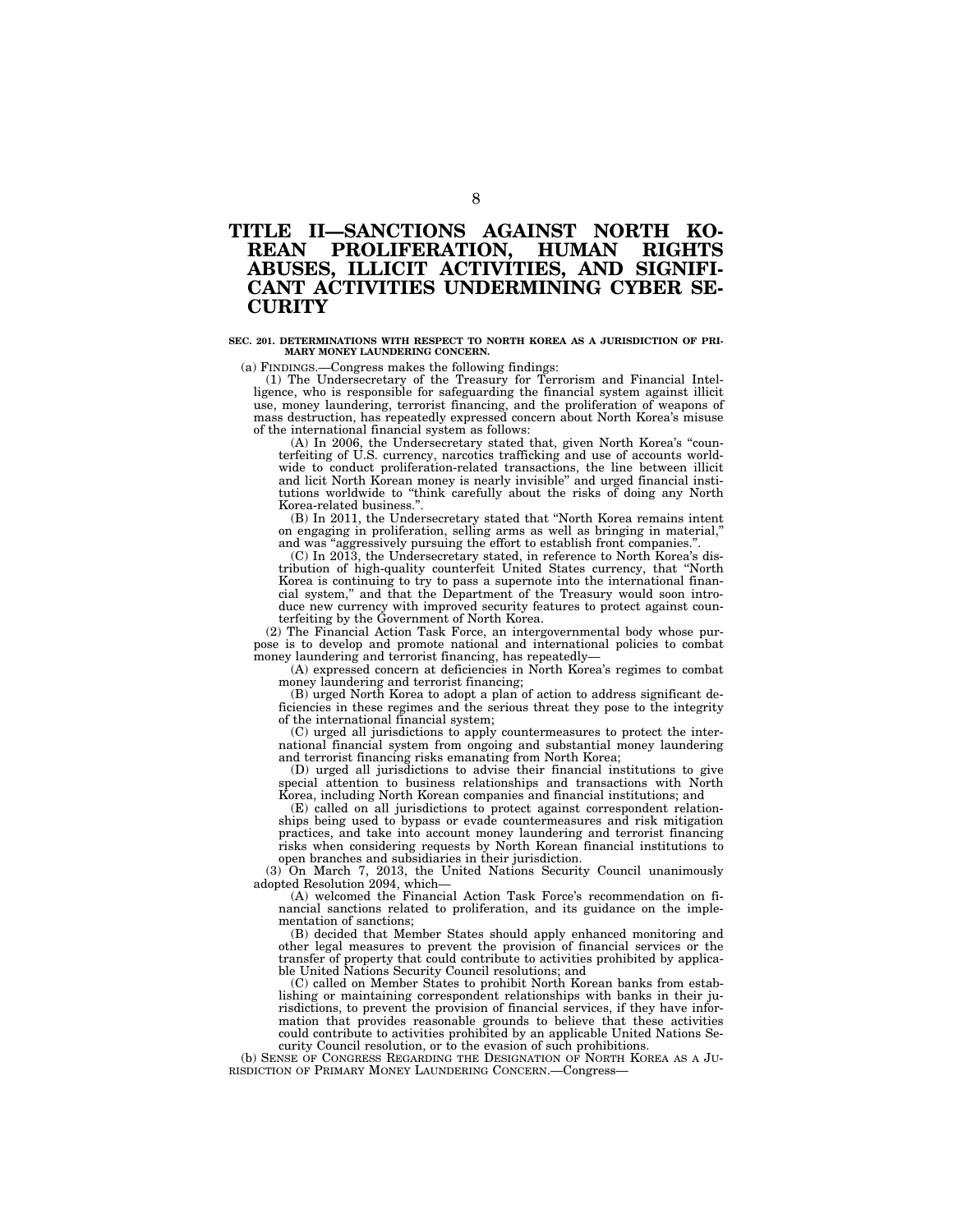# TITLE II—SANCTIONS AGAINST NORTH KOREAN PROLIFERATION, HUMAN RIGHTS ABUSES, ILLICIT ACTIVITIES, AND SIGNIFICANT ACTIVITIES UNDERMINING CYBER SECURITY

**SEC. 201. DETERMINATIONS WITH RESPECT TO NORTH KOREA AS A JURISDICTION OF PRIMARY MONEY LAUNDERING CONCERN.**

(a) FINDINGS.—Congress makes the following findings:

(1) The Undersecretary of the Treasury for Terrorism and Financial Intelligence, who is responsible for safeguarding the financial system against illicit use, money laundering, terrorist financing, and the proliferation of weapons of mass destruction, has repeatedly expressed concern about North Korea's misuse of the international financial system as follows:

(A) In 2006, the Undersecretary stated that, given North Korea's "counterfeiting of U.S. currency, narcotics trafficking and use of accounts worldwide to conduct proliferation-related transactions, the line between illicit and licit North Korean money is nearly invisible" and urged financial institutions worldwide to "think carefully about the risks of doing any North Korea-related business.".

(B) In 2011, the Undersecretary stated that "North Korea remains intent on engaging in proliferation, selling arms as well as bringing in material," and was "aggressively pursuing the effort to establish front companies.".

(C) In 2013, the Undersecretary stated, in reference to North Korea's distribution of high-quality counterfeit United States currency, that "North Korea is continuing to try to pass a supernote into the international financial system," and that the Department of the Treasury would soon introduce new currency with improved security features to protect against counterfeiting by the Government of North Korea.

(2) The Financial Action Task Force, an intergovernmental body whose purpose is to develop and promote national and international policies to combat money laundering and terrorist financing, has repeatedly—

(A) expressed concern at deficiencies in North Korea's regimes to combat money laundering and terrorist financing;

(B) urged North Korea to adopt a plan of action to address significant deficiencies in these regimes and the serious threat they pose to the integrity of the international financial system;

(C) urged all jurisdictions to apply countermeasures to protect the international financial system from ongoing and substantial money laundering and terrorist financing risks emanating from North Korea;

(D) urged all jurisdictions to advise their financial institutions to give special attention to business relationships and transactions with North Korea, including North Korean companies and financial institutions; and

(E) called on all jurisdictions to protect against correspondent relationships being used to bypass or evade countermeasures and risk mitigation practices, and take into account money laundering and terrorist financing risks when considering requests by North Korean financial institutions to open branches and subsidiaries in their jurisdiction.

(3) On March 7, 2013, the United Nations Security Council unanimously adopted Resolution 2094, which—

(A) welcomed the Financial Action Task Force's recommendation on financial sanctions related to proliferation, and its guidance on the implementation of sanctions;

(B) decided that Member States should apply enhanced monitoring and other legal measures to prevent the provision of financial services or the transfer of property that could contribute to activities prohibited by applicable United Nations Security Council resolutions; and

(C) called on Member States to prohibit North Korean banks from establishing or maintaining correspondent relationships with banks in their jurisdictions, to prevent the provision of financial services, if they have information that provides reasonable grounds to believe that these activities could contribute to activities prohibited by an applicable United Nations Security Council resolution, or to the evasion of such prohibitions.

(b) SENSE OF CONGRESS REGARDING THE DESIGNATION OF NORTH KOREA AS A JURISDICTION OF PRIMARY MONEY LAUNDERING CONCERN.—Congress—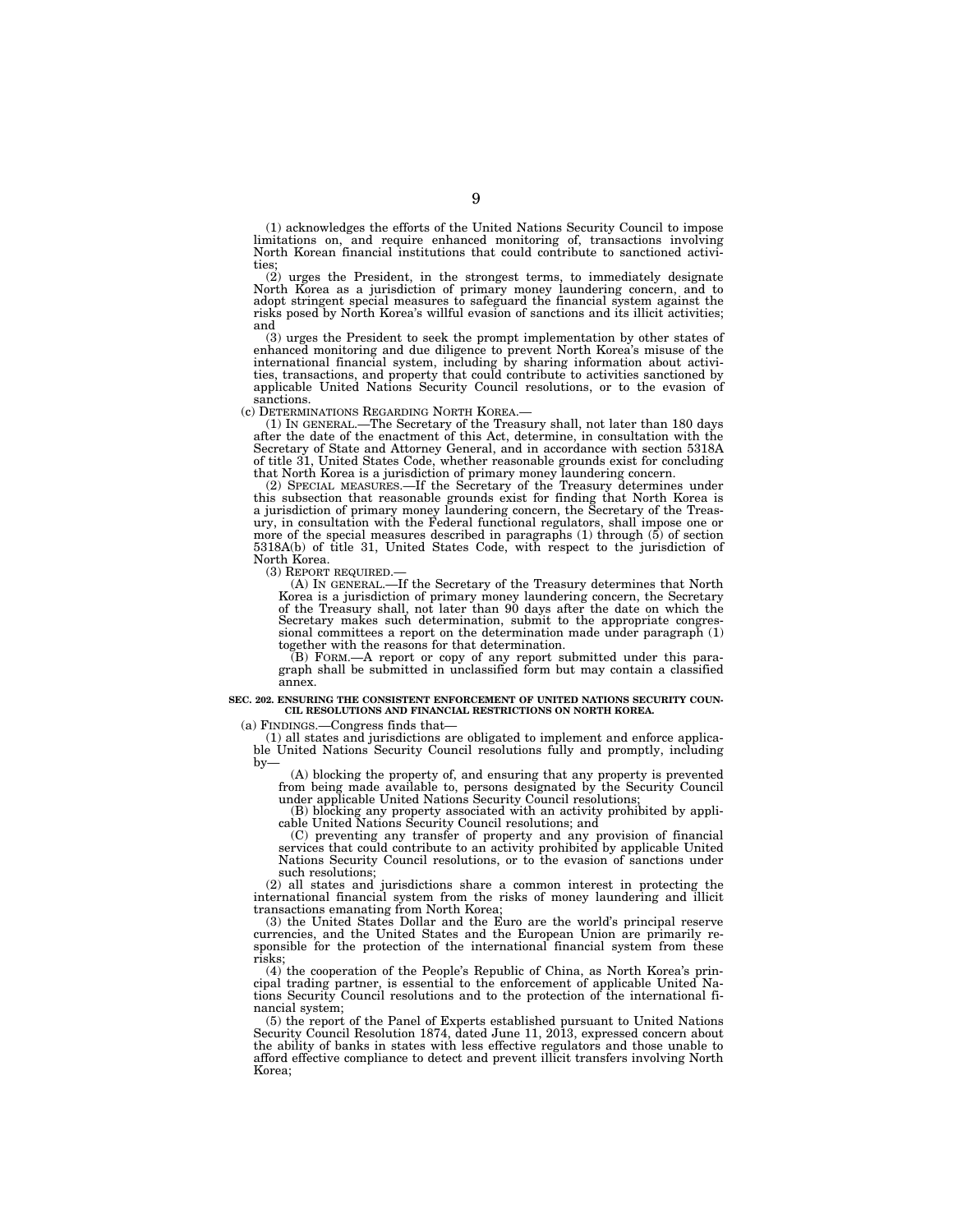(1) acknowledges the efforts of the United Nations Security Council to impose limitations on, and require enhanced monitoring of, transactions involving North Korean financial institutions that could contribute to sanctioned activities;

(2) urges the President, in the strongest terms, to immediately designate North Korea as a jurisdiction of primary money laundering concern, and to adopt stringent special measures to safeguard the financial system against the risks posed by North Korea's willful evasion of sanctions and its illicit activities; and

(3) urges the President to seek the prompt implementation by other states of enhanced monitoring and due diligence to prevent North Korea's misuse of the international financial system, including by sharing information about activities, transactions, and property that could contribute to activities sanctioned by applicable United Nations Security Council resolutions, or to the evasion of sanctions.

(c) DETERMINATIONS REGARDING NORTH KOREA.—

(1) IN GENERAL.—The Secretary of the Treasury shall, not later than 180 days after the date of the enactment of this Act, determine, in consultation with the Secretary of State and Attorney General, and in accordance with section 5318A of title 31, United States Code, whether reasonable grounds exist for concluding that North Korea is a jurisdiction of primary money laundering concern.

(2) SPECIAL MEASURES.—If the Secretary of the Treasury determines under this subsection that reasonable grounds exist for finding that North Korea is a jurisdiction of primary money laundering concern, the Secretary of the Treasury, in consultation with the Federal functional regulators, shall impose one or more of the special measures described in paragraphs (1) through (5) of section 5318A(b) of title 31, United States Code, with respect to the jurisdiction of North Korea.

(3) REPORT REQUIRED.—

(A) IN GENERAL.—If the Secretary of the Treasury determines that North Korea is a jurisdiction of primary money laundering concern, the Secretary of the Treasury shall, not later than 90 days after the date on which the Secretary makes such determination, submit to the appropriate congressional committees a report on the determination made under paragraph (1) together with the reasons for that determination.

(B) FORM.—A report or copy of any report submitted under this paragraph shall be submitted in unclassified form but may contain a classified annex.

**SEC. 202. ENSURING THE CONSISTENT ENFORCEMENT OF UNITED NATIONS SECURITY COUNCIL RESOLUTIONS AND FINANCIAL RESTRICTIONS ON NORTH KOREA.**

(a) FINDINGS.—Congress finds that—

(1) all states and jurisdictions are obligated to implement and enforce applicable United Nations Security Council resolutions fully and promptly, including by—

(A) blocking the property of, and ensuring that any property is prevented from being made available to, persons designated by the Security Council under applicable United Nations Security Council resolutions;

(B) blocking any property associated with an activity prohibited by applicable United Nations Security Council resolutions; and

(C) preventing any transfer of property and any provision of financial services that could contribute to an activity prohibited by applicable United Nations Security Council resolutions, or to the evasion of sanctions under such resolutions;

(2) all states and jurisdictions share a common interest in protecting the international financial system from the risks of money laundering and illicit transactions emanating from North Korea;

(3) the United States Dollar and the Euro are the world's principal reserve currencies, and the United States and the European Union are primarily responsible for the protection of the international financial system from these risks;

(4) the cooperation of the People's Republic of China, as North Korea's principal trading partner, is essential to the enforcement of applicable United Nations Security Council resolutions and to the protection of the international financial system;

(5) the report of the Panel of Experts established pursuant to United Nations Security Council Resolution 1874, dated June 11, 2013, expressed concern about the ability of banks in states with less effective regulators and those unable to afford effective compliance to detect and prevent illicit transfers involving North Korea;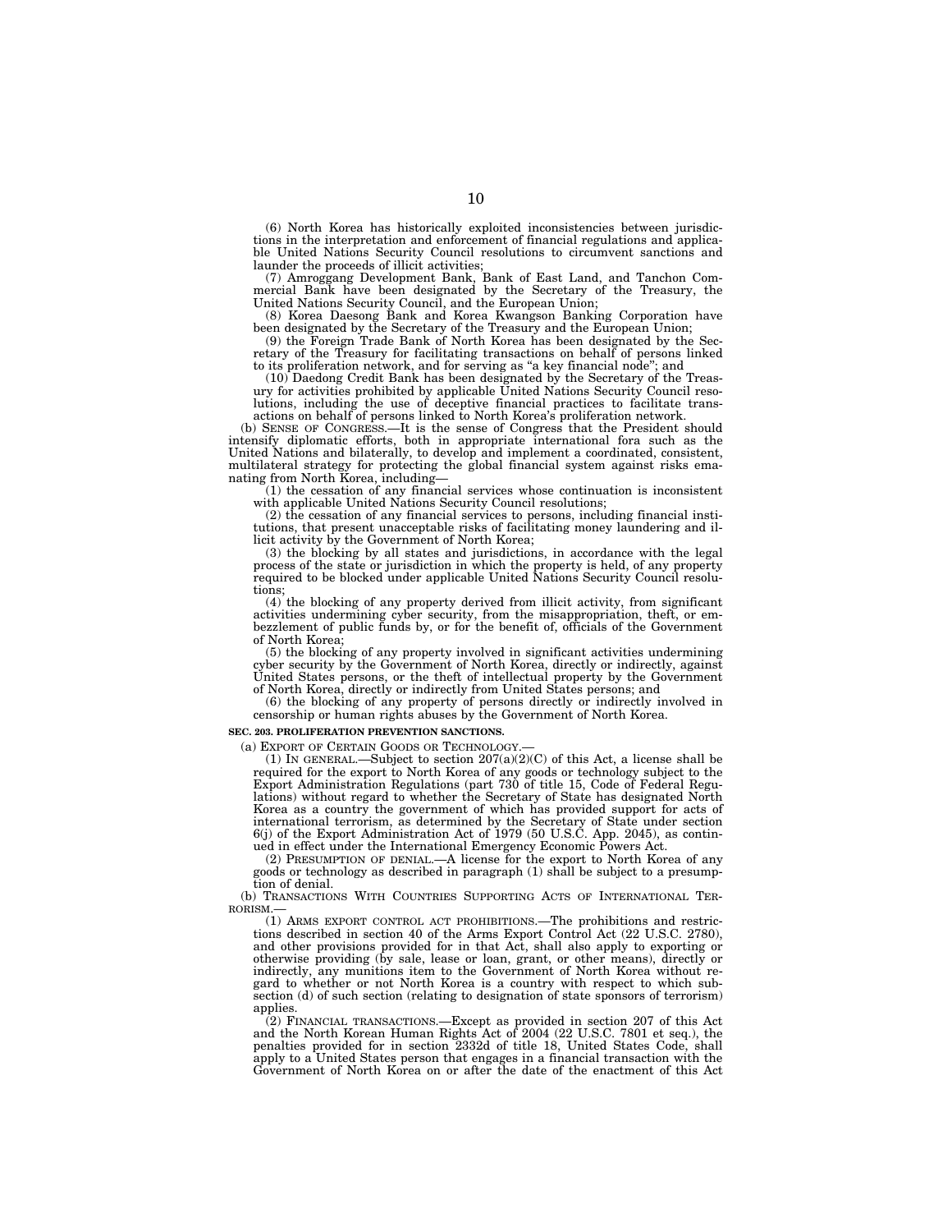(6) North Korea has historically exploited inconsistencies between jurisdictions in the interpretation and enforcement of financial regulations and applicable United Nations Security Council resolutions to circumvent sanctions and launder the proceeds of illicit activities;

(7) Amroggang Development Bank, Bank of East Land, and Tanchon Commercial Bank have been designated by the Secretary of the Treasury, the United Nations Security Council, and the European Union;

(8) Korea Daesong Bank and Korea Kwangson Banking Corporation have been designated by the Secretary of the Treasury and the European Union;

(9) the Foreign Trade Bank of North Korea has been designated by the Secretary of the Treasury for facilitating transactions on behalf of persons linked to its proliferation network, and for serving as "a key financial node"; and

(10) Daedong Credit Bank has been designated by the Secretary of the Treasury for activities prohibited by applicable United Nations Security Council resolutions, including the use of deceptive financial practices to facilitate transactions on behalf of persons linked to North Korea's proliferation network.

(b) SENSE OF CONGRESS.—It is the sense of Congress that the President should intensify diplomatic efforts, both in appropriate international fora such as the United Nations and bilaterally, to develop and implement a coordinated, consistent, multilateral strategy for protecting the global financial system against risks emanating from North Korea, including—

(1) the cessation of any financial services whose continuation is inconsistent with applicable United Nations Security Council resolutions;

(2) the cessation of any financial services to persons, including financial institutions, that present unacceptable risks of facilitating money laundering and illicit activity by the Government of North Korea;

(3) the blocking by all states and jurisdictions, in accordance with the legal process of the state or jurisdiction in which the property is held, of any property required to be blocked under applicable United Nations Security Council resolutions;

(4) the blocking of any property derived from illicit activity, from significant activities undermining cyber security, from the misappropriation, theft, or embezzlement of public funds by, or for the benefit of, officials of the Government of North Korea;

(5) the blocking of any property involved in significant activities undermining cyber security by the Government of North Korea, directly or indirectly, against United States persons, or the theft of intellectual property by the Government of North Korea, directly or indirectly from United States persons; and

(6) the blocking of any property of persons directly or indirectly involved in censorship or human rights abuses by the Government of North Korea.

**SEC. 203. PROLIFERATION PREVENTION SANCTIONS.**

(a) EXPORT OF CERTAIN GOODS OR TECHNOLOGY.—

(1) IN GENERAL.—Subject to section 207(a)(2)(C) of this Act, a license shall be required for the export to North Korea of any goods or technology subject to the Export Administration Regulations (part 730 of title 15, Code of Federal Regulations) without regard to whether the Secretary of State has designated North Korea as a country the government of which has provided support for acts of international terrorism, as determined by the Secretary of State under section 6(j) of the Export Administration Act of 1979 (50 U.S.C. App. 2045), as continued in effect under the International Emergency Economic Powers Act.

(2) PRESUMPTION OF DENIAL.—A license for the export to North Korea of any goods or technology as described in paragraph (1) shall be subject to a presumption of denial.

(b) TRANSACTIONS WITH COUNTRIES SUPPORTING ACTS OF INTERNATIONAL TERRORISM.—

(1) ARMS EXPORT CONTROL ACT PROHIBITIONS.—The prohibitions and restrictions described in section 40 of the Arms Export Control Act (22 U.S.C. 2780), and other provisions provided for in that Act, shall also apply to exporting or otherwise providing (by sale, lease or loan, grant, or other means), directly or indirectly, any munitions item to the Government of North Korea without regard to whether or not North Korea is a country with respect to which subsection (d) of such section (relating to designation of state sponsors of terrorism) applies.

(2) FINANCIAL TRANSACTIONS.—Except as provided in section 207 of this Act and the North Korean Human Rights Act of 2004 (22 U.S.C. 7801 et seq.), the penalties provided for in section 2332d of title 18, United States Code, shall apply to a United States person that engages in a financial transaction with the Government of North Korea on or after the date of the enactment of this Act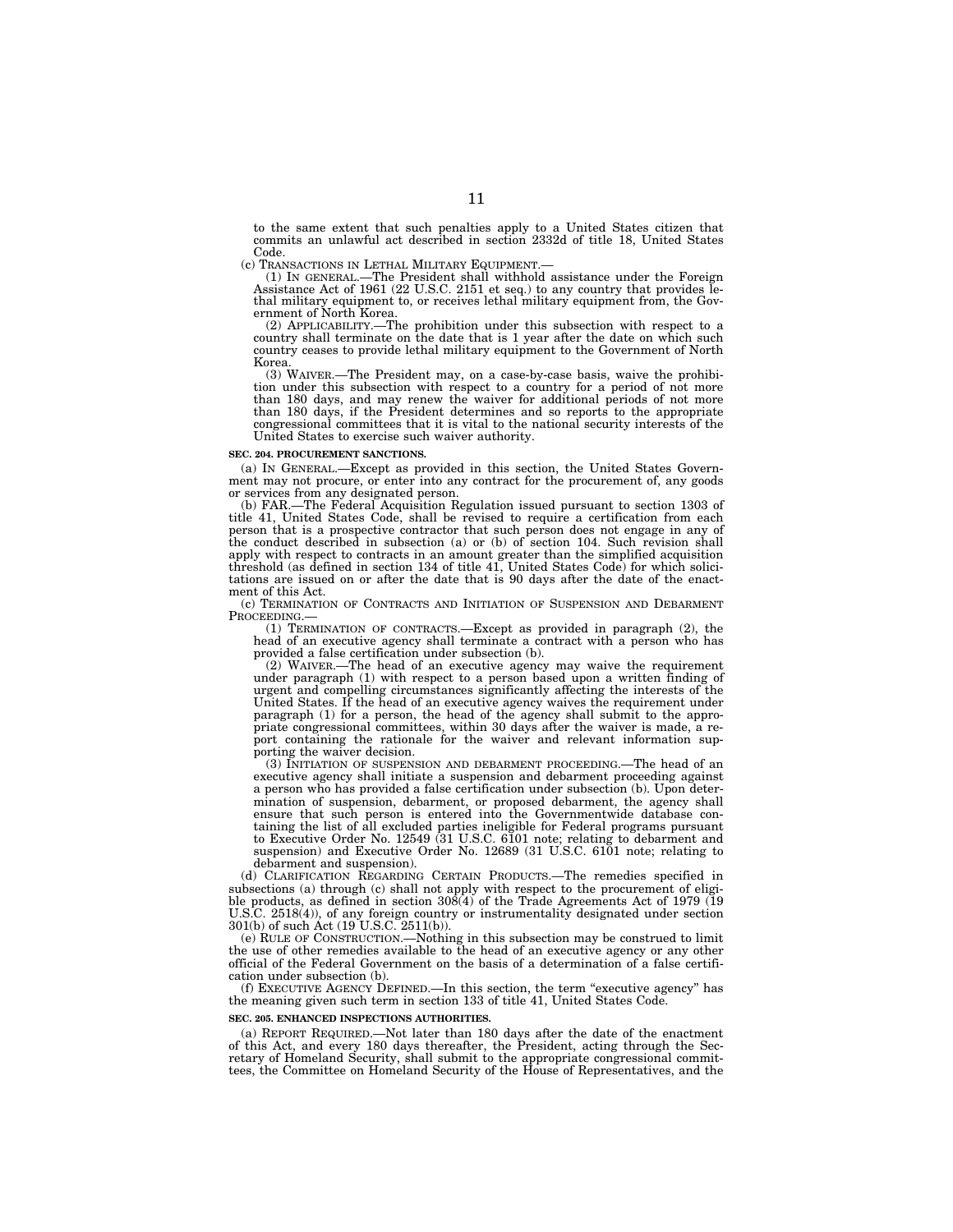to the same extent that such penalties apply to a United States citizen that commits an unlawful act described in section 2332d of title 18, United States Code.

(c) TRANSACTIONS IN LETHAL MILITARY EQUIPMENT.—

(1) IN GENERAL.—The President shall withhold assistance under the Foreign Assistance Act of 1961 (22 U.S.C. 2151 et seq.) to any country that provides lethal military equipment to, or receives lethal military equipment from, the Government of North Korea.

(2) APPLICABILITY.—The prohibition under this subsection with respect to a country shall terminate on the date that is 1 year after the date on which such country ceases to provide lethal military equipment to the Government of North Korea.

(3) WAIVER.—The President may, on a case-by-case basis, waive the prohibition under this subsection with respect to a country for a period of not more than 180 days, and may renew the waiver for additional periods of not more than 180 days, if the President determines and so reports to the appropriate congressional committees that it is vital to the national security interests of the United States to exercise such waiver authority.

**SEC. 204. PROCUREMENT SANCTIONS.**

(a) IN GENERAL.—Except as provided in this section, the United States Government may not procure, or enter into any contract for the procurement of, any goods or services from any designated person.

(b) FAR.—The Federal Acquisition Regulation issued pursuant to section 1303 of title 41, United States Code, shall be revised to require a certification from each person that is a prospective contractor that such person does not engage in any of the conduct described in subsection (a) or (b) of section 104. Such revision shall apply with respect to contracts in an amount greater than the simplified acquisition threshold (as defined in section 134 of title 41, United States Code) for which solicitations are issued on or after the date that is 90 days after the date of the enactment of this Act.

(c) TERMINATION OF CONTRACTS AND INITIATION OF SUSPENSION AND DEBARMENT PROCEEDING.—

(1) TERMINATION OF CONTRACTS.—Except as provided in paragraph (2), the head of an executive agency shall terminate a contract with a person who has provided a false certification under subsection (b).

(2) WAIVER.—The head of an executive agency may waive the requirement under paragraph (1) with respect to a person based upon a written finding of urgent and compelling circumstances significantly affecting the interests of the United States. If the head of an executive agency waives the requirement under paragraph (1) for a person, the head of the agency shall submit to the appropriate congressional committees, within 30 days after the waiver is made, a report containing the rationale for the waiver and relevant information supporting the waiver decision.

(3) INITIATION OF SUSPENSION AND DEBARMENT PROCEEDING.—The head of an executive agency shall initiate a suspension and debarment proceeding against a person who has provided a false certification under subsection (b). Upon determination of suspension, debarment, or proposed debarment, the agency shall ensure that such person is entered into the Governmentwide database containing the list of all excluded parties ineligible for Federal programs pursuant to Executive Order No. 12549 (31 U.S.C. 6101 note; relating to debarment and suspension) and Executive Order No. 12689 (31 U.S.C. 6101 note; relating to debarment and suspension).

(d) CLARIFICATION REGARDING CERTAIN PRODUCTS.—The remedies specified in subsections (a) through (c) shall not apply with respect to the procurement of eligible products, as defined in section 308(4) of the Trade Agreements Act of 1979 (19 U.S.C. 2518(4)), of any foreign country or instrumentality designated under section 301(b) of such Act (19 U.S.C. 2511(b)).

(e) RULE OF CONSTRUCTION.—Nothing in this subsection may be construed to limit the use of other remedies available to the head of an executive agency or any other official of the Federal Government on the basis of a determination of a false certification under subsection (b).

(f) EXECUTIVE AGENCY DEFINED.—In this section, the term "executive agency" has the meaning given such term in section 133 of title 41, United States Code.

**SEC. 205. ENHANCED INSPECTIONS AUTHORITIES.**

(a) REPORT REQUIRED.—Not later than 180 days after the date of the enactment of this Act, and every 180 days thereafter, the President, acting through the Secretary of Homeland Security, shall submit to the appropriate congressional committees, the Committee on Homeland Security of the House of Representatives, and the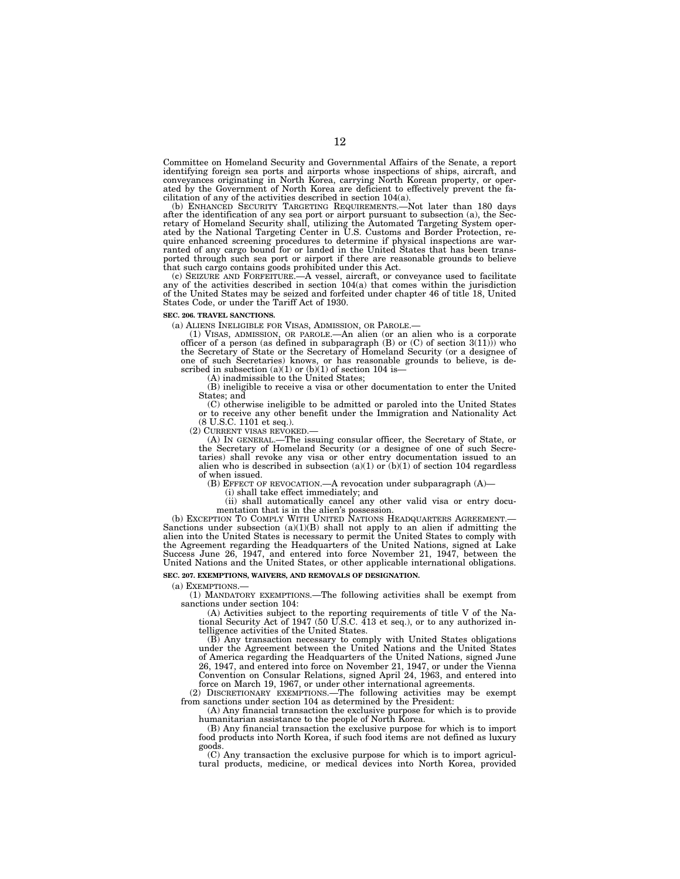Committee on Homeland Security and Governmental Affairs of the Senate, a report identifying foreign sea ports and airports whose inspections of ships, aircraft, and conveyances originating in North Korea, carrying North Korean property, or operated by the Government of North Korea are deficient to effectively prevent the facilitation of any of the activities described in section 104(a).

(b) ENHANCED SECURITY TARGETING REQUIREMENTS.—Not later than 180 days after the identification of any sea port or airport pursuant to subsection (a), the Secretary of Homeland Security shall, utilizing the Automated Targeting System operated by the National Targeting Center in U.S. Customs and Border Protection, require enhanced screening procedures to determine if physical inspections are warranted of any cargo bound for or landed in the United States that has been transported through such sea port or airport if there are reasonable grounds to believe that such cargo contains goods prohibited under this Act.

(c) SEIZURE AND FORFEITURE.—A vessel, aircraft, or conveyance used to facilitate any of the activities described in section 104(a) that comes within the jurisdiction of the United States may be seized and forfeited under chapter 46 of title 18, United States Code, or under the Tariff Act of 1930.

**SEC. 206. TRAVEL SANCTIONS.**

(a) ALIENS INELIGIBLE FOR VISAS, ADMISSION, OR PAROLE.—

(1) VISAS, ADMISSION, OR PAROLE.—An alien (or an alien who is a corporate officer of a person (as defined in subparagraph (B) or (C) of section 3(11))) who the Secretary of State or the Secretary of Homeland Security (or a designee of one of such Secretaries) knows, or has reasonable grounds to believe, is described in subsection (a)(1) or (b)(1) of section 104 is—

(A) inadmissible to the United States;

(B) ineligible to receive a visa or other documentation to enter the United States; and

(C) otherwise ineligible to be admitted or paroled into the United States or to receive any other benefit under the Immigration and Nationality Act (8 U.S.C. 1101 et seq.).

(2) CURRENT VISAS REVOKED.—

(A) IN GENERAL.—The issuing consular officer, the Secretary of State, or the Secretary of Homeland Security (or a designee of one of such Secretaries) shall revoke any visa or other entry documentation issued to an alien who is described in subsection (a)(1) or (b)(1) of section 104 regardless of when issued.

(B) EFFECT OF REVOCATION.—A revocation under subparagraph (A)—

(i) shall take effect immediately; and

(ii) shall automatically cancel any other valid visa or entry documentation that is in the alien's possession.

(b) EXCEPTION TO COMPLY WITH UNITED NATIONS HEADQUARTERS AGREEMENT.—Sanctions under subsection (a)(1)(B) shall not apply to an alien if admitting the alien into the United States is necessary to permit the United States to comply with the Agreement regarding the Headquarters of the United Nations, signed at Lake Success June 26, 1947, and entered into force November 21, 1947, between the United Nations and the United States, or other applicable international obligations.

**SEC. 207. EXEMPTIONS, WAIVERS, AND REMOVALS OF DESIGNATION.**

(a) EXEMPTIONS.—

(1) MANDATORY EXEMPTIONS.—The following activities shall be exempt from sanctions under section 104:

(A) Activities subject to the reporting requirements of title V of the National Security Act of 1947 (50 U.S.C. 413 et seq.), or to any authorized intelligence activities of the United States.

(B) Any transaction necessary to comply with United States obligations under the Agreement between the United Nations and the United States of America regarding the Headquarters of the United Nations, signed June 26, 1947, and entered into force on November 21, 1947, or under the Vienna Convention on Consular Relations, signed April 24, 1963, and entered into force on March 19, 1967, or under other international agreements.

(2) DISCRETIONARY EXEMPTIONS.—The following activities may be exempt from sanctions under section 104 as determined by the President:

(A) Any financial transaction the exclusive purpose for which is to provide humanitarian assistance to the people of North Korea.

(B) Any financial transaction the exclusive purpose for which is to import food products into North Korea, if such food items are not defined as luxury goods.

(C) Any transaction the exclusive purpose for which is to import agricultural products, medicine, or medical devices into North Korea, provided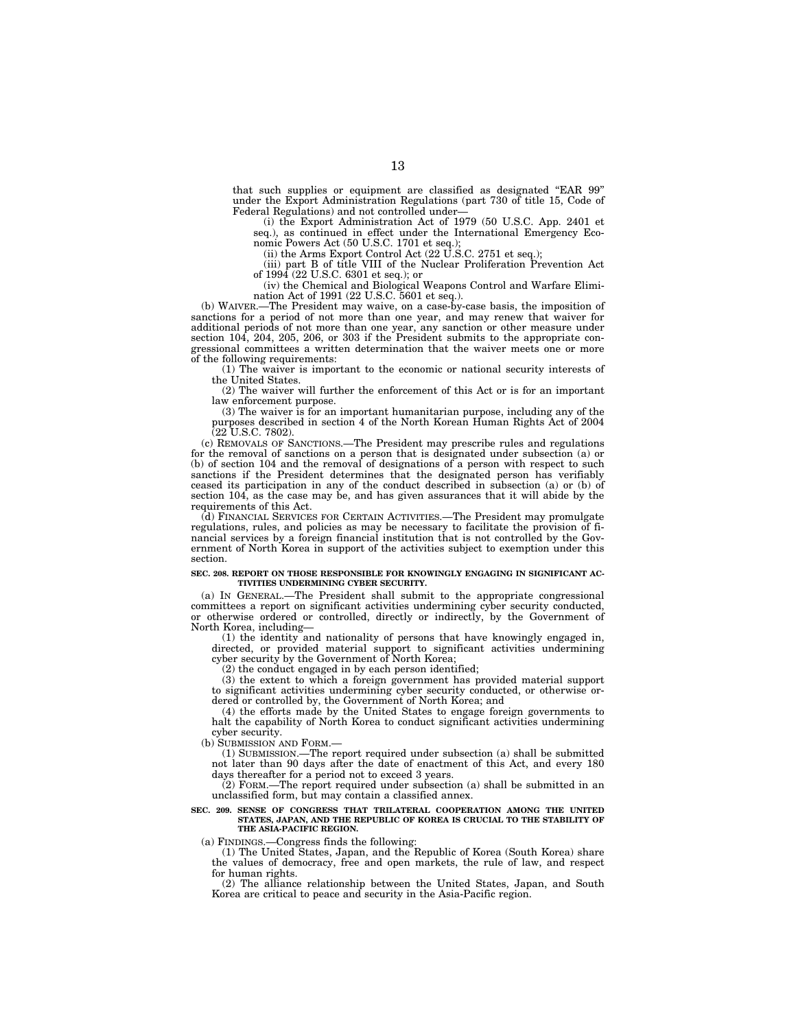that such supplies or equipment are classified as designated "EAR 99" under the Export Administration Regulations (part 730 of title 15, Code of Federal Regulations) and not controlled under—

(i) the Export Administration Act of 1979 (50 U.S.C. App. 2401 et seq.), as continued in effect under the International Emergency Economic Powers Act (50 U.S.C. 1701 et seq.);

(ii) the Arms Export Control Act (22 U.S.C. 2751 et seq.);

(iii) part B of title VIII of the Nuclear Proliferation Prevention Act of 1994 (22 U.S.C. 6301 et seq.); or

(iv) the Chemical and Biological Weapons Control and Warfare Elimination Act of 1991 (22 U.S.C. 5601 et seq.).

(b) WAIVER.—The President may waive, on a case-by-case basis, the imposition of sanctions for a period of not more than one year, and may renew that waiver for additional periods of not more than one year, any sanction or other measure under section 104, 204, 205, 206, or 303 if the President submits to the appropriate congressional committees a written determination that the waiver meets one or more of the following requirements:

(1) The waiver is important to the economic or national security interests of the United States.

(2) The waiver will further the enforcement of this Act or is for an important law enforcement purpose.

(3) The waiver is for an important humanitarian purpose, including any of the purposes described in section 4 of the North Korean Human Rights Act of 2004 (22 U.S.C. 7802).

(c) REMOVALS OF SANCTIONS.—The President may prescribe rules and regulations for the removal of sanctions on a person that is designated under subsection (a) or (b) of section 104 and the removal of designations of a person with respect to such sanctions if the President determines that the designated person has verifiably ceased its participation in any of the conduct described in subsection (a) or (b) of section 104, as the case may be, and has given assurances that it will abide by the requirements of this Act.

(d) FINANCIAL SERVICES FOR CERTAIN ACTIVITIES.—The President may promulgate regulations, rules, and policies as may be necessary to facilitate the provision of financial services by a foreign financial institution that is not controlled by the Government of North Korea in support of the activities subject to exemption under this section.

**SEC. 208. REPORT ON THOSE RESPONSIBLE FOR KNOWINGLY ENGAGING IN SIGNIFICANT ACTIVITIES UNDERMINING CYBER SECURITY.**

(a) IN GENERAL.—The President shall submit to the appropriate congressional committees a report on significant activities undermining cyber security conducted, or otherwise ordered or controlled, directly or indirectly, by the Government of North Korea, including—

(1) the identity and nationality of persons that have knowingly engaged in, directed, or provided material support to significant activities undermining cyber security by the Government of North Korea;

(2) the conduct engaged in by each person identified;

(3) the extent to which a foreign government has provided material support to significant activities undermining cyber security conducted, or otherwise ordered or controlled by, the Government of North Korea; and

(4) the efforts made by the United States to engage foreign governments to halt the capability of North Korea to conduct significant activities undermining cyber security.

(b) SUBMISSION AND FORM.—

(1) SUBMISSION.—The report required under subsection (a) shall be submitted not later than 90 days after the date of enactment of this Act, and every 180 days thereafter for a period not to exceed 3 years.

(2) FORM.—The report required under subsection (a) shall be submitted in an unclassified form, but may contain a classified annex.

**SEC. 209. SENSE OF CONGRESS THAT TRILATERAL COOPERATION AMONG THE UNITED STATES, JAPAN, AND THE REPUBLIC OF KOREA IS CRUCIAL TO THE STABILITY OF THE ASIA-PACIFIC REGION.**

(a) FINDINGS.—Congress finds the following:

(1) The United States, Japan, and the Republic of Korea (South Korea) share the values of democracy, free and open markets, the rule of law, and respect for human rights.

(2) The alliance relationship between the United States, Japan, and South Korea are critical to peace and security in the Asia-Pacific region.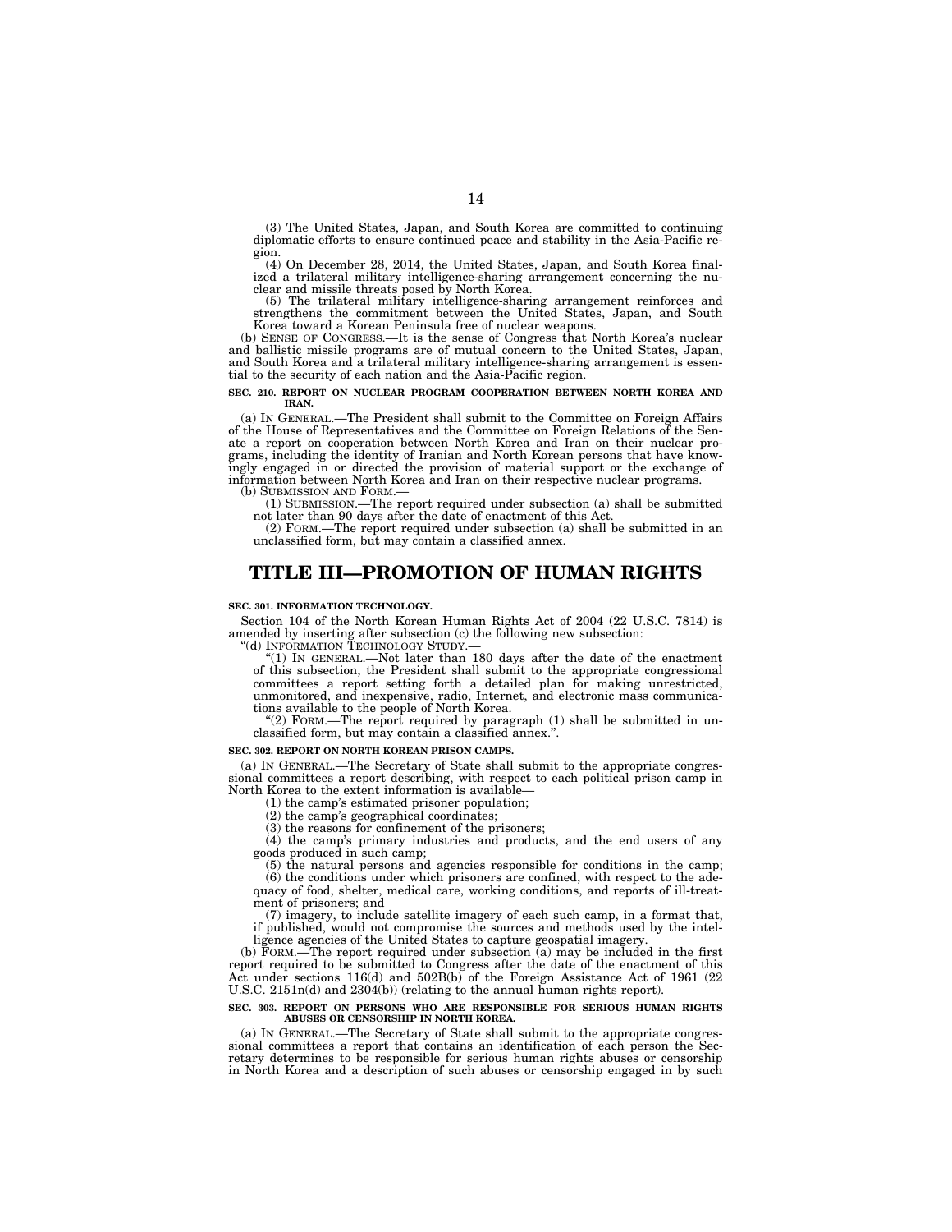(3) The United States, Japan, and South Korea are committed to continuing diplomatic efforts to ensure continued peace and stability in the Asia-Pacific region.

(4) On December 28, 2014, the United States, Japan, and South Korea finalized a trilateral military intelligence-sharing arrangement concerning the nuclear and missile threats posed by North Korea.

(5) The trilateral military intelligence-sharing arrangement reinforces and strengthens the commitment between the United States, Japan, and South Korea toward a Korean Peninsula free of nuclear weapons.

(b) SENSE OF CONGRESS.—It is the sense of Congress that North Korea's nuclear and ballistic missile programs are of mutual concern to the United States, Japan, and South Korea and a trilateral military intelligence-sharing arrangement is essential to the security of each nation and the Asia-Pacific region.

**SEC. 210. REPORT ON NUCLEAR PROGRAM COOPERATION BETWEEN NORTH KOREA AND IRAN.**

(a) IN GENERAL.—The President shall submit to the Committee on Foreign Affairs of the House of Representatives and the Committee on Foreign Relations of the Senate a report on cooperation between North Korea and Iran on their nuclear programs, including the identity of Iranian and North Korean persons that have knowingly engaged in or directed the provision of material support or the exchange of information between North Korea and Iran on their respective nuclear programs.

(b) SUBMISSION AND FORM.—

(1) SUBMISSION.—The report required under subsection (a) shall be submitted not later than 90 days after the date of enactment of this Act.

(2) FORM.—The report required under subsection (a) shall be submitted in an unclassified form, but may contain a classified annex.

# TITLE III—PROMOTION OF HUMAN RIGHTS

**SEC. 301. INFORMATION TECHNOLOGY.**

Section 104 of the North Korean Human Rights Act of 2004 (22 U.S.C. 7814) is amended by inserting after subsection (c) the following new subsection:

"(d) INFORMATION TECHNOLOGY STUDY.—

"(1) IN GENERAL.—Not later than 180 days after the date of the enactment of this subsection, the President shall submit to the appropriate congressional committees a report setting forth a detailed plan for making unrestricted, unmonitored, and inexpensive, radio, Internet, and electronic mass communications available to the people of North Korea.

"(2) FORM.—The report required by paragraph (1) shall be submitted in unclassified form, but may contain a classified annex.".

**SEC. 302. REPORT ON NORTH KOREAN PRISON CAMPS.**

(a) IN GENERAL.—The Secretary of State shall submit to the appropriate congressional committees a report describing, with respect to each political prison camp in North Korea to the extent information is available—

(1) the camp's estimated prisoner population;

(2) the camp's geographical coordinates;

(3) the reasons for confinement of the prisoners;

(4) the camp's primary industries and products, and the end users of any goods produced in such camp;

(5) the natural persons and agencies responsible for conditions in the camp;

(6) the conditions under which prisoners are confined, with respect to the adequacy of food, shelter, medical care, working conditions, and reports of ill-treatment of prisoners; and

(7) imagery, to include satellite imagery of each such camp, in a format that, if published, would not compromise the sources and methods used by the intelligence agencies of the United States to capture geospatial imagery.

(b) FORM.—The report required under subsection (a) may be included in the first report required to be submitted to Congress after the date of the enactment of this Act under sections 116(d) and 502B(b) of the Foreign Assistance Act of 1961 (22 U.S.C. 2151n(d) and 2304(b)) (relating to the annual human rights report).

**SEC. 303. REPORT ON PERSONS WHO ARE RESPONSIBLE FOR SERIOUS HUMAN RIGHTS ABUSES OR CENSORSHIP IN NORTH KOREA.**

(a) IN GENERAL.—The Secretary of State shall submit to the appropriate congressional committees a report that contains an identification of each person the Secretary determines to be responsible for serious human rights abuses or censorship in North Korea and a description of such abuses or censorship engaged in by such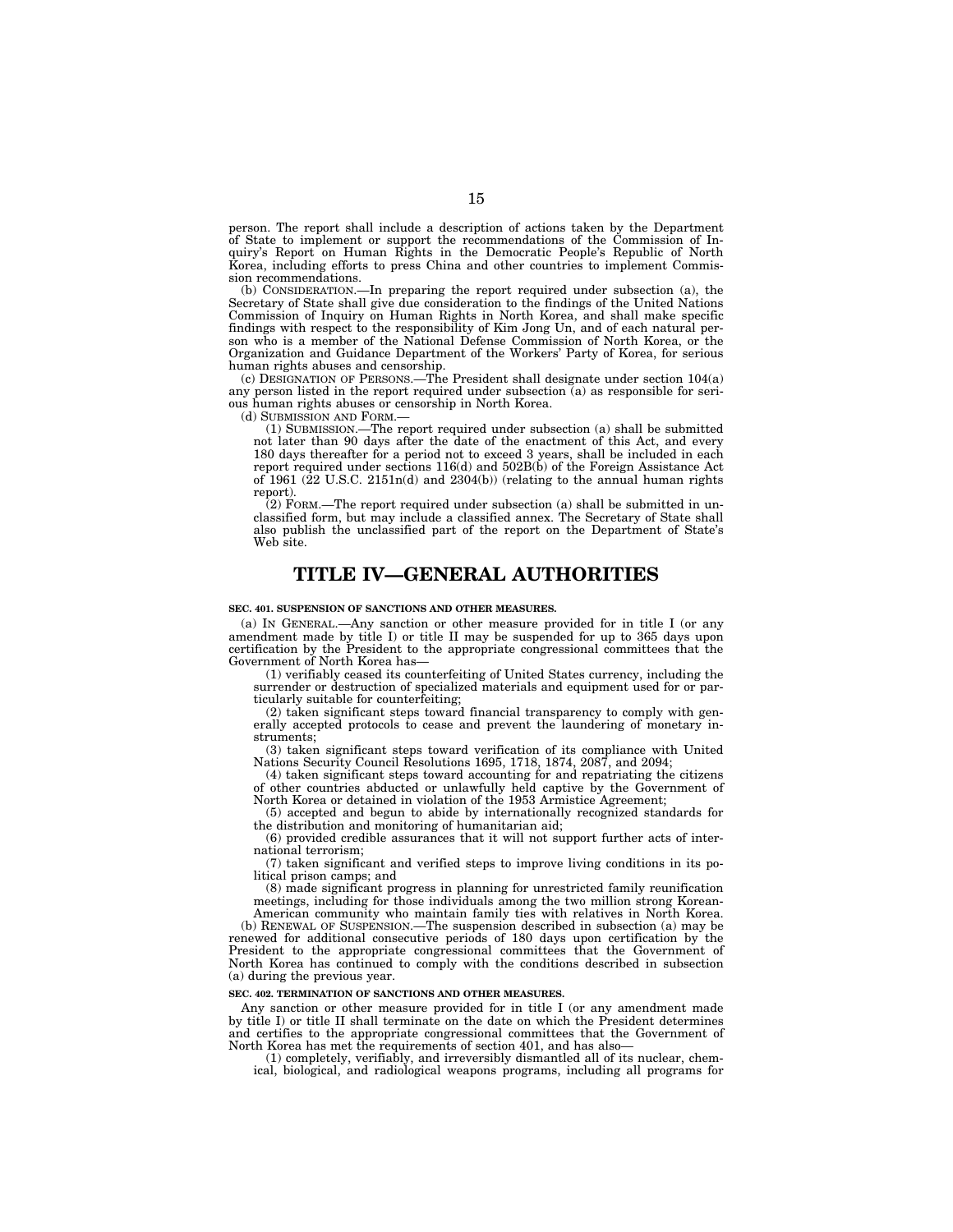person. The report shall include a description of actions taken by the Department of State to implement or support the recommendations of the Commission of Inquiry's Report on Human Rights in the Democratic People's Republic of North Korea, including efforts to press China and other countries to implement Commission recommendations.

(b) CONSIDERATION.—In preparing the report required under subsection (a), the Secretary of State shall give due consideration to the findings of the United Nations Commission of Inquiry on Human Rights in North Korea, and shall make specific findings with respect to the responsibility of Kim Jong Un, and of each natural person who is a member of the National Defense Commission of North Korea, or the Organization and Guidance Department of the Workers' Party of Korea, for serious human rights abuses and censorship.

(c) DESIGNATION OF PERSONS.—The President shall designate under section 104(a) any person listed in the report required under subsection (a) as responsible for serious human rights abuses or censorship in North Korea.

(d) SUBMISSION AND FORM.—

(1) SUBMISSION.—The report required under subsection (a) shall be submitted not later than 90 days after the date of the enactment of this Act, and every 180 days thereafter for a period not to exceed 3 years, shall be included in each report required under sections 116(d) and 502B(b) of the Foreign Assistance Act of 1961 (22 U.S.C. 2151n(d) and 2304(b)) (relating to the annual human rights report).

(2) FORM.—The report required under subsection (a) shall be submitted in unclassified form, but may include a classified annex. The Secretary of State shall also publish the unclassified part of the report on the Department of State's Web site.

# TITLE IV—GENERAL AUTHORITIES

**SEC. 401. SUSPENSION OF SANCTIONS AND OTHER MEASURES.**

(a) IN GENERAL.—Any sanction or other measure provided for in title I (or any amendment made by title I) or title II may be suspended for up to 365 days upon certification by the President to the appropriate congressional committees that the Government of North Korea has—

(1) verifiably ceased its counterfeiting of United States currency, including the surrender or destruction of specialized materials and equipment used for or particularly suitable for counterfeiting;

(2) taken significant steps toward financial transparency to comply with generally accepted protocols to cease and prevent the laundering of monetary instruments;

(3) taken significant steps toward verification of its compliance with United Nations Security Council Resolutions 1695, 1718, 1874, 2087, and 2094;

(4) taken significant steps toward accounting for and repatriating the citizens of other countries abducted or unlawfully held captive by the Government of North Korea or detained in violation of the 1953 Armistice Agreement;

(5) accepted and begun to abide by internationally recognized standards for the distribution and monitoring of humanitarian aid;

(6) provided credible assurances that it will not support further acts of international terrorism;

(7) taken significant and verified steps to improve living conditions in its political prison camps; and

(8) made significant progress in planning for unrestricted family reunification meetings, including for those individuals among the two million strong Korean-American community who maintain family ties with relatives in North Korea.

(b) RENEWAL OF SUSPENSION.—The suspension described in subsection (a) may be renewed for additional consecutive periods of 180 days upon certification by the President to the appropriate congressional committees that the Government of North Korea has continued to comply with the conditions described in subsection (a) during the previous year.

**SEC. 402. TERMINATION OF SANCTIONS AND OTHER MEASURES.**

Any sanction or other measure provided for in title I (or any amendment made by title I) or title II shall terminate on the date on which the President determines and certifies to the appropriate congressional committees that the Government of North Korea has met the requirements of section 401, and has also—

(1) completely, verifiably, and irreversibly dismantled all of its nuclear, chemical, biological, and radiological weapons programs, including all programs for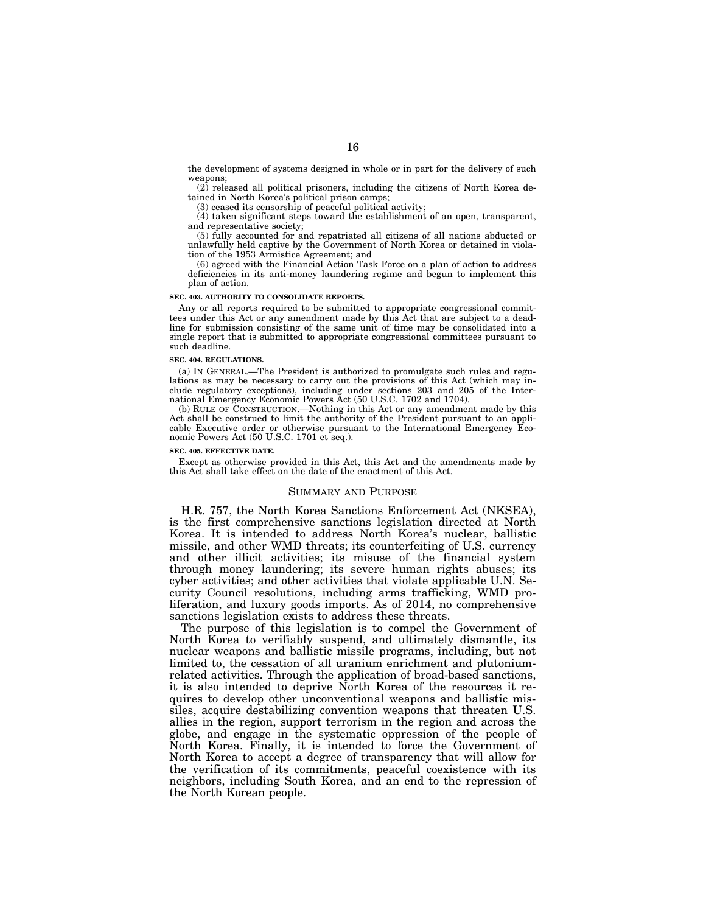the development of systems designed in whole or in part for the delivery of such weapons;

(2) released all political prisoners, including the citizens of North Korea detained in North Korea's political prison camps;

(3) ceased its censorship of peaceful political activity;

(4) taken significant steps toward the establishment of an open, transparent, and representative society;

(5) fully accounted for and repatriated all citizens of all nations abducted or unlawfully held captive by the Government of North Korea or detained in violation of the 1953 Armistice Agreement; and

(6) agreed with the Financial Action Task Force on a plan of action to address deficiencies in its anti-money laundering regime and begun to implement this plan of action.

**SEC. 403. AUTHORITY TO CONSOLIDATE REPORTS.**

Any or all reports required to be submitted to appropriate congressional committees under this Act or any amendment made by this Act that are subject to a deadline for submission consisting of the same unit of time may be consolidated into a single report that is submitted to appropriate congressional committees pursuant to such deadline.

**SEC. 404. REGULATIONS.**

(a) IN GENERAL.—The President is authorized to promulgate such rules and regulations as may be necessary to carry out the provisions of this Act (which may include regulatory exceptions), including under sections 203 and 205 of the International Emergency Economic Powers Act (50 U.S.C. 1702 and 1704).

(b) RULE OF CONSTRUCTION.—Nothing in this Act or any amendment made by this Act shall be construed to limit the authority of the President pursuant to an applicable Executive order or otherwise pursuant to the International Emergency Economic Powers Act (50 U.S.C. 1701 et seq.).

**SEC. 405. EFFECTIVE DATE.**

Except as otherwise provided in this Act, this Act and the amendments made by this Act shall take effect on the date of the enactment of this Act.

## SUMMARY AND PURPOSE

H.R. 757, the North Korea Sanctions Enforcement Act (NKSEA), is the first comprehensive sanctions legislation directed at North Korea. It is intended to address North Korea's nuclear, ballistic missile, and other WMD threats; its counterfeiting of U.S. currency and other illicit activities; its misuse of the financial system through money laundering; its severe human rights abuses; its cyber activities; and other activities that violate applicable U.N. Security Council resolutions, including arms trafficking, WMD proliferation, and luxury goods imports. As of 2014, no comprehensive sanctions legislation exists to address these threats.

The purpose of this legislation is to compel the Government of North Korea to verifiably suspend, and ultimately dismantle, its nuclear weapons and ballistic missile programs, including, but not limited to, the cessation of all uranium enrichment and plutonium-related activities. Through the application of broad-based sanctions, it is also intended to deprive North Korea of the resources it requires to develop other unconventional weapons and ballistic missiles, acquire destabilizing convention weapons that threaten U.S. allies in the region, support terrorism in the region and across the globe, and engage in the systematic oppression of the people of North Korea. Finally, it is intended to force the Government of North Korea to accept a degree of transparency that will allow for the verification of its commitments, peaceful coexistence with its neighbors, including South Korea, and an end to the repression of the North Korean people.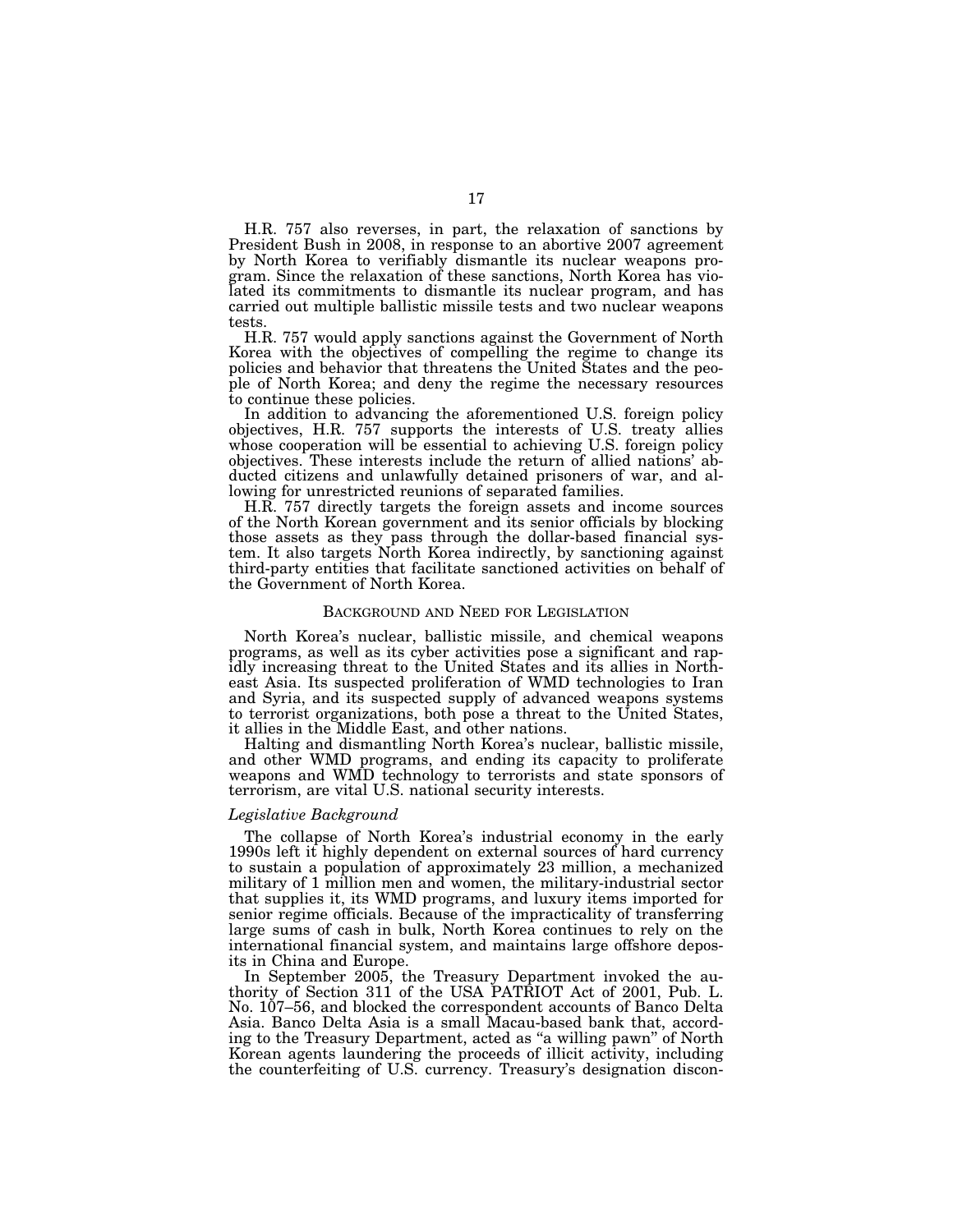H.R. 757 also reverses, in part, the relaxation of sanctions by President Bush in 2008, in response to an abortive 2007 agreement by North Korea to verifiably dismantle its nuclear weapons program. Since the relaxation of these sanctions, North Korea has violated its commitments to dismantle its nuclear program, and has carried out multiple ballistic missile tests and two nuclear weapons tests.

H.R. 757 would apply sanctions against the Government of North Korea with the objectives of compelling the regime to change its policies and behavior that threatens the United States and the people of North Korea; and deny the regime the necessary resources to continue these policies.

In addition to advancing the aforementioned U.S. foreign policy objectives, H.R. 757 supports the interests of U.S. treaty allies whose cooperation will be essential to achieving U.S. foreign policy objectives. These interests include the return of allied nations' abducted citizens and unlawfully detained prisoners of war, and allowing for unrestricted reunions of separated families.

H.R. 757 directly targets the foreign assets and income sources of the North Korean government and its senior officials by blocking those assets as they pass through the dollar-based financial system. It also targets North Korea indirectly, by sanctioning against third-party entities that facilitate sanctioned activities on behalf of the Government of North Korea.

## BACKGROUND AND NEED FOR LEGISLATION

North Korea's nuclear, ballistic missile, and chemical weapons programs, as well as its cyber activities pose a significant and rapidly increasing threat to the United States and its allies in Northeast Asia. Its suspected proliferation of WMD technologies to Iran and Syria, and its suspected supply of advanced weapons systems to terrorist organizations, both pose a threat to the United States, it allies in the Middle East, and other nations.

Halting and dismantling North Korea's nuclear, ballistic missile, and other WMD programs, and ending its capacity to proliferate weapons and WMD technology to terrorists and state sponsors of terrorism, are vital U.S. national security interests.

### *Legislative Background*

The collapse of North Korea's industrial economy in the early 1990s left it highly dependent on external sources of hard currency to sustain a population of approximately 23 million, a mechanized military of 1 million men and women, the military-industrial sector that supplies it, its WMD programs, and luxury items imported for senior regime officials. Because of the impracticality of transferring large sums of cash in bulk, North Korea continues to rely on the international financial system, and maintains large offshore deposits in China and Europe.

In September 2005, the Treasury Department invoked the authority of Section 311 of the USA PATRIOT Act of 2001, Pub. L. No. 107–56, and blocked the correspondent accounts of Banco Delta Asia. Banco Delta Asia is a small Macau-based bank that, according to the Treasury Department, acted as "a willing pawn" of North Korean agents laundering the proceeds of illicit activity, including the counterfeiting of U.S. currency. Treasury's designation discon-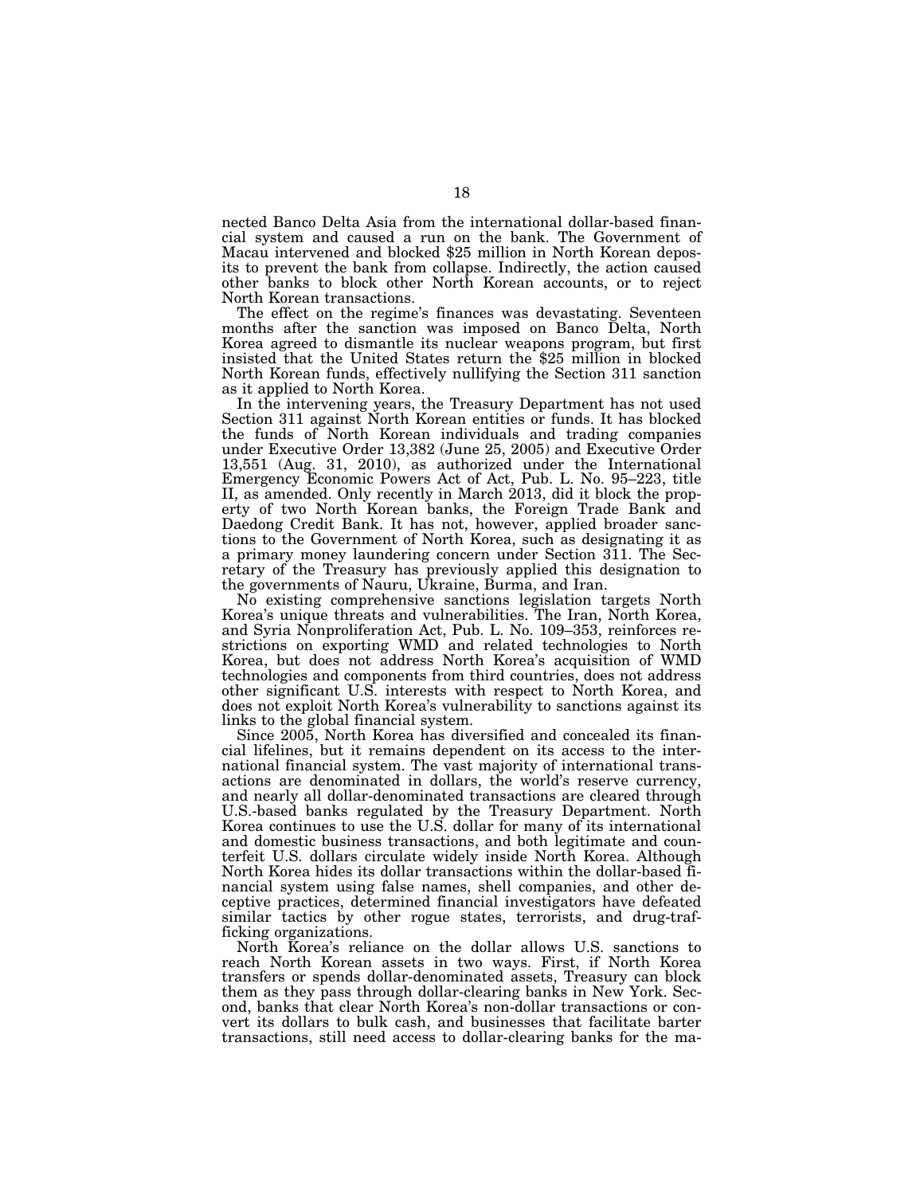nected Banco Delta Asia from the international dollar-based financial system and caused a run on the bank. The Government of Macau intervened and blocked $25 million in North Korean deposits to prevent the bank from collapse. Indirectly, the action caused other banks to block other North Korean accounts, or to reject North Korean transactions.

The effect on the regime's finances was devastating. Seventeen months after the sanction was imposed on Banco Delta, North Korea agreed to dismantle its nuclear weapons program, but first insisted that the United States return the $25 million in blocked North Korean funds, effectively nullifying the Section 311 sanction as it applied to North Korea.

In the intervening years, the Treasury Department has not used Section 311 against North Korean entities or funds. It has blocked the funds of North Korean individuals and trading companies under Executive Order 13,382 (June 25, 2005) and Executive Order 13,551 (Aug. 31, 2010), as authorized under the International Emergency Economic Powers Act of Act, Pub. L. No. 95–223, title II, as amended. Only recently in March 2013, did it block the property of two North Korean banks, the Foreign Trade Bank and Daedong Credit Bank. It has not, however, applied broader sanctions to the Government of North Korea, such as designating it as a primary money laundering concern under Section 311. The Secretary of the Treasury has previously applied this designation to the governments of Nauru, Ukraine, Burma, and Iran.

No existing comprehensive sanctions legislation targets North Korea's unique threats and vulnerabilities. The Iran, North Korea, and Syria Nonproliferation Act, Pub. L. No. 109–353, reinforces restrictions on exporting WMD and related technologies to North Korea, but does not address North Korea's acquisition of WMD technologies and components from third countries, does not address other significant U.S. interests with respect to North Korea, and does not exploit North Korea's vulnerability to sanctions against its links to the global financial system.

Since 2005, North Korea has diversified and concealed its financial lifelines, but it remains dependent on its access to the international financial system. The vast majority of international transactions are denominated in dollars, the world's reserve currency, and nearly all dollar-denominated transactions are cleared through U.S.-based banks regulated by the Treasury Department. North Korea continues to use the U.S. dollar for many of its international and domestic business transactions, and both legitimate and counterfeit U.S. dollars circulate widely inside North Korea. Although North Korea hides its dollar transactions within the dollar-based financial system using false names, shell companies, and other deceptive practices, determined financial investigators have defeated similar tactics by other rogue states, terrorists, and drug-trafficking organizations.

North Korea's reliance on the dollar allows U.S. sanctions to reach North Korean assets in two ways. First, if North Korea transfers or spends dollar-denominated assets, Treasury can block them as they pass through dollar-clearing banks in New York. Second, banks that clear North Korea's non-dollar transactions or convert its dollars to bulk cash, and businesses that facilitate barter transactions, still need access to dollar-clearing banks for the ma-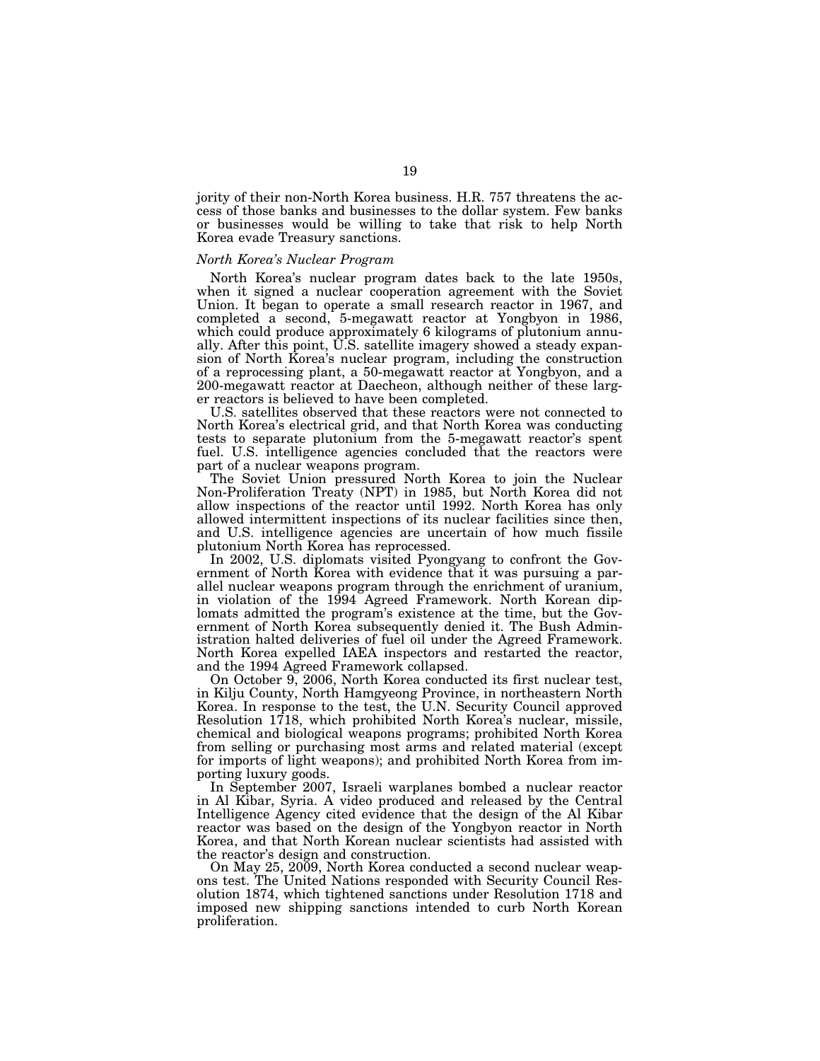jority of their non-North Korea business. H.R. 757 threatens the access of those banks and businesses to the dollar system. Few banks or businesses would be willing to take that risk to help North Korea evade Treasury sanctions.

*North Korea's Nuclear Program*

North Korea's nuclear program dates back to the late 1950s, when it signed a nuclear cooperation agreement with the Soviet Union. It began to operate a small research reactor in 1967, and completed a second, 5-megawatt reactor at Yongbyon in 1986, which could produce approximately 6 kilograms of plutonium annually. After this point, U.S. satellite imagery showed a steady expansion of North Korea's nuclear program, including the construction of a reprocessing plant, a 50-megawatt reactor at Yongbyon, and a 200-megawatt reactor at Daecheon, although neither of these larger reactors is believed to have been completed.

U.S. satellites observed that these reactors were not connected to North Korea's electrical grid, and that North Korea was conducting tests to separate plutonium from the 5-megawatt reactor's spent fuel. U.S. intelligence agencies concluded that the reactors were part of a nuclear weapons program.

The Soviet Union pressured North Korea to join the Nuclear Non-Proliferation Treaty (NPT) in 1985, but North Korea did not allow inspections of the reactor until 1992. North Korea has only allowed intermittent inspections of its nuclear facilities since then, and U.S. intelligence agencies are uncertain of how much fissile plutonium North Korea has reprocessed.

In 2002, U.S. diplomats visited Pyongyang to confront the Government of North Korea with evidence that it was pursuing a parallel nuclear weapons program through the enrichment of uranium, in violation of the 1994 Agreed Framework. North Korean diplomats admitted the program's existence at the time, but the Government of North Korea subsequently denied it. The Bush Administration halted deliveries of fuel oil under the Agreed Framework. North Korea expelled IAEA inspectors and restarted the reactor, and the 1994 Agreed Framework collapsed.

On October 9, 2006, North Korea conducted its first nuclear test, in Kilju County, North Hamgyeong Province, in northeastern North Korea. In response to the test, the U.N. Security Council approved Resolution 1718, which prohibited North Korea's nuclear, missile, chemical and biological weapons programs; prohibited North Korea from selling or purchasing most arms and related material (except for imports of light weapons); and prohibited North Korea from importing luxury goods.

In September 2007, Israeli warplanes bombed a nuclear reactor in Al Kibar, Syria. A video produced and released by the Central Intelligence Agency cited evidence that the design of the Al Kibar reactor was based on the design of the Yongbyon reactor in North Korea, and that North Korean nuclear scientists had assisted with the reactor's design and construction.

On May 25, 2009, North Korea conducted a second nuclear weapons test. The United Nations responded with Security Council Resolution 1874, which tightened sanctions under Resolution 1718 and imposed new shipping sanctions intended to curb North Korean proliferation.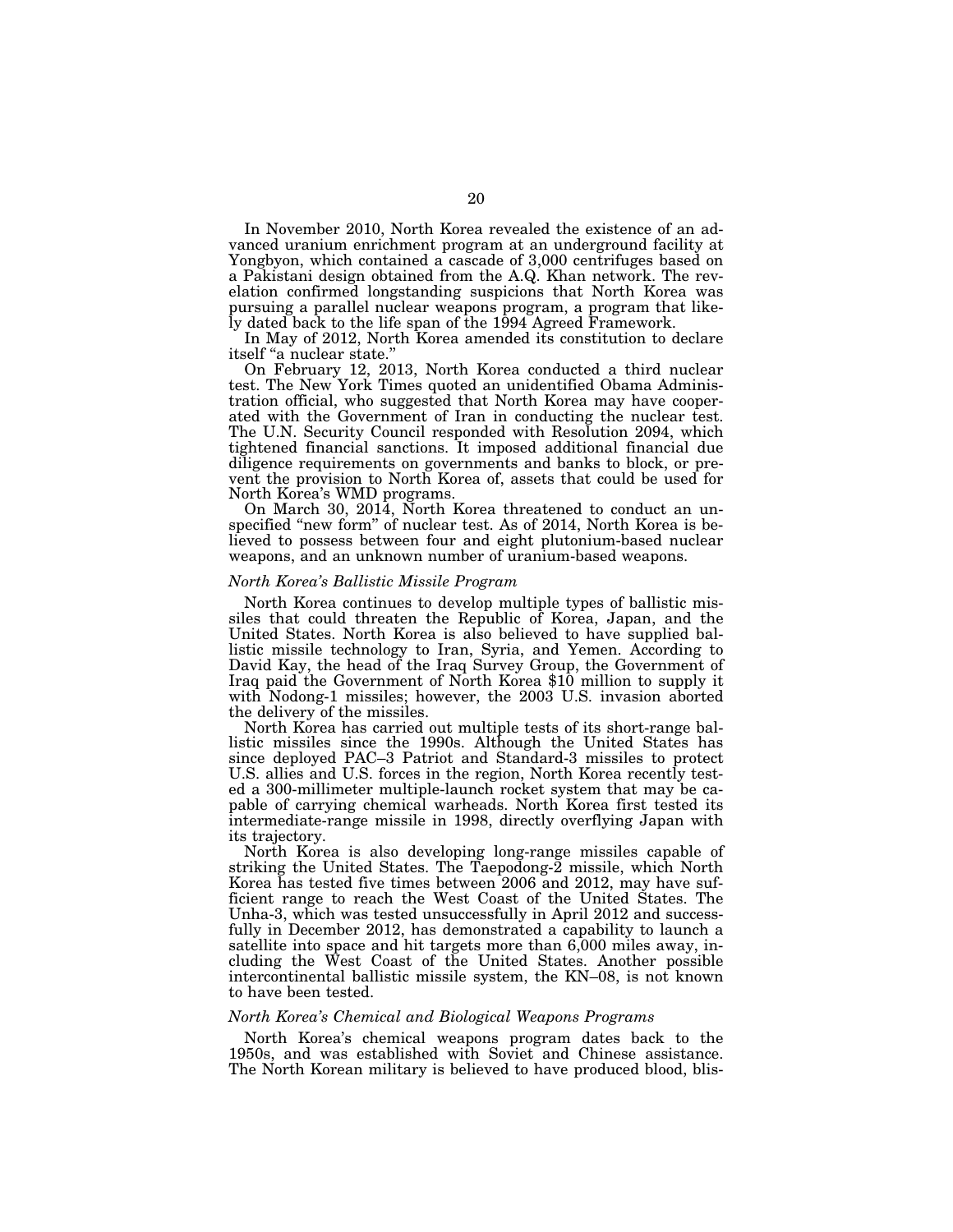In November 2010, North Korea revealed the existence of an advanced uranium enrichment program at an underground facility at Yongbyon, which contained a cascade of 3,000 centrifuges based on a Pakistani design obtained from the A.Q. Khan network. The revelation confirmed longstanding suspicions that North Korea was pursuing a parallel nuclear weapons program, a program that likely dated back to the life span of the 1994 Agreed Framework.

In May of 2012, North Korea amended its constitution to declare itself "a nuclear state."

On February 12, 2013, North Korea conducted a third nuclear test. The New York Times quoted an unidentified Obama Administration official, who suggested that North Korea may have cooperated with the Government of Iran in conducting the nuclear test. The U.N. Security Council responded with Resolution 2094, which tightened financial sanctions. It imposed additional financial due diligence requirements on governments and banks to block, or prevent the provision to North Korea of, assets that could be used for North Korea's WMD programs.

On March 30, 2014, North Korea threatened to conduct an unspecified "new form" of nuclear test. As of 2014, North Korea is believed to possess between four and eight plutonium-based nuclear weapons, and an unknown number of uranium-based weapons.

*North Korea's Ballistic Missile Program*

North Korea continues to develop multiple types of ballistic missiles that could threaten the Republic of Korea, Japan, and the United States. North Korea is also believed to have supplied ballistic missile technology to Iran, Syria, and Yemen. According to David Kay, the head of the Iraq Survey Group, the Government of Iraq paid the Government of North Korea $10 million to supply it with Nodong-1 missiles; however, the 2003 U.S. invasion aborted the delivery of the missiles.

North Korea has carried out multiple tests of its short-range ballistic missiles since the 1990s. Although the United States has since deployed PAC–3 Patriot and Standard-3 missiles to protect U.S. allies and U.S. forces in the region, North Korea recently tested a 300-millimeter multiple-launch rocket system that may be capable of carrying chemical warheads. North Korea first tested its intermediate-range missile in 1998, directly overflying Japan with its trajectory.

North Korea is also developing long-range missiles capable of striking the United States. The Taepodong-2 missile, which North Korea has tested five times between 2006 and 2012, may have sufficient range to reach the West Coast of the United States. The Unha-3, which was tested unsuccessfully in April 2012 and successfully in December 2012, has demonstrated a capability to launch a satellite into space and hit targets more than 6,000 miles away, including the West Coast of the United States. Another possible intercontinental ballistic missile system, the KN–08, is not known to have been tested.

*North Korea's Chemical and Biological Weapons Programs*

North Korea's chemical weapons program dates back to the 1950s, and was established with Soviet and Chinese assistance. The North Korean military is believed to have produced blood, blis-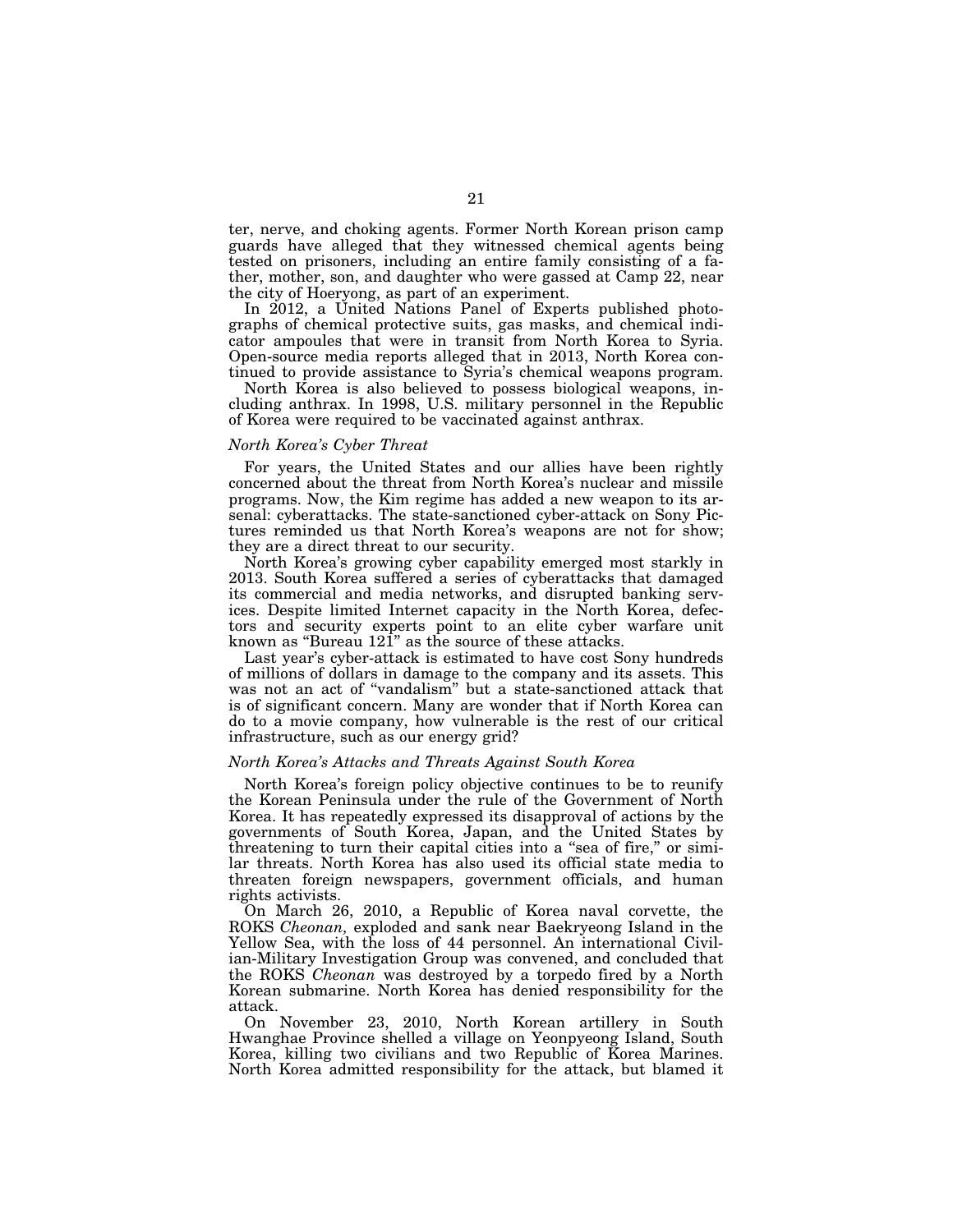ter, nerve, and choking agents. Former North Korean prison camp guards have alleged that they witnessed chemical agents being tested on prisoners, including an entire family consisting of a father, mother, son, and daughter who were gassed at Camp 22, near the city of Hoeryong, as part of an experiment.

In 2012, a United Nations Panel of Experts published photographs of chemical protective suits, gas masks, and chemical indicator ampoules that were in transit from North Korea to Syria. Open-source media reports alleged that in 2013, North Korea continued to provide assistance to Syria's chemical weapons program.

North Korea is also believed to possess biological weapons, including anthrax. In 1998, U.S. military personnel in the Republic of Korea were required to be vaccinated against anthrax.

*North Korea's Cyber Threat*

For years, the United States and our allies have been rightly concerned about the threat from North Korea's nuclear and missile programs. Now, the Kim regime has added a new weapon to its arsenal: cyberattacks. The state-sanctioned cyber-attack on Sony Pictures reminded us that North Korea's weapons are not for show; they are a direct threat to our security.

North Korea's growing cyber capability emerged most starkly in 2013. South Korea suffered a series of cyberattacks that damaged its commercial and media networks, and disrupted banking services. Despite limited Internet capacity in the North Korea, defectors and security experts point to an elite cyber warfare unit known as "Bureau 121" as the source of these attacks.

Last year's cyber-attack is estimated to have cost Sony hundreds of millions of dollars in damage to the company and its assets. This was not an act of "vandalism" but a state-sanctioned attack that is of significant concern. Many are wonder that if North Korea can do to a movie company, how vulnerable is the rest of our critical infrastructure, such as our energy grid?

*North Korea's Attacks and Threats Against South Korea*

North Korea's foreign policy objective continues to be to reunify the Korean Peninsula under the rule of the Government of North Korea. It has repeatedly expressed its disapproval of actions by the governments of South Korea, Japan, and the United States by threatening to turn their capital cities into a "sea of fire," or similar threats. North Korea has also used its official state media to threaten foreign newspapers, government officials, and human rights activists.

On March 26, 2010, a Republic of Korea naval corvette, the ROKS *Cheonan*, exploded and sank near Baekryeong Island in the Yellow Sea, with the loss of 44 personnel. An international Civilian-Military Investigation Group was convened, and concluded that the ROKS *Cheonan* was destroyed by a torpedo fired by a North Korean submarine. North Korea has denied responsibility for the attack.

On November 23, 2010, North Korean artillery in South Hwanghae Province shelled a village on Yeonpyeong Island, South Korea, killing two civilians and two Republic of Korea Marines. North Korea admitted responsibility for the attack, but blamed it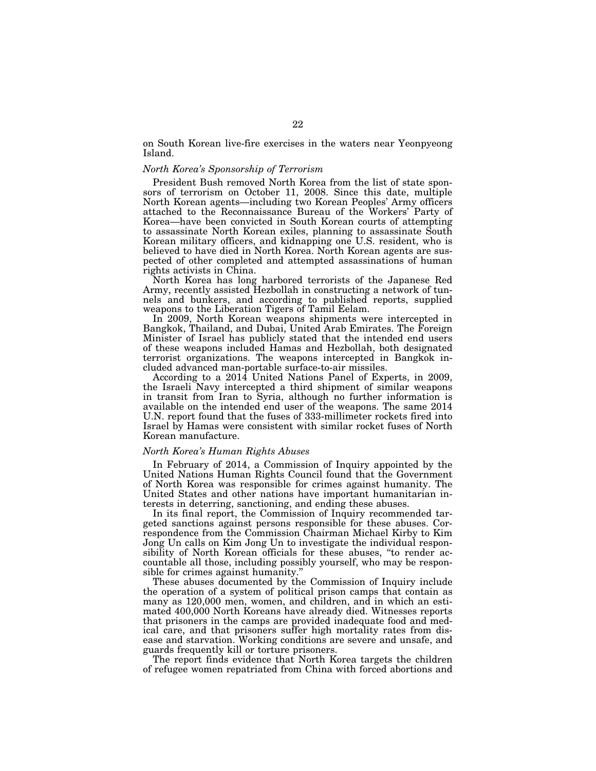on South Korean live-fire exercises in the waters near Yeonpyeong Island.

*North Korea's Sponsorship of Terrorism*

President Bush removed North Korea from the list of state sponsors of terrorism on October 11, 2008. Since this date, multiple North Korean agents—including two Korean Peoples' Army officers attached to the Reconnaissance Bureau of the Workers' Party of Korea—have been convicted in South Korean courts of attempting to assassinate North Korean exiles, planning to assassinate South Korean military officers, and kidnapping one U.S. resident, who is believed to have died in North Korea. North Korean agents are suspected of other completed and attempted assassinations of human rights activists in China.

North Korea has long harbored terrorists of the Japanese Red Army, recently assisted Hezbollah in constructing a network of tunnels and bunkers, and according to published reports, supplied weapons to the Liberation Tigers of Tamil Eelam.

In 2009, North Korean weapons shipments were intercepted in Bangkok, Thailand, and Dubai, United Arab Emirates. The Foreign Minister of Israel has publicly stated that the intended end users of these weapons included Hamas and Hezbollah, both designated terrorist organizations. The weapons intercepted in Bangkok included advanced man-portable surface-to-air missiles.

According to a 2014 United Nations Panel of Experts, in 2009, the Israeli Navy intercepted a third shipment of similar weapons in transit from Iran to Syria, although no further information is available on the intended end user of the weapons. The same 2014 U.N. report found that the fuses of 333-millimeter rockets fired into Israel by Hamas were consistent with similar rocket fuses of North Korean manufacture.

*North Korea's Human Rights Abuses*

In February of 2014, a Commission of Inquiry appointed by the United Nations Human Rights Council found that the Government of North Korea was responsible for crimes against humanity. The United States and other nations have important humanitarian interests in deterring, sanctioning, and ending these abuses.

In its final report, the Commission of Inquiry recommended targeted sanctions against persons responsible for these abuses. Correspondence from the Commission Chairman Michael Kirby to Kim Jong Un calls on Kim Jong Un to investigate the individual responsibility of North Korean officials for these abuses, "to render accountable all those, including possibly yourself, who may be responsible for crimes against humanity."

These abuses documented by the Commission of Inquiry include the operation of a system of political prison camps that contain as many as 120,000 men, women, and children, and in which an estimated 400,000 North Koreans have already died. Witnesses reports that prisoners in the camps are provided inadequate food and medical care, and that prisoners suffer high mortality rates from disease and starvation. Working conditions are severe and unsafe, and guards frequently kill or torture prisoners.

The report finds evidence that North Korea targets the children of refugee women repatriated from China with forced abortions and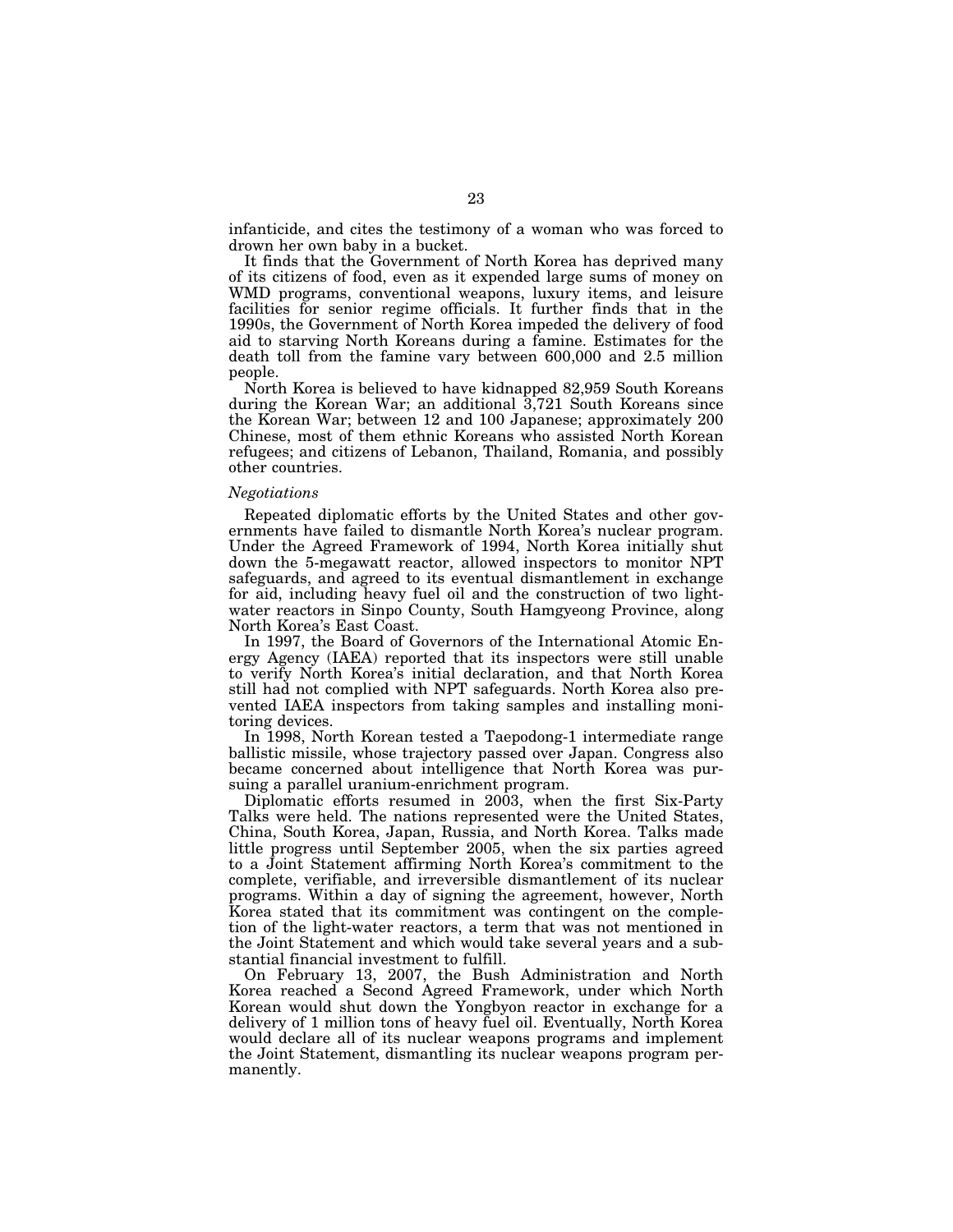infanticide, and cites the testimony of a woman who was forced to drown her own baby in a bucket.

It finds that the Government of North Korea has deprived many of its citizens of food, even as it expended large sums of money on WMD programs, conventional weapons, luxury items, and leisure facilities for senior regime officials. It further finds that in the 1990s, the Government of North Korea impeded the delivery of food aid to starving North Koreans during a famine. Estimates for the death toll from the famine vary between 600,000 and 2.5 million people.

North Korea is believed to have kidnapped 82,959 South Koreans during the Korean War; an additional 3,721 South Koreans since the Korean War; between 12 and 100 Japanese; approximately 200 Chinese, most of them ethnic Koreans who assisted North Korean refugees; and citizens of Lebanon, Thailand, Romania, and possibly other countries.

*Negotiations*

Repeated diplomatic efforts by the United States and other governments have failed to dismantle North Korea's nuclear program. Under the Agreed Framework of 1994, North Korea initially shut down the 5-megawatt reactor, allowed inspectors to monitor NPT safeguards, and agreed to its eventual dismantlement in exchange for aid, including heavy fuel oil and the construction of two light-water reactors in Sinpo County, South Hamgyeong Province, along North Korea's East Coast.

In 1997, the Board of Governors of the International Atomic Energy Agency (IAEA) reported that its inspectors were still unable to verify North Korea's initial declaration, and that North Korea still had not complied with NPT safeguards. North Korea also prevented IAEA inspectors from taking samples and installing monitoring devices.

In 1998, North Korean tested a Taepodong-1 intermediate range ballistic missile, whose trajectory passed over Japan. Congress also became concerned about intelligence that North Korea was pursuing a parallel uranium-enrichment program.

Diplomatic efforts resumed in 2003, when the first Six-Party Talks were held. The nations represented were the United States, China, South Korea, Japan, Russia, and North Korea. Talks made little progress until September 2005, when the six parties agreed to a Joint Statement affirming North Korea's commitment to the complete, verifiable, and irreversible dismantlement of its nuclear programs. Within a day of signing the agreement, however, North Korea stated that its commitment was contingent on the completion of the light-water reactors, a term that was not mentioned in the Joint Statement and which would take several years and a substantial financial investment to fulfill.

On February 13, 2007, the Bush Administration and North Korea reached a Second Agreed Framework, under which North Korean would shut down the Yongbyon reactor in exchange for a delivery of 1 million tons of heavy fuel oil. Eventually, North Korea would declare all of its nuclear weapons programs and implement the Joint Statement, dismantling its nuclear weapons program permanently.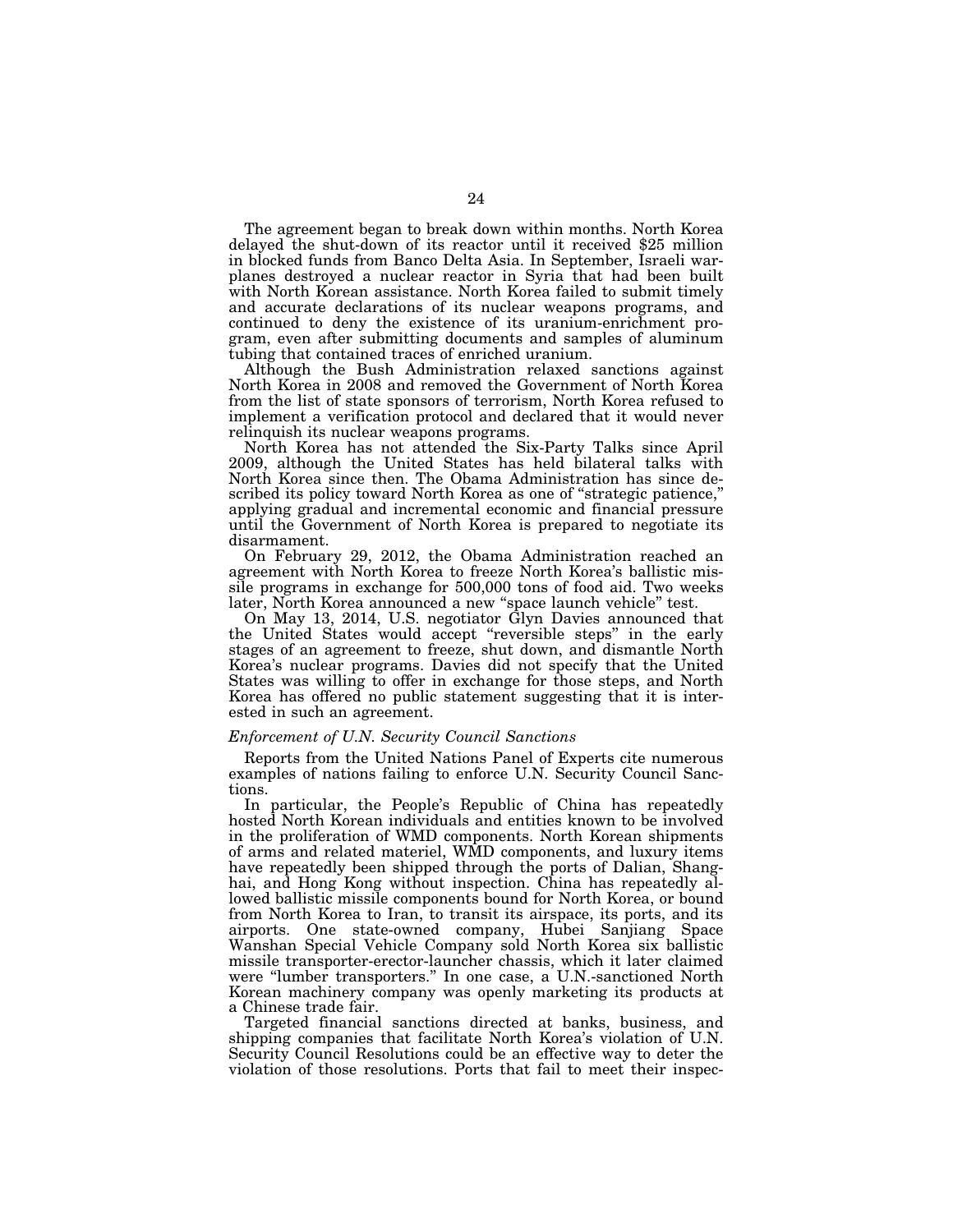The agreement began to break down within months. North Korea delayed the shut-down of its reactor until it received $25 million in blocked funds from Banco Delta Asia. In September, Israeli warplanes destroyed a nuclear reactor in Syria that had been built with North Korean assistance. North Korea failed to submit timely and accurate declarations of its nuclear weapons programs, and continued to deny the existence of its uranium-enrichment program, even after submitting documents and samples of aluminum tubing that contained traces of enriched uranium.

Although the Bush Administration relaxed sanctions against North Korea in 2008 and removed the Government of North Korea from the list of state sponsors of terrorism, North Korea refused to implement a verification protocol and declared that it would never relinquish its nuclear weapons programs.

North Korea has not attended the Six-Party Talks since April 2009, although the United States has held bilateral talks with North Korea since then. The Obama Administration has since described its policy toward North Korea as one of "strategic patience," applying gradual and incremental economic and financial pressure until the Government of North Korea is prepared to negotiate its disarmament.

On February 29, 2012, the Obama Administration reached an agreement with North Korea to freeze North Korea's ballistic missile programs in exchange for 500,000 tons of food aid. Two weeks later, North Korea announced a new "space launch vehicle" test.

On May 13, 2014, U.S. negotiator Glyn Davies announced that the United States would accept "reversible steps" in the early stages of an agreement to freeze, shut down, and dismantle North Korea's nuclear programs. Davies did not specify that the United States was willing to offer in exchange for those steps, and North Korea has offered no public statement suggesting that it is interested in such an agreement.

*Enforcement of U.N. Security Council Sanctions*

Reports from the United Nations Panel of Experts cite numerous examples of nations failing to enforce U.N. Security Council Sanctions.

In particular, the People's Republic of China has repeatedly hosted North Korean individuals and entities known to be involved in the proliferation of WMD components. North Korean shipments of arms and related materiel, WMD components, and luxury items have repeatedly been shipped through the ports of Dalian, Shanghai, and Hong Kong without inspection. China has repeatedly allowed ballistic missile components bound for North Korea, or bound from North Korea to Iran, to transit its airspace, its ports, and its airports. One state-owned company, Hubei Sanjiang Space Wanshan Special Vehicle Company sold North Korea six ballistic missile transporter-erector-launcher chassis, which it later claimed were "lumber transporters." In one case, a U.N.-sanctioned North Korean machinery company was openly marketing its products at a Chinese trade fair.

Targeted financial sanctions directed at banks, business, and shipping companies that facilitate North Korea's violation of U.N. Security Council Resolutions could be an effective way to deter the violation of those resolutions. Ports that fail to meet their inspec-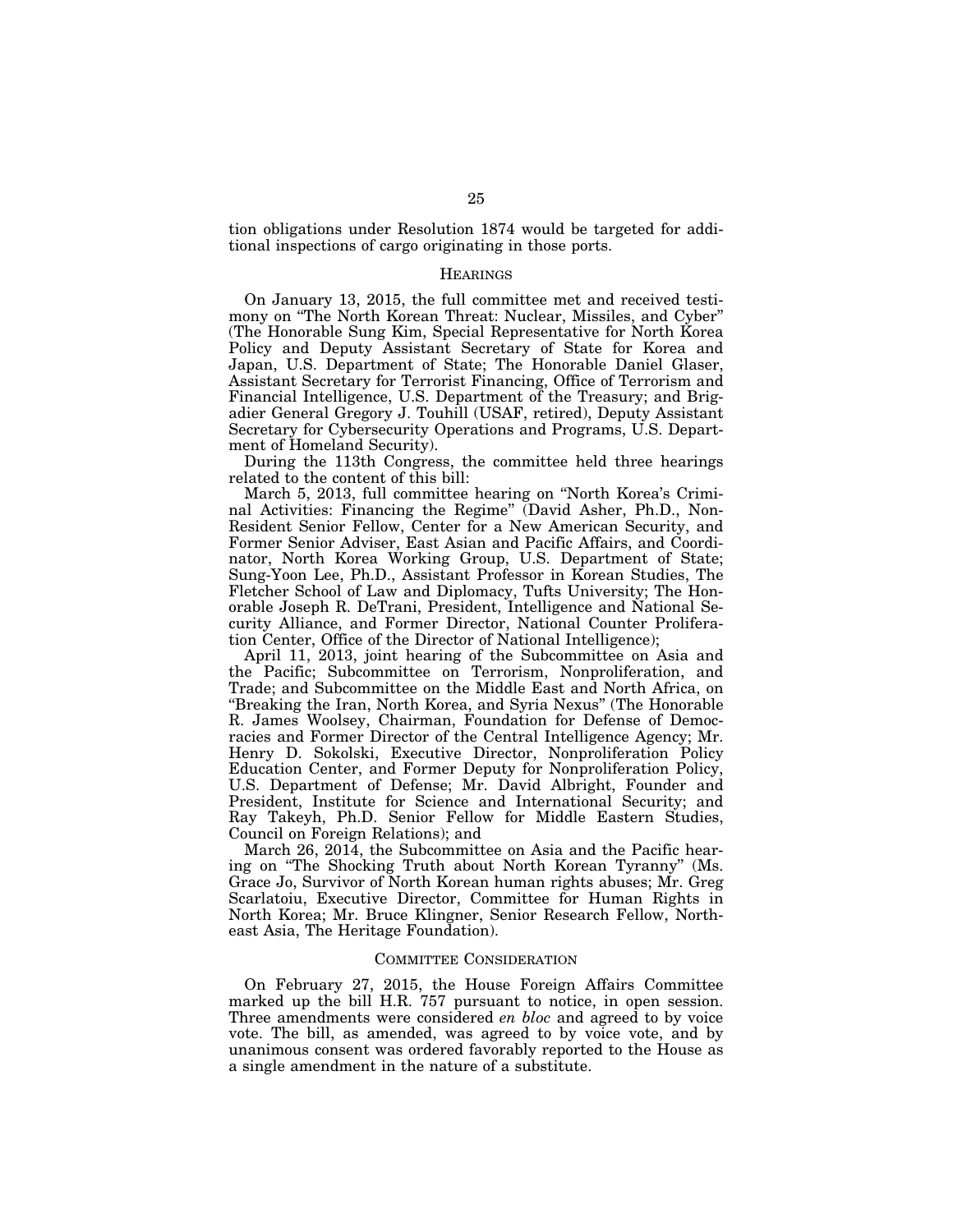tion obligations under Resolution 1874 would be targeted for additional inspections of cargo originating in those ports.

## HEARINGS

On January 13, 2015, the full committee met and received testimony on "The North Korean Threat: Nuclear, Missiles, and Cyber" (The Honorable Sung Kim, Special Representative for North Korea Policy and Deputy Assistant Secretary of State for Korea and Japan, U.S. Department of State; The Honorable Daniel Glaser, Assistant Secretary for Terrorist Financing, Office of Terrorism and Financial Intelligence, U.S. Department of the Treasury; and Brigadier General Gregory J. Touhill (USAF, retired), Deputy Assistant Secretary for Cybersecurity Operations and Programs, U.S. Department of Homeland Security).

During the 113th Congress, the committee held three hearings related to the content of this bill:

March 5, 2013, full committee hearing on "North Korea's Criminal Activities: Financing the Regime" (David Asher, Ph.D., Non-Resident Senior Fellow, Center for a New American Security, and Former Senior Adviser, East Asian and Pacific Affairs, and Coordinator, North Korea Working Group, U.S. Department of State; Sung-Yoon Lee, Ph.D., Assistant Professor in Korean Studies, The Fletcher School of Law and Diplomacy, Tufts University; The Honorable Joseph R. DeTrani, President, Intelligence and National Security Alliance, and Former Director, National Counter Proliferation Center, Office of the Director of National Intelligence);

April 11, 2013, joint hearing of the Subcommittee on Asia and the Pacific; Subcommittee on Terrorism, Nonproliferation, and Trade; and Subcommittee on the Middle East and North Africa, on "Breaking the Iran, North Korea, and Syria Nexus" (The Honorable R. James Woolsey, Chairman, Foundation for Defense of Democracies and Former Director of the Central Intelligence Agency; Mr. Henry D. Sokolski, Executive Director, Nonproliferation Policy Education Center, and Former Deputy for Nonproliferation Policy, U.S. Department of Defense; Mr. David Albright, Founder and President, Institute for Science and International Security; and Ray Takeyh, Ph.D. Senior Fellow for Middle Eastern Studies, Council on Foreign Relations); and

March 26, 2014, the Subcommittee on Asia and the Pacific hearing on "The Shocking Truth about North Korean Tyranny" (Ms. Grace Jo, Survivor of North Korean human rights abuses; Mr. Greg Scarlatoiu, Executive Director, Committee for Human Rights in North Korea; Mr. Bruce Klingner, Senior Research Fellow, Northeast Asia, The Heritage Foundation).

## COMMITTEE CONSIDERATION

On February 27, 2015, the House Foreign Affairs Committee marked up the bill H.R. 757 pursuant to notice, in open session. Three amendments were considered *en bloc* and agreed to by voice vote. The bill, as amended, was agreed to by voice vote, and by unanimous consent was ordered favorably reported to the House as a single amendment in the nature of a substitute.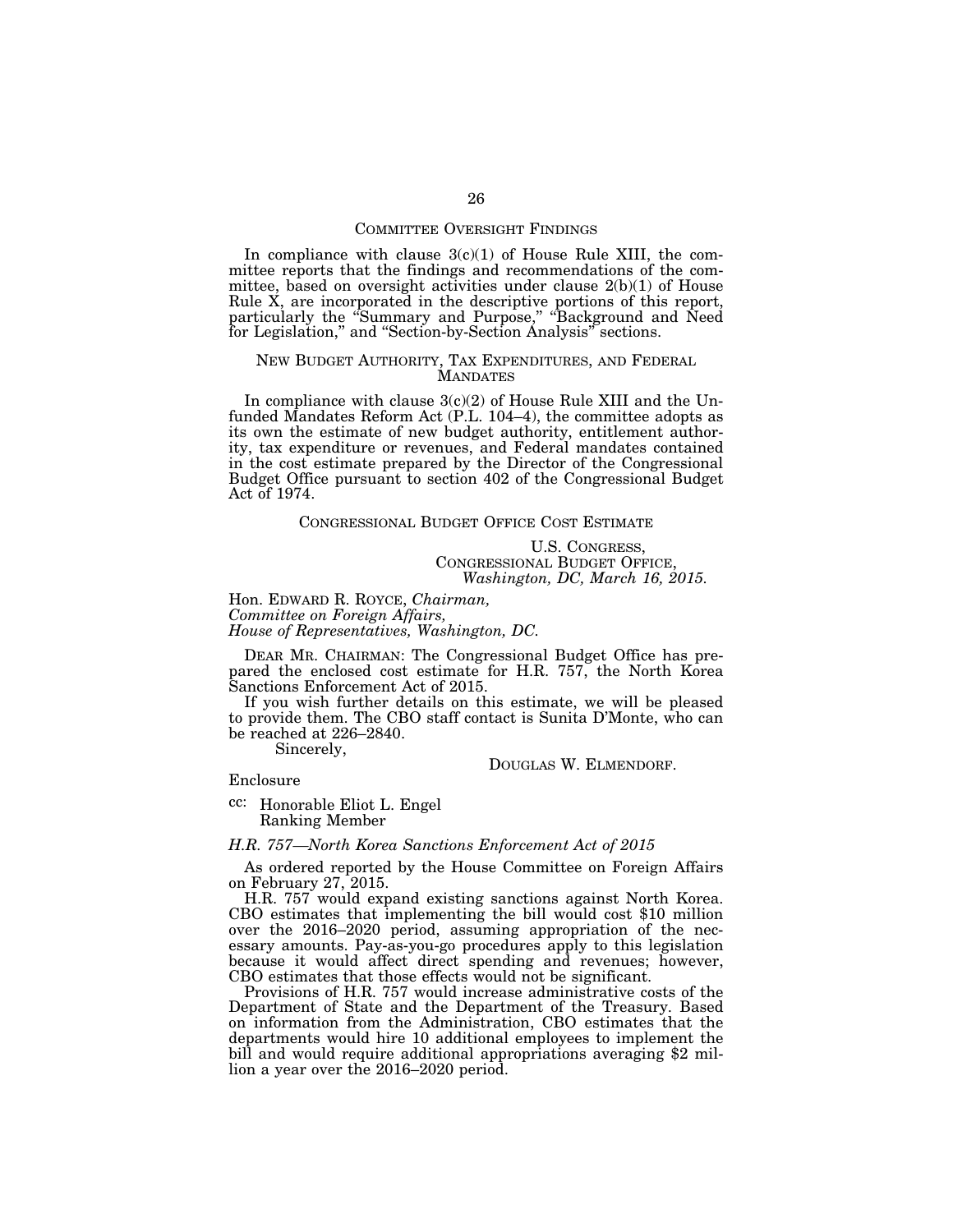## COMMITTEE OVERSIGHT FINDINGS

In compliance with clause 3(c)(1) of House Rule XIII, the committee reports that the findings and recommendations of the committee, based on oversight activities under clause 2(b)(1) of House Rule X, are incorporated in the descriptive portions of this report, particularly the "Summary and Purpose," "Background and Need for Legislation," and "Section-by-Section Analysis" sections.

## NEW BUDGET AUTHORITY, TAX EXPENDITURES, AND FEDERAL MANDATES

In compliance with clause 3(c)(2) of House Rule XIII and the Unfunded Mandates Reform Act (P.L. 104–4), the committee adopts as its own the estimate of new budget authority, entitlement authority, tax expenditure or revenues, and Federal mandates contained in the cost estimate prepared by the Director of the Congressional Budget Office pursuant to section 402 of the Congressional Budget Act of 1974.

## CONGRESSIONAL BUDGET OFFICE COST ESTIMATE

U.S. CONGRESS,
CONGRESSIONAL BUDGET OFFICE,
*Washington, DC, March 16, 2015.*

Hon. EDWARD R. ROYCE, *Chairman,*
*Committee on Foreign Affairs,*
*House of Representatives, Washington, DC.*

DEAR MR. CHAIRMAN: The Congressional Budget Office has prepared the enclosed cost estimate for H.R. 757, the North Korea Sanctions Enforcement Act of 2015.

If you wish further details on this estimate, we will be pleased to provide them. The CBO staff contact is Sunita D'Monte, who can be reached at 226–2840.

Sincerely,

DOUGLAS W. ELMENDORF.

Enclosure

cc: Honorable Eliot L. Engel
Ranking Member

*H.R. 757—North Korea Sanctions Enforcement Act of 2015*

As ordered reported by the House Committee on Foreign Affairs on February 27, 2015.

H.R. 757 would expand existing sanctions against North Korea. CBO estimates that implementing the bill would cost $10 million over the 2016–2020 period, assuming appropriation of the necessary amounts. Pay-as-you-go procedures apply to this legislation because it would affect direct spending and revenues; however, CBO estimates that those effects would not be significant.

Provisions of H.R. 757 would increase administrative costs of the Department of State and the Department of the Treasury. Based on information from the Administration, CBO estimates that the departments would hire 10 additional employees to implement the bill and would require additional appropriations averaging $2 million a year over the 2016–2020 period.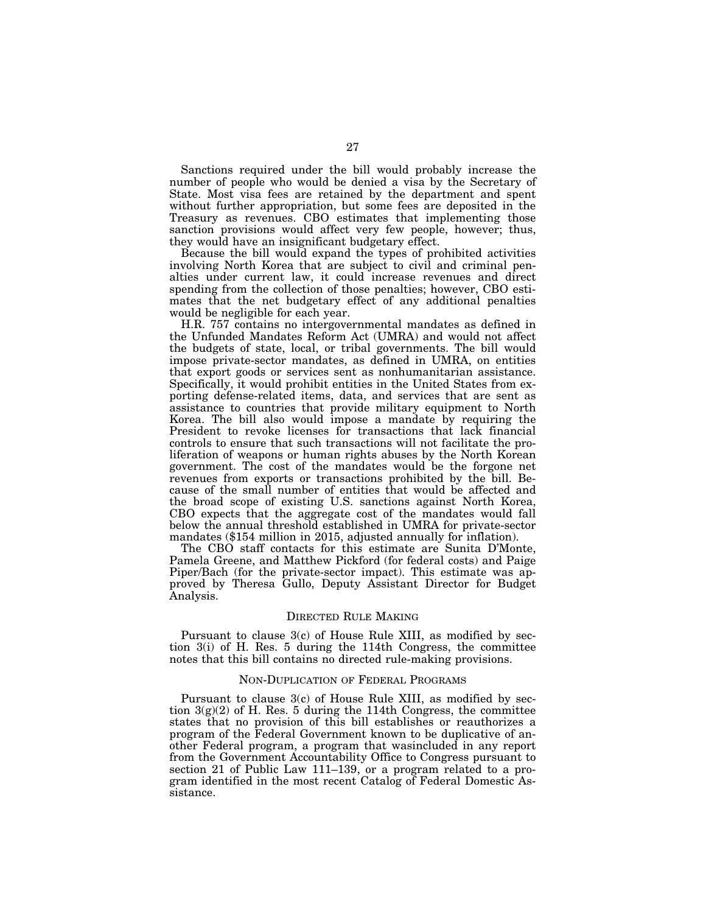Sanctions required under the bill would probably increase the number of people who would be denied a visa by the Secretary of State. Most visa fees are retained by the department and spent without further appropriation, but some fees are deposited in the Treasury as revenues. CBO estimates that implementing those sanction provisions would affect very few people, however; thus, they would have an insignificant budgetary effect.

Because the bill would expand the types of prohibited activities involving North Korea that are subject to civil and criminal penalties under current law, it could increase revenues and direct spending from the collection of those penalties; however, CBO estimates that the net budgetary effect of any additional penalties would be negligible for each year.

H.R. 757 contains no intergovernmental mandates as defined in the Unfunded Mandates Reform Act (UMRA) and would not affect the budgets of state, local, or tribal governments. The bill would impose private-sector mandates, as defined in UMRA, on entities that export goods or services sent as nonhumanitarian assistance. Specifically, it would prohibit entities in the United States from exporting defense-related items, data, and services that are sent as assistance to countries that provide military equipment to North Korea. The bill also would impose a mandate by requiring the President to revoke licenses for transactions that lack financial controls to ensure that such transactions will not facilitate the proliferation of weapons or human rights abuses by the North Korean government. The cost of the mandates would be the forgone net revenues from exports or transactions prohibited by the bill. Because of the small number of entities that would be affected and the broad scope of existing U.S. sanctions against North Korea, CBO expects that the aggregate cost of the mandates would fall below the annual threshold established in UMRA for private-sector mandates ($154 million in 2015, adjusted annually for inflation).

The CBO staff contacts for this estimate are Sunita D'Monte, Pamela Greene, and Matthew Pickford (for federal costs) and Paige Piper/Bach (for the private-sector impact). This estimate was approved by Theresa Gullo, Deputy Assistant Director for Budget Analysis.

## DIRECTED RULE MAKING

Pursuant to clause 3(c) of House Rule XIII, as modified by section 3(i) of H. Res. 5 during the 114th Congress, the committee notes that this bill contains no directed rule-making provisions.

## NON-DUPLICATION OF FEDERAL PROGRAMS

Pursuant to clause 3(c) of House Rule XIII, as modified by section 3(g)(2) of H. Res. 5 during the 114th Congress, the committee states that no provision of this bill establishes or reauthorizes a program of the Federal Government known to be duplicative of another Federal program, a program that wasincluded in any report from the Government Accountability Office to Congress pursuant to section 21 of Public Law 111–139, or a program related to a program identified in the most recent Catalog of Federal Domestic Assistance.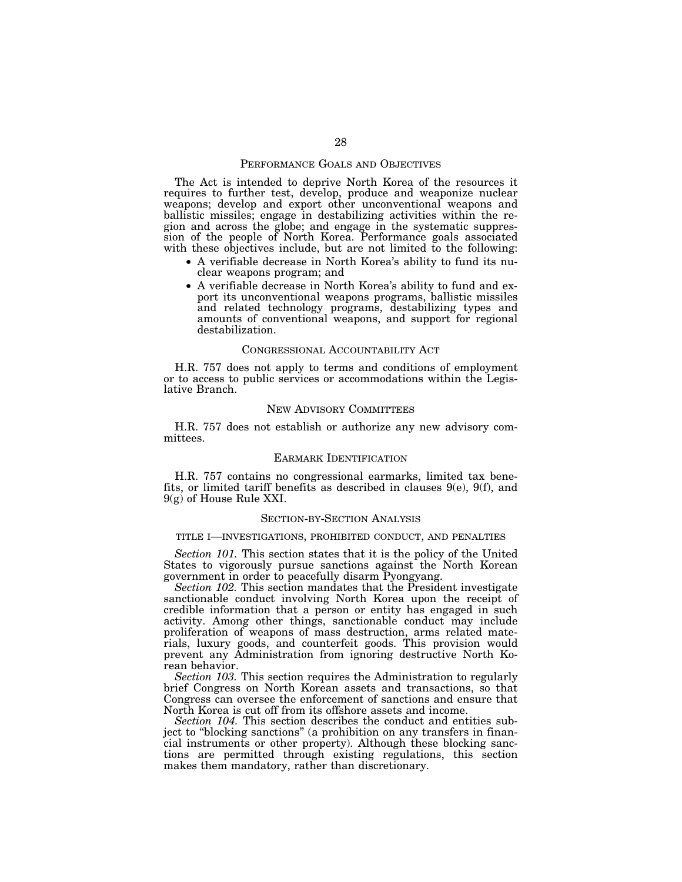## Performance Goals and Objectives

The Act is intended to deprive North Korea of the resources it requires to further test, develop, produce and weaponize nuclear weapons; develop and export other unconventional weapons and ballistic missiles; engage in destabilizing activities within the region and across the globe; and engage in the systematic suppression of the people of North Korea. Performance goals associated with these objectives include, but are not limited to the following:

- A verifiable decrease in North Korea's ability to fund its nuclear weapons program; and
- A verifiable decrease in North Korea's ability to fund and export its unconventional weapons programs, ballistic missiles and related technology programs, destabilizing types and amounts of conventional weapons, and support for regional destabilization.

## Congressional Accountability Act

H.R. 757 does not apply to terms and conditions of employment or to access to public services or accommodations within the Legislative Branch.

## New Advisory Committees

H.R. 757 does not establish or authorize any new advisory committees.

## Earmark Identification

H.R. 757 contains no congressional earmarks, limited tax benefits, or limited tariff benefits as described in clauses 9(e), 9(f), and 9(g) of House Rule XXI.

## Section-by-Section Analysis

### TITLE I—INVESTIGATIONS, PROHIBITED CONDUCT, AND PENALTIES

*Section 101.* This section states that it is the policy of the United States to vigorously pursue sanctions against the North Korean government in order to peacefully disarm Pyongyang.

*Section 102.* This section mandates that the President investigate sanctionable conduct involving North Korea upon the receipt of credible information that a person or entity has engaged in such activity. Among other things, sanctionable conduct may include proliferation of weapons of mass destruction, arms related materials, luxury goods, and counterfeit goods. This provision would prevent any Administration from ignoring destructive North Korean behavior.

*Section 103.* This section requires the Administration to regularly brief Congress on North Korean assets and transactions, so that Congress can oversee the enforcement of sanctions and ensure that North Korea is cut off from its offshore assets and income.

*Section 104.* This section describes the conduct and entities subject to "blocking sanctions" (a prohibition on any transfers in financial instruments or other property). Although these blocking sanctions are permitted through existing regulations, this section makes them mandatory, rather than discretionary.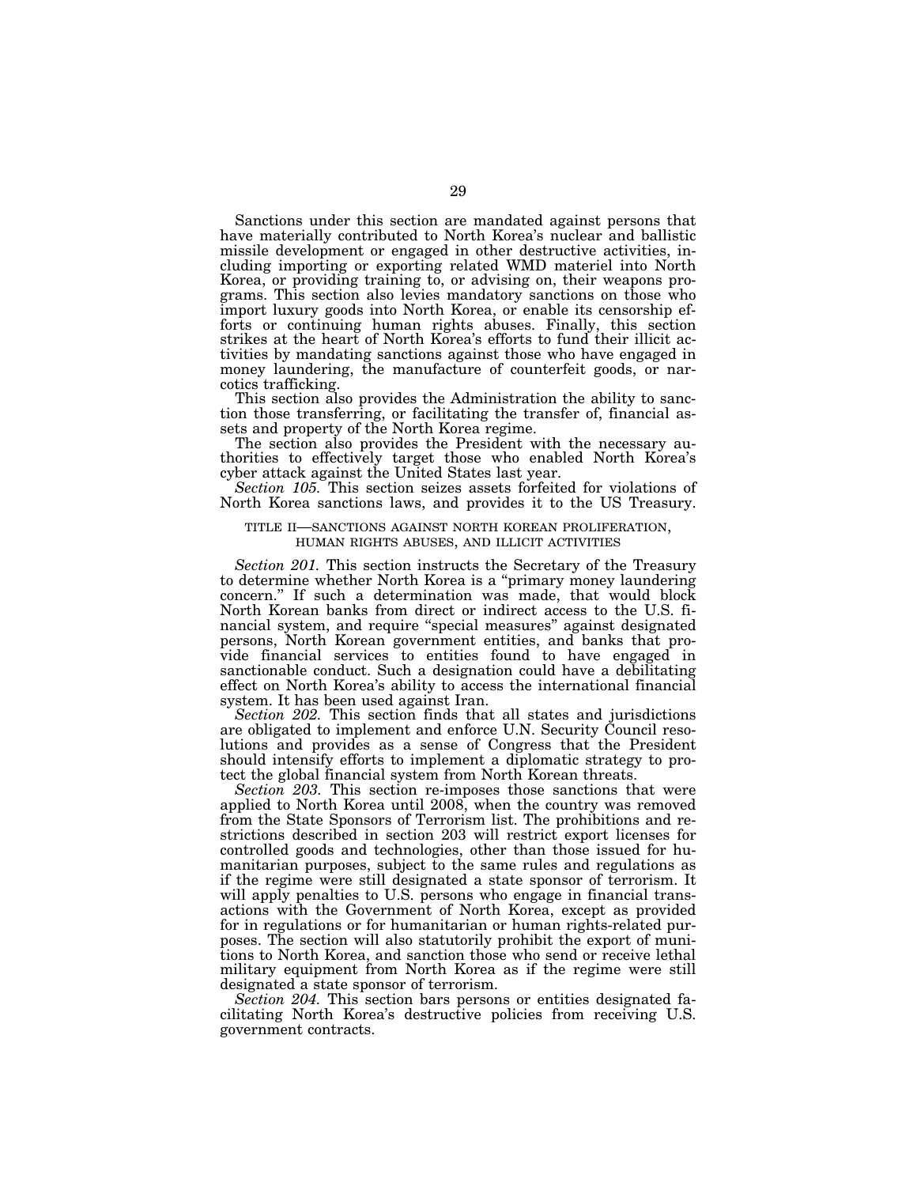Sanctions under this section are mandated against persons that have materially contributed to North Korea's nuclear and ballistic missile development or engaged in other destructive activities, including importing or exporting related WMD materiel into North Korea, or providing training to, or advising on, their weapons programs. This section also levies mandatory sanctions on those who import luxury goods into North Korea, or enable its censorship efforts or continuing human rights abuses. Finally, this section strikes at the heart of North Korea's efforts to fund their illicit activities by mandating sanctions against those who have engaged in money laundering, the manufacture of counterfeit goods, or narcotics trafficking.

This section also provides the Administration the ability to sanction those transferring, or facilitating the transfer of, financial assets and property of the North Korea regime.

The section also provides the President with the necessary authorities to effectively target those who enabled North Korea's cyber attack against the United States last year.

*Section 105.* This section seizes assets forfeited for violations of North Korea sanctions laws, and provides it to the US Treasury.

## TITLE II—SANCTIONS AGAINST NORTH KOREAN PROLIFERATION, HUMAN RIGHTS ABUSES, AND ILLICIT ACTIVITIES

*Section 201.* This section instructs the Secretary of the Treasury to determine whether North Korea is a "primary money laundering concern." If such a determination was made, that would block North Korean banks from direct or indirect access to the U.S. financial system, and require "special measures" against designated persons, North Korean government entities, and banks that provide financial services to entities found to have engaged in sanctionable conduct. Such a designation could have a debilitating effect on North Korea's ability to access the international financial system. It has been used against Iran.

*Section 202.* This section finds that all states and jurisdictions are obligated to implement and enforce U.N. Security Council resolutions and provides as a sense of Congress that the President should intensify efforts to implement a diplomatic strategy to protect the global financial system from North Korean threats.

*Section 203.* This section re-imposes those sanctions that were applied to North Korea until 2008, when the country was removed from the State Sponsors of Terrorism list. The prohibitions and restrictions described in section 203 will restrict export licenses for controlled goods and technologies, other than those issued for humanitarian purposes, subject to the same rules and regulations as if the regime were still designated a state sponsor of terrorism. It will apply penalties to U.S. persons who engage in financial transactions with the Government of North Korea, except as provided for in regulations or for humanitarian or human rights-related purposes. The section will also statutorily prohibit the export of munitions to North Korea, and sanction those who send or receive lethal military equipment from North Korea as if the regime were still designated a state sponsor of terrorism.

*Section 204.* This section bars persons or entities designated facilitating North Korea's destructive policies from receiving U.S. government contracts.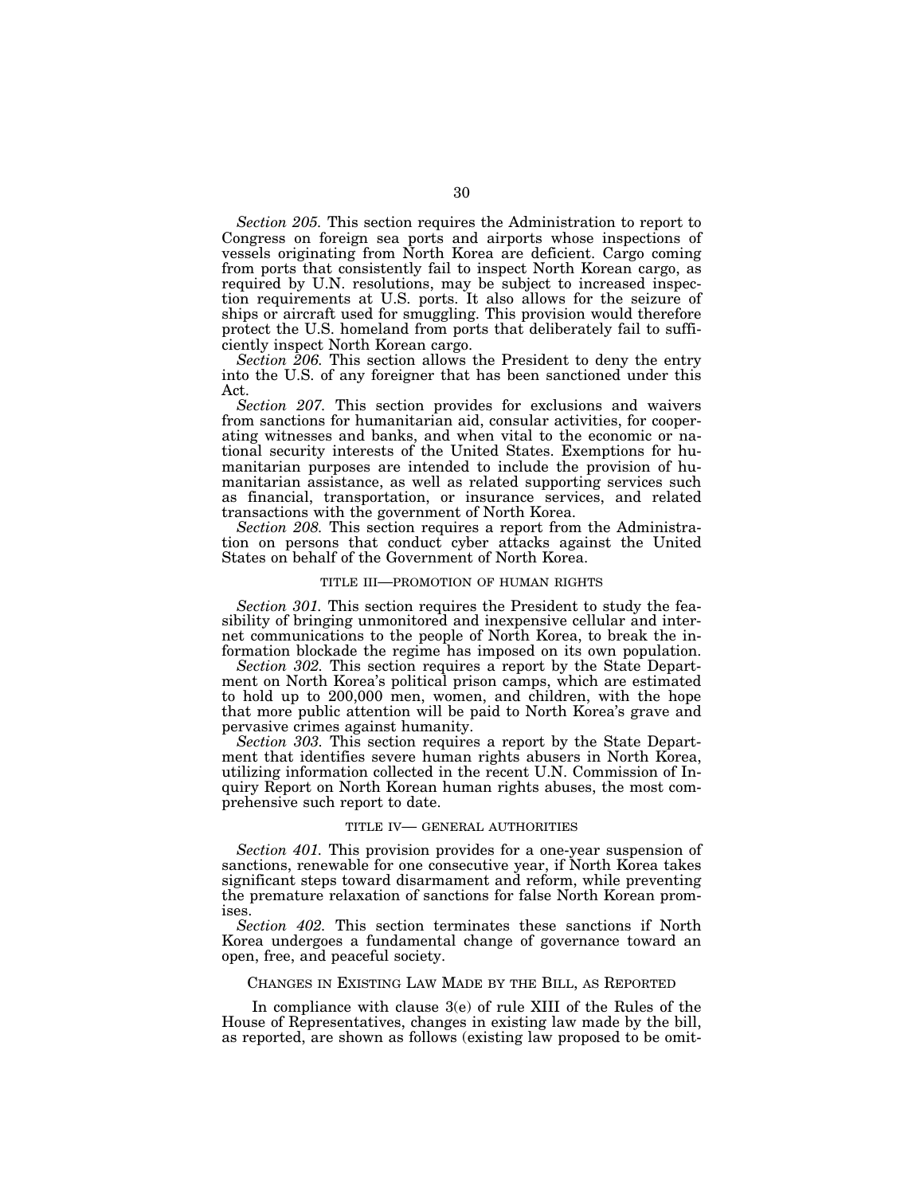*Section 205.* This section requires the Administration to report to Congress on foreign sea ports and airports whose inspections of vessels originating from North Korea are deficient. Cargo coming from ports that consistently fail to inspect North Korean cargo, as required by U.N. resolutions, may be subject to increased inspection requirements at U.S. ports. It also allows for the seizure of ships or aircraft used for smuggling. This provision would therefore protect the U.S. homeland from ports that deliberately fail to sufficiently inspect North Korean cargo.

*Section 206.* This section allows the President to deny the entry into the U.S. of any foreigner that has been sanctioned under this Act.

*Section 207.* This section provides for exclusions and waivers from sanctions for humanitarian aid, consular activities, for cooperating witnesses and banks, and when vital to the economic or national security interests of the United States. Exemptions for humanitarian purposes are intended to include the provision of humanitarian assistance, as well as related supporting services such as financial, transportation, or insurance services, and related transactions with the government of North Korea.

*Section 208.* This section requires a report from the Administration on persons that conduct cyber attacks against the United States on behalf of the Government of North Korea.

## TITLE III—PROMOTION OF HUMAN RIGHTS

*Section 301.* This section requires the President to study the feasibility of bringing unmonitored and inexpensive cellular and internet communications to the people of North Korea, to break the information blockade the regime has imposed on its own population.

*Section 302.* This section requires a report by the State Department on North Korea's political prison camps, which are estimated to hold up to 200,000 men, women, and children, with the hope that more public attention will be paid to North Korea's grave and pervasive crimes against humanity.

*Section 303.* This section requires a report by the State Department that identifies severe human rights abusers in North Korea, utilizing information collected in the recent U.N. Commission of Inquiry Report on North Korean human rights abuses, the most comprehensive such report to date.

## TITLE IV— GENERAL AUTHORITIES

*Section 401.* This provision provides for a one-year suspension of sanctions, renewable for one consecutive year, if North Korea takes significant steps toward disarmament and reform, while preventing the premature relaxation of sanctions for false North Korean promises.

*Section 402.* This section terminates these sanctions if North Korea undergoes a fundamental change of governance toward an open, free, and peaceful society.

## CHANGES IN EXISTING LAW MADE BY THE BILL, AS REPORTED

In compliance with clause 3(e) of rule XIII of the Rules of the House of Representatives, changes in existing law made by the bill, as reported, are shown as follows (existing law proposed to be omit-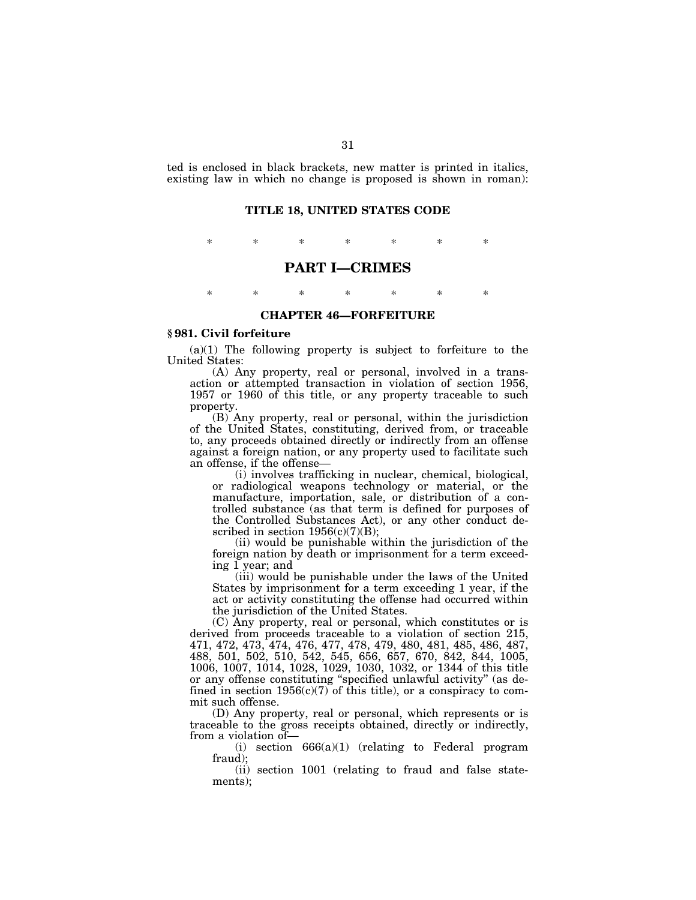ted is enclosed in black brackets, new matter is printed in italics, existing law in which no change is proposed is shown in roman):

## TITLE 18, UNITED STATES CODE

\*  \*  \*  \*  \*  \*  \*

# PART I—CRIMES

\*  \*  \*  \*  \*  \*  \*

### CHAPTER 46—FORFEITURE

**§ 981. Civil forfeiture**

(a)(1) The following property is subject to forfeiture to the United States:

(A) Any property, real or personal, involved in a transaction or attempted transaction in violation of section 1956, 1957 or 1960 of this title, or any property traceable to such property.

(B) Any property, real or personal, within the jurisdiction of the United States, constituting, derived from, or traceable to, any proceeds obtained directly or indirectly from an offense against a foreign nation, or any property used to facilitate such an offense, if the offense—

(i) involves trafficking in nuclear, chemical, biological, or radiological weapons technology or material, or the manufacture, importation, sale, or distribution of a controlled substance (as that term is defined for purposes of the Controlled Substances Act), or any other conduct described in section 1956(c)(7)(B);

(ii) would be punishable within the jurisdiction of the foreign nation by death or imprisonment for a term exceeding 1 year; and

(iii) would be punishable under the laws of the United States by imprisonment for a term exceeding 1 year, if the act or activity constituting the offense had occurred within the jurisdiction of the United States.

(C) Any property, real or personal, which constitutes or is derived from proceeds traceable to a violation of section 215, 471, 472, 473, 474, 476, 477, 478, 479, 480, 481, 485, 486, 487, 488, 501, 502, 510, 542, 545, 656, 657, 670, 842, 844, 1005, 1006, 1007, 1014, 1028, 1029, 1030, 1032, or 1344 of this title or any offense constituting "specified unlawful activity" (as defined in section 1956(c)(7) of this title), or a conspiracy to commit such offense.

(D) Any property, real or personal, which represents or is traceable to the gross receipts obtained, directly or indirectly, from a violation of—

(i) section 666(a)(1) (relating to Federal program fraud);

(ii) section 1001 (relating to fraud and false statements);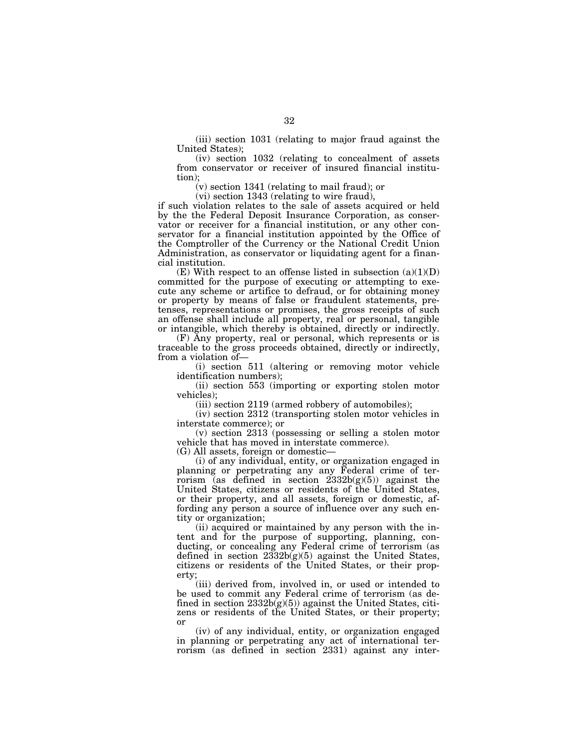(iii) section 1031 (relating to major fraud against the United States);

(iv) section 1032 (relating to concealment of assets from conservator or receiver of insured financial institution);

(v) section 1341 (relating to mail fraud); or

(vi) section 1343 (relating to wire fraud),

if such violation relates to the sale of assets acquired or held by the the Federal Deposit Insurance Corporation, as conservator or receiver for a financial institution, or any other conservator for a financial institution appointed by the Office of the Comptroller of the Currency or the National Credit Union Administration, as conservator or liquidating agent for a financial institution.

(E) With respect to an offense listed in subsection (a)(1)(D) committed for the purpose of executing or attempting to execute any scheme or artifice to defraud, or for obtaining money or property by means of false or fraudulent statements, pretenses, representations or promises, the gross receipts of such an offense shall include all property, real or personal, tangible or intangible, which thereby is obtained, directly or indirectly.

(F) Any property, real or personal, which represents or is traceable to the gross proceeds obtained, directly or indirectly, from a violation of—

(i) section 511 (altering or removing motor vehicle identification numbers);

(ii) section 553 (importing or exporting stolen motor vehicles);

(iii) section 2119 (armed robbery of automobiles);

(iv) section 2312 (transporting stolen motor vehicles in interstate commerce); or

(v) section 2313 (possessing or selling a stolen motor vehicle that has moved in interstate commerce).

(G) All assets, foreign or domestic—

(i) of any individual, entity, or organization engaged in planning or perpetrating any any Federal crime of terrorism (as defined in section 2332b(g)(5)) against the United States, citizens or residents of the United States, or their property, and all assets, foreign or domestic, affording any person a source of influence over any such entity or organization;

(ii) acquired or maintained by any person with the intent and for the purpose of supporting, planning, conducting, or concealing any Federal crime of terrorism (as defined in section 2332b(g)(5) against the United States, citizens or residents of the United States, or their property;

(iii) derived from, involved in, or used or intended to be used to commit any Federal crime of terrorism (as defined in section 2332b(g)(5)) against the United States, citizens or residents of the United States, or their property; or

(iv) of any individual, entity, or organization engaged in planning or perpetrating any act of international terrorism (as defined in section 2331) against any inter-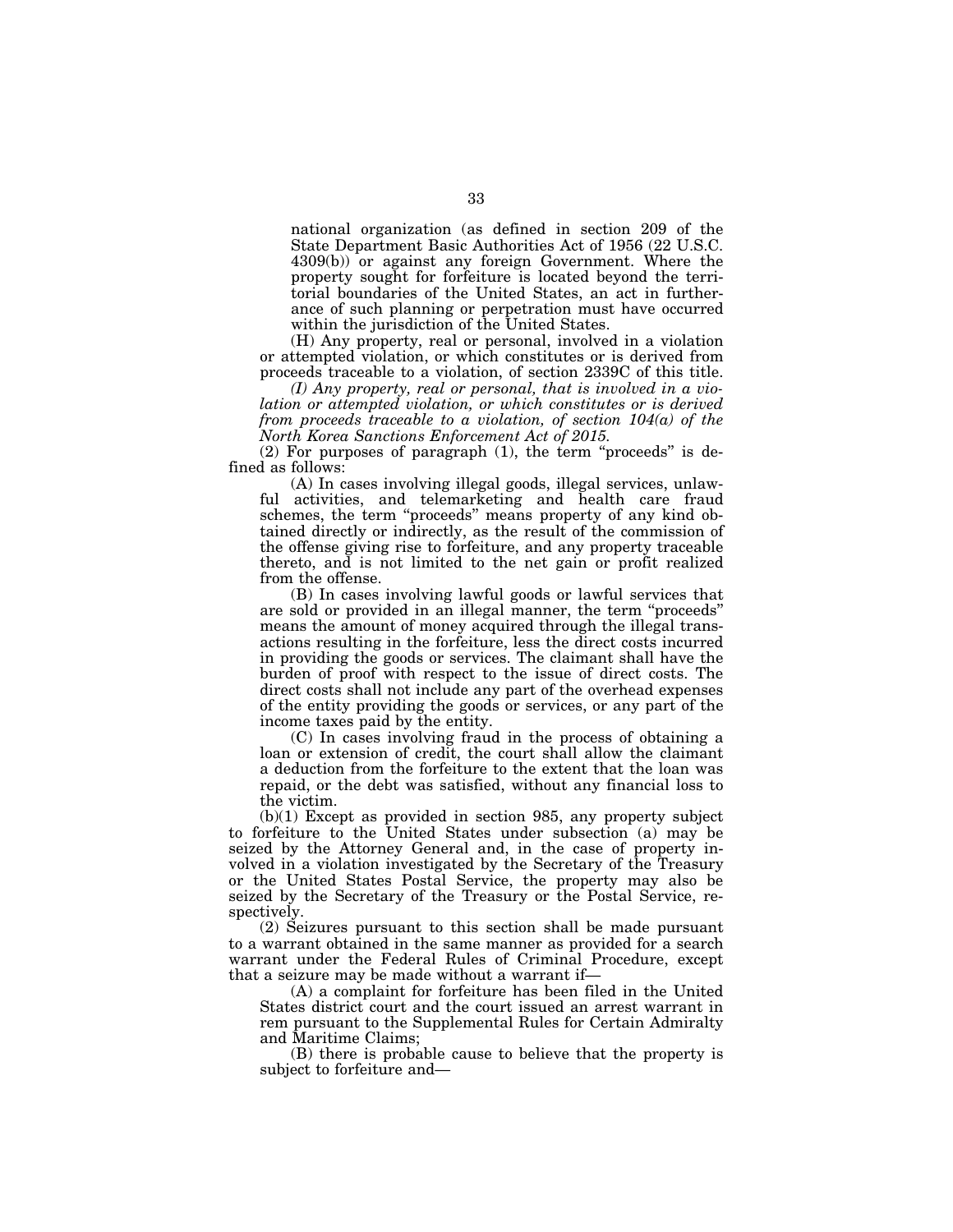national organization (as defined in section 209 of the State Department Basic Authorities Act of 1956 (22 U.S.C. 4309(b)) or against any foreign Government. Where the property sought for forfeiture is located beyond the territorial boundaries of the United States, an act in furtherance of such planning or perpetration must have occurred within the jurisdiction of the United States.

(H) Any property, real or personal, involved in a violation or attempted violation, or which constitutes or is derived from proceeds traceable to a violation, of section 2339C of this title.

*(I) Any property, real or personal, that is involved in a violation or attempted violation, or which constitutes or is derived from proceeds traceable to a violation, of section 104(a) of the North Korea Sanctions Enforcement Act of 2015.*

(2) For purposes of paragraph (1), the term "proceeds" is defined as follows:

(A) In cases involving illegal goods, illegal services, unlawful activities, and telemarketing and health care fraud schemes, the term "proceeds" means property of any kind obtained directly or indirectly, as the result of the commission of the offense giving rise to forfeiture, and any property traceable thereto, and is not limited to the net gain or profit realized from the offense.

(B) In cases involving lawful goods or lawful services that are sold or provided in an illegal manner, the term "proceeds" means the amount of money acquired through the illegal transactions resulting in the forfeiture, less the direct costs incurred in providing the goods or services. The claimant shall have the burden of proof with respect to the issue of direct costs. The direct costs shall not include any part of the overhead expenses of the entity providing the goods or services, or any part of the income taxes paid by the entity.

(C) In cases involving fraud in the process of obtaining a loan or extension of credit, the court shall allow the claimant a deduction from the forfeiture to the extent that the loan was repaid, or the debt was satisfied, without any financial loss to the victim.

(b)(1) Except as provided in section 985, any property subject to forfeiture to the United States under subsection (a) may be seized by the Attorney General and, in the case of property involved in a violation investigated by the Secretary of the Treasury or the United States Postal Service, the property may also be seized by the Secretary of the Treasury or the Postal Service, respectively.

(2) Seizures pursuant to this section shall be made pursuant to a warrant obtained in the same manner as provided for a search warrant under the Federal Rules of Criminal Procedure, except that a seizure may be made without a warrant if—

(A) a complaint for forfeiture has been filed in the United States district court and the court issued an arrest warrant in rem pursuant to the Supplemental Rules for Certain Admiralty and Maritime Claims;

(B) there is probable cause to believe that the property is subject to forfeiture and—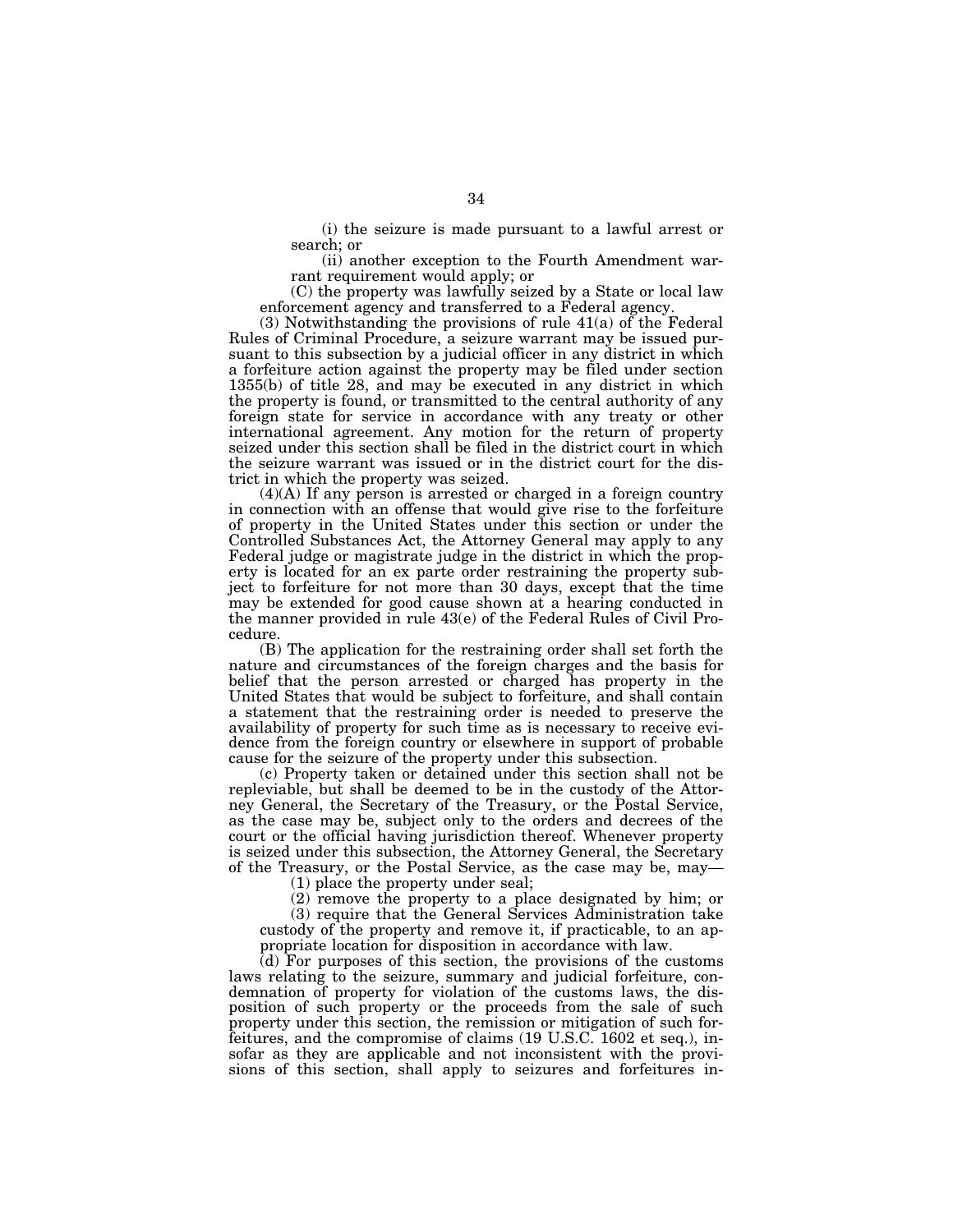(i) the seizure is made pursuant to a lawful arrest or search; or

(ii) another exception to the Fourth Amendment warrant requirement would apply; or

(C) the property was lawfully seized by a State or local law enforcement agency and transferred to a Federal agency.

(3) Notwithstanding the provisions of rule 41(a) of the Federal Rules of Criminal Procedure, a seizure warrant may be issued pursuant to this subsection by a judicial officer in any district in which a forfeiture action against the property may be filed under section 1355(b) of title 28, and may be executed in any district in which the property is found, or transmitted to the central authority of any foreign state for service in accordance with any treaty or other international agreement. Any motion for the return of property seized under this section shall be filed in the district court in which the seizure warrant was issued or in the district court for the district in which the property was seized.

(4)(A) If any person is arrested or charged in a foreign country in connection with an offense that would give rise to the forfeiture of property in the United States under this section or under the Controlled Substances Act, the Attorney General may apply to any Federal judge or magistrate judge in the district in which the property is located for an ex parte order restraining the property subject to forfeiture for not more than 30 days, except that the time may be extended for good cause shown at a hearing conducted in the manner provided in rule 43(e) of the Federal Rules of Civil Procedure.

(B) The application for the restraining order shall set forth the nature and circumstances of the foreign charges and the basis for belief that the person arrested or charged has property in the United States that would be subject to forfeiture, and shall contain a statement that the restraining order is needed to preserve the availability of property for such time as is necessary to receive evidence from the foreign country or elsewhere in support of probable cause for the seizure of the property under this subsection.

(c) Property taken or detained under this section shall not be repleviable, but shall be deemed to be in the custody of the Attorney General, the Secretary of the Treasury, or the Postal Service, as the case may be, subject only to the orders and decrees of the court or the official having jurisdiction thereof. Whenever property is seized under this subsection, the Attorney General, the Secretary of the Treasury, or the Postal Service, as the case may be, may—

(1) place the property under seal;

(2) remove the property to a place designated by him; or

(3) require that the General Services Administration take custody of the property and remove it, if practicable, to an appropriate location for disposition in accordance with law.

(d) For purposes of this section, the provisions of the customs laws relating to the seizure, summary and judicial forfeiture, condemnation of property for violation of the customs laws, the disposition of such property or the proceeds from the sale of such property under this section, the remission or mitigation of such forfeitures, and the compromise of claims (19 U.S.C. 1602 et seq.), insofar as they are applicable and not inconsistent with the provisions of this section, shall apply to seizures and forfeitures in-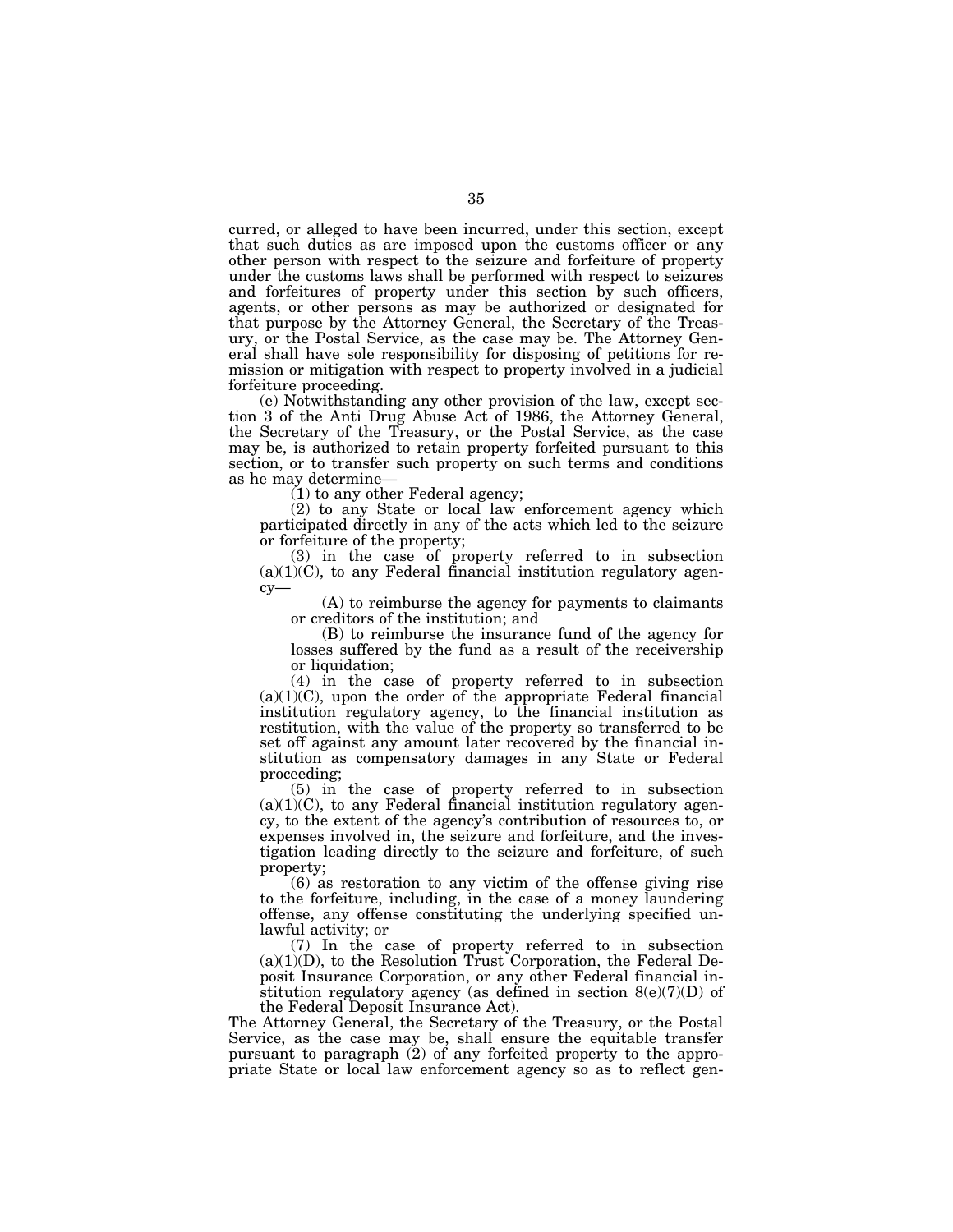curred, or alleged to have been incurred, under this section, except that such duties as are imposed upon the customs officer or any other person with respect to the seizure and forfeiture of property under the customs laws shall be performed with respect to seizures and forfeitures of property under this section by such officers, agents, or other persons as may be authorized or designated for that purpose by the Attorney General, the Secretary of the Treasury, or the Postal Service, as the case may be. The Attorney General shall have sole responsibility for disposing of petitions for remission or mitigation with respect to property involved in a judicial forfeiture proceeding.

(e) Notwithstanding any other provision of the law, except section 3 of the Anti Drug Abuse Act of 1986, the Attorney General, the Secretary of the Treasury, or the Postal Service, as the case may be, is authorized to retain property forfeited pursuant to this section, or to transfer such property on such terms and conditions as he may determine—

(1) to any other Federal agency;

(2) to any State or local law enforcement agency which participated directly in any of the acts which led to the seizure or forfeiture of the property;

(3) in the case of property referred to in subsection (a)(1)(C), to any Federal financial institution regulatory agency—

(A) to reimburse the agency for payments to claimants or creditors of the institution; and

(B) to reimburse the insurance fund of the agency for losses suffered by the fund as a result of the receivership or liquidation;

(4) in the case of property referred to in subsection (a)(1)(C), upon the order of the appropriate Federal financial institution regulatory agency, to the financial institution as restitution, with the value of the property so transferred to be set off against any amount later recovered by the financial institution as compensatory damages in any State or Federal proceeding;

(5) in the case of property referred to in subsection (a)(1)(C), to any Federal financial institution regulatory agency, to the extent of the agency's contribution of resources to, or expenses involved in, the seizure and forfeiture, and the investigation leading directly to the seizure and forfeiture, of such property;

(6) as restoration to any victim of the offense giving rise to the forfeiture, including, in the case of a money laundering offense, any offense constituting the underlying specified unlawful activity; or

(7) In the case of property referred to in subsection (a)(1)(D), to the Resolution Trust Corporation, the Federal Deposit Insurance Corporation, or any other Federal financial institution regulatory agency (as defined in section 8(e)(7)(D) of the Federal Deposit Insurance Act).

The Attorney General, the Secretary of the Treasury, or the Postal Service, as the case may be, shall ensure the equitable transfer pursuant to paragraph (2) of any forfeited property to the appropriate State or local law enforcement agency so as to reflect gen-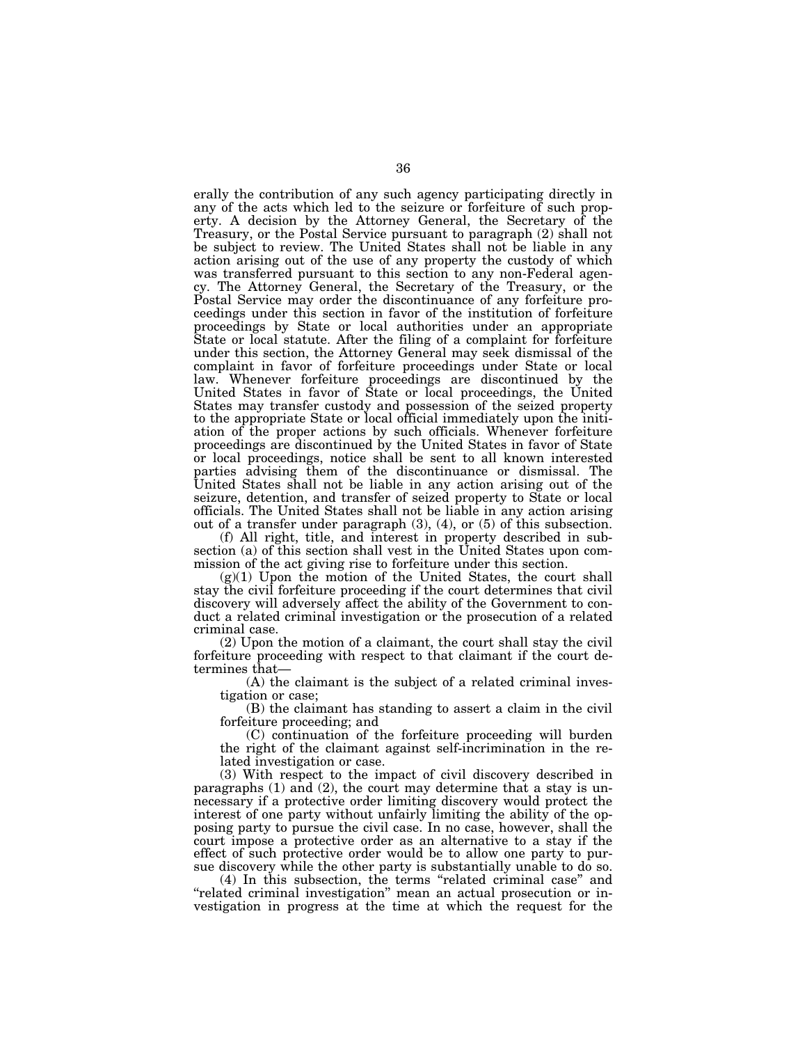erally the contribution of any such agency participating directly in any of the acts which led to the seizure or forfeiture of such property. A decision by the Attorney General, the Secretary of the Treasury, or the Postal Service pursuant to paragraph (2) shall not be subject to review. The United States shall not be liable in any action arising out of the use of any property the custody of which was transferred pursuant to this section to any non-Federal agency. The Attorney General, the Secretary of the Treasury, or the Postal Service may order the discontinuance of any forfeiture proceedings under this section in favor of the institution of forfeiture proceedings by State or local authorities under an appropriate State or local statute. After the filing of a complaint for forfeiture under this section, the Attorney General may seek dismissal of the complaint in favor of forfeiture proceedings under State or local law. Whenever forfeiture proceedings are discontinued by the United States in favor of State or local proceedings, the United States may transfer custody and possession of the seized property to the appropriate State or local official immediately upon the initiation of the proper actions by such officials. Whenever forfeiture proceedings are discontinued by the United States in favor of State or local proceedings, notice shall be sent to all known interested parties advising them of the discontinuance or dismissal. The United States shall not be liable in any action arising out of the seizure, detention, and transfer of seized property to State or local officials. The United States shall not be liable in any action arising out of a transfer under paragraph (3), (4), or (5) of this subsection.

(f) All right, title, and interest in property described in subsection (a) of this section shall vest in the United States upon commission of the act giving rise to forfeiture under this section.

(g)(1) Upon the motion of the United States, the court shall stay the civil forfeiture proceeding if the court determines that civil discovery will adversely affect the ability of the Government to conduct a related criminal investigation or the prosecution of a related criminal case.

(2) Upon the motion of a claimant, the court shall stay the civil forfeiture proceeding with respect to that claimant if the court determines that—

(A) the claimant is the subject of a related criminal investigation or case;

(B) the claimant has standing to assert a claim in the civil forfeiture proceeding; and

(C) continuation of the forfeiture proceeding will burden the right of the claimant against self-incrimination in the related investigation or case.

(3) With respect to the impact of civil discovery described in paragraphs (1) and (2), the court may determine that a stay is unnecessary if a protective order limiting discovery would protect the interest of one party without unfairly limiting the ability of the opposing party to pursue the civil case. In no case, however, shall the court impose a protective order as an alternative to a stay if the effect of such protective order would be to allow one party to pursue discovery while the other party is substantially unable to do so.

(4) In this subsection, the terms "related criminal case" and "related criminal investigation" mean an actual prosecution or investigation in progress at the time at which the request for the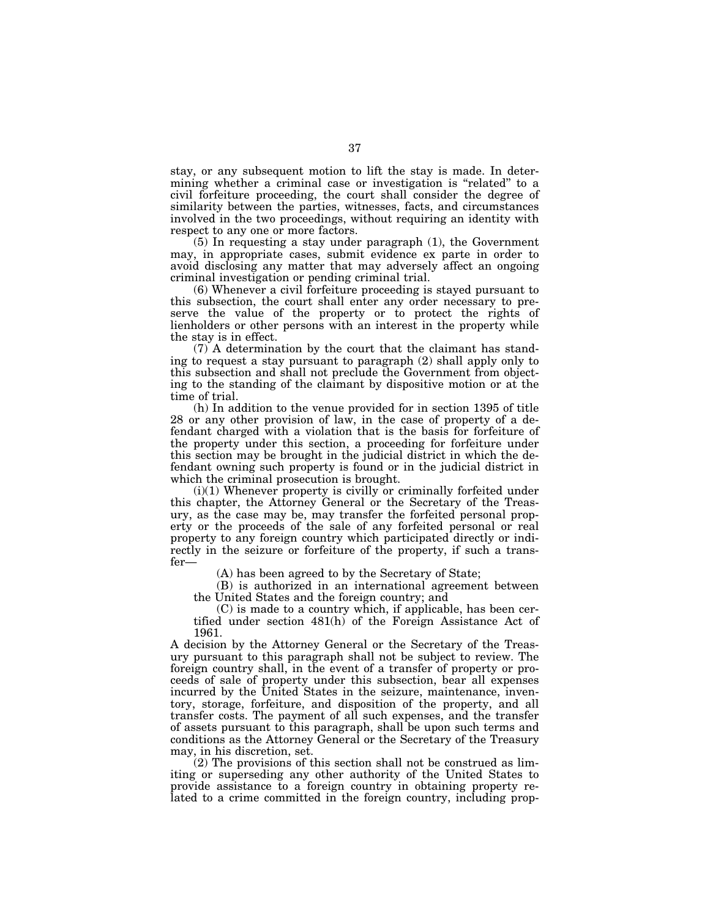stay, or any subsequent motion to lift the stay is made. In determining whether a criminal case or investigation is "related" to a civil forfeiture proceeding, the court shall consider the degree of similarity between the parties, witnesses, facts, and circumstances involved in the two proceedings, without requiring an identity with respect to any one or more factors.

(5) In requesting a stay under paragraph (1), the Government may, in appropriate cases, submit evidence ex parte in order to avoid disclosing any matter that may adversely affect an ongoing criminal investigation or pending criminal trial.

(6) Whenever a civil forfeiture proceeding is stayed pursuant to this subsection, the court shall enter any order necessary to preserve the value of the property or to protect the rights of lienholders or other persons with an interest in the property while the stay is in effect.

(7) A determination by the court that the claimant has standing to request a stay pursuant to paragraph (2) shall apply only to this subsection and shall not preclude the Government from objecting to the standing of the claimant by dispositive motion or at the time of trial.

(h) In addition to the venue provided for in section 1395 of title 28 or any other provision of law, in the case of property of a defendant charged with a violation that is the basis for forfeiture of the property under this section, a proceeding for forfeiture under this section may be brought in the judicial district in which the defendant owning such property is found or in the judicial district in which the criminal prosecution is brought.

(i)(1) Whenever property is civilly or criminally forfeited under this chapter, the Attorney General or the Secretary of the Treasury, as the case may be, may transfer the forfeited personal property or the proceeds of the sale of any forfeited personal or real property to any foreign country which participated directly or indirectly in the seizure or forfeiture of the property, if such a transfer—

(A) has been agreed to by the Secretary of State;

(B) is authorized in an international agreement between the United States and the foreign country; and

(C) is made to a country which, if applicable, has been certified under section 481(h) of the Foreign Assistance Act of 1961.

A decision by the Attorney General or the Secretary of the Treasury pursuant to this paragraph shall not be subject to review. The foreign country shall, in the event of a transfer of property or proceeds of sale of property under this subsection, bear all expenses incurred by the United States in the seizure, maintenance, inventory, storage, forfeiture, and disposition of the property, and all transfer costs. The payment of all such expenses, and the transfer of assets pursuant to this paragraph, shall be upon such terms and conditions as the Attorney General or the Secretary of the Treasury may, in his discretion, set.

(2) The provisions of this section shall not be construed as limiting or superseding any other authority of the United States to provide assistance to a foreign country in obtaining property related to a crime committed in the foreign country, including prop-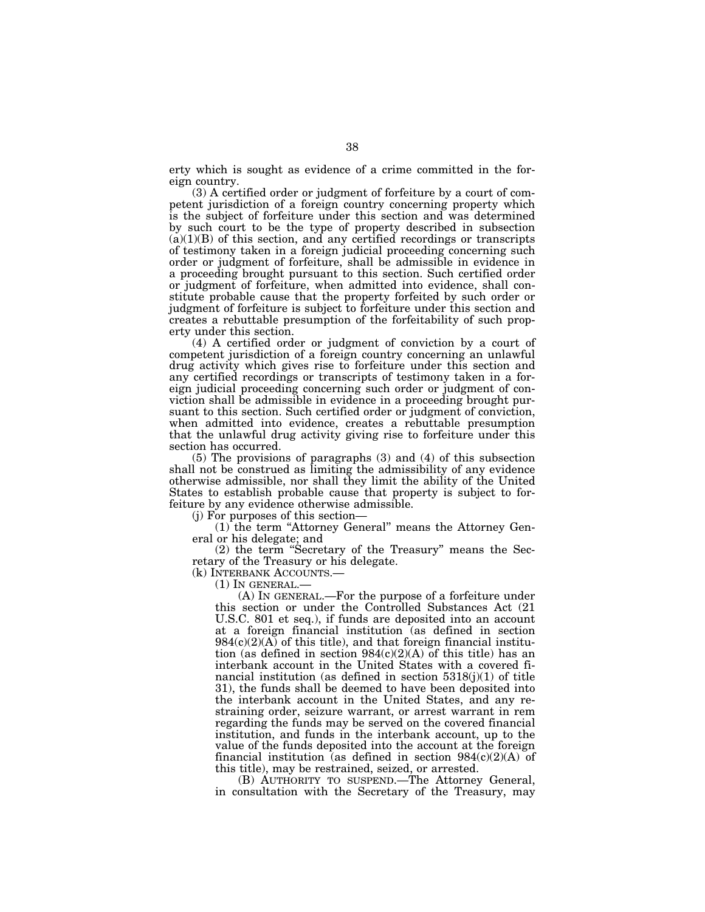erty which is sought as evidence of a crime committed in the foreign country.

(3) A certified order or judgment of forfeiture by a court of competent jurisdiction of a foreign country concerning property which is the subject of forfeiture under this section and was determined by such court to be the type of property described in subsection (a)(1)(B) of this section, and any certified recordings or transcripts of testimony taken in a foreign judicial proceeding concerning such order or judgment of forfeiture, shall be admissible in evidence in a proceeding brought pursuant to this section. Such certified order or judgment of forfeiture, when admitted into evidence, shall constitute probable cause that the property forfeited by such order or judgment of forfeiture is subject to forfeiture under this section and creates a rebuttable presumption of the forfeitability of such property under this section.

(4) A certified order or judgment of conviction by a court of competent jurisdiction of a foreign country concerning an unlawful drug activity which gives rise to forfeiture under this section and any certified recordings or transcripts of testimony taken in a foreign judicial proceeding concerning such order or judgment of conviction shall be admissible in evidence in a proceeding brought pursuant to this section. Such certified order or judgment of conviction, when admitted into evidence, creates a rebuttable presumption that the unlawful drug activity giving rise to forfeiture under this section has occurred.

(5) The provisions of paragraphs (3) and (4) of this subsection shall not be construed as limiting the admissibility of any evidence otherwise admissible, nor shall they limit the ability of the United States to establish probable cause that property is subject to forfeiture by any evidence otherwise admissible.

(j) For purposes of this section—

(1) the term "Attorney General" means the Attorney General or his delegate; and

(2) the term "Secretary of the Treasury" means the Secretary of the Treasury or his delegate.

(k) INTERBANK ACCOUNTS.—

(1) IN GENERAL.—

(A) IN GENERAL.—For the purpose of a forfeiture under this section or under the Controlled Substances Act (21 U.S.C. 801 et seq.), if funds are deposited into an account at a foreign financial institution (as defined in section 984(c)(2)(A) of this title), and that foreign financial institution (as defined in section 984(c)(2)(A) of this title) has an interbank account in the United States with a covered financial institution (as defined in section 5318(j)(1) of title 31), the funds shall be deemed to have been deposited into the interbank account in the United States, and any restraining order, seizure warrant, or arrest warrant in rem regarding the funds may be served on the covered financial institution, and funds in the interbank account, up to the value of the funds deposited into the account at the foreign financial institution (as defined in section 984(c)(2)(A) of this title), may be restrained, seized, or arrested.

(B) AUTHORITY TO SUSPEND.—The Attorney General, in consultation with the Secretary of the Treasury, may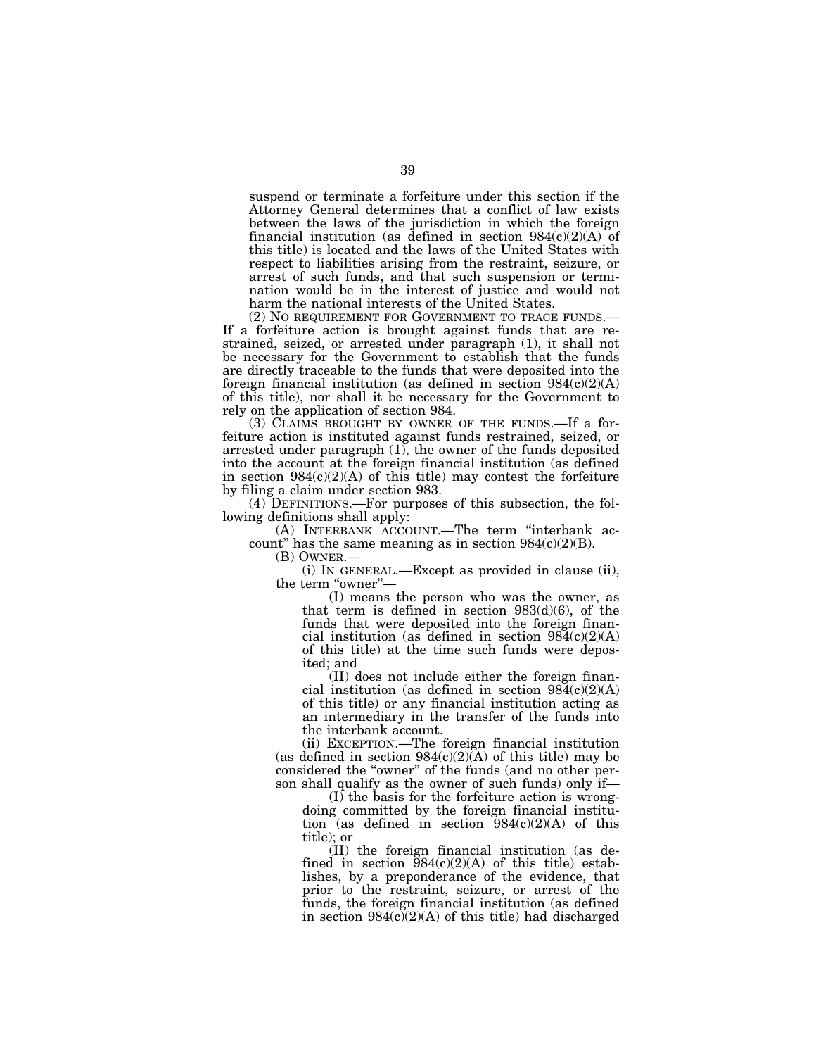suspend or terminate a forfeiture under this section if the Attorney General determines that a conflict of law exists between the laws of the jurisdiction in which the foreign financial institution (as defined in section 984(c)(2)(A) of this title) is located and the laws of the United States with respect to liabilities arising from the restraint, seizure, or arrest of such funds, and that such suspension or termination would be in the interest of justice and would not harm the national interests of the United States.

(2) NO REQUIREMENT FOR GOVERNMENT TO TRACE FUNDS.—If a forfeiture action is brought against funds that are restrained, seized, or arrested under paragraph (1), it shall not be necessary for the Government to establish that the funds are directly traceable to the funds that were deposited into the foreign financial institution (as defined in section 984(c)(2)(A) of this title), nor shall it be necessary for the Government to rely on the application of section 984.

(3) CLAIMS BROUGHT BY OWNER OF THE FUNDS.—If a forfeiture action is instituted against funds restrained, seized, or arrested under paragraph (1), the owner of the funds deposited into the account at the foreign financial institution (as defined in section 984(c)(2)(A) of this title) may contest the forfeiture by filing a claim under section 983.

(4) DEFINITIONS.—For purposes of this subsection, the following definitions shall apply:

(A) INTERBANK ACCOUNT.—The term "interbank account" has the same meaning as in section 984(c)(2)(B).

(B) OWNER.—

(i) IN GENERAL.—Except as provided in clause (ii), the term "owner"—

(I) means the person who was the owner, as that term is defined in section 983(d)(6), of the funds that were deposited into the foreign financial institution (as defined in section 984(c)(2)(A) of this title) at the time such funds were deposited; and

(II) does not include either the foreign financial institution (as defined in section 984(c)(2)(A) of this title) or any financial institution acting as an intermediary in the transfer of the funds into the interbank account.

(ii) EXCEPTION.—The foreign financial institution (as defined in section 984(c)(2)(A) of this title) may be considered the "owner" of the funds (and no other person shall qualify as the owner of such funds) only if—

(I) the basis for the forfeiture action is wrongdoing committed by the foreign financial institution (as defined in section 984(c)(2)(A) of this title); or

(II) the foreign financial institution (as defined in section 984(c)(2)(A) of this title) establishes, by a preponderance of the evidence, that prior to the restraint, seizure, or arrest of the funds, the foreign financial institution (as defined in section 984(c)(2)(A) of this title) had discharged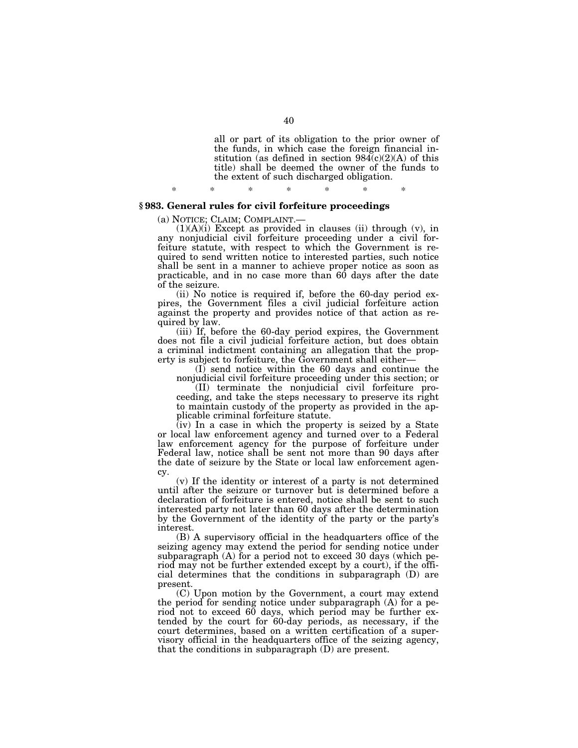all or part of its obligation to the prior owner of the funds, in which case the foreign financial institution (as defined in section 984(c)(2)(A) of this title) shall be deemed the owner of the funds to the extent of such discharged obligation.

\* \* \* \* \* \* \*

## § 983. General rules for civil forfeiture proceedings

(a) NOTICE; CLAIM; COMPLAINT.—

(1)(A)(i) Except as provided in clauses (ii) through (v), in any nonjudicial civil forfeiture proceeding under a civil forfeiture statute, with respect to which the Government is required to send written notice to interested parties, such notice shall be sent in a manner to achieve proper notice as soon as practicable, and in no case more than 60 days after the date of the seizure.

(ii) No notice is required if, before the 60-day period expires, the Government files a civil judicial forfeiture action against the property and provides notice of that action as required by law.

(iii) If, before the 60-day period expires, the Government does not file a civil judicial forfeiture action, but does obtain a criminal indictment containing an allegation that the property is subject to forfeiture, the Government shall either—

(I) send notice within the 60 days and continue the nonjudicial civil forfeiture proceeding under this section; or

(II) terminate the nonjudicial civil forfeiture proceeding, and take the steps necessary to preserve its right to maintain custody of the property as provided in the applicable criminal forfeiture statute.

(iv) In a case in which the property is seized by a State or local law enforcement agency and turned over to a Federal law enforcement agency for the purpose of forfeiture under Federal law, notice shall be sent not more than 90 days after the date of seizure by the State or local law enforcement agency.

(v) If the identity or interest of a party is not determined until after the seizure or turnover but is determined before a declaration of forfeiture is entered, notice shall be sent to such interested party not later than 60 days after the determination by the Government of the identity of the party or the party's interest.

(B) A supervisory official in the headquarters office of the seizing agency may extend the period for sending notice under subparagraph (A) for a period not to exceed 30 days (which period may not be further extended except by a court), if the official determines that the conditions in subparagraph (D) are present.

(C) Upon motion by the Government, a court may extend the period for sending notice under subparagraph (A) for a period not to exceed 60 days, which period may be further extended by the court for 60-day periods, as necessary, if the court determines, based on a written certification of a supervisory official in the headquarters office of the seizing agency, that the conditions in subparagraph (D) are present.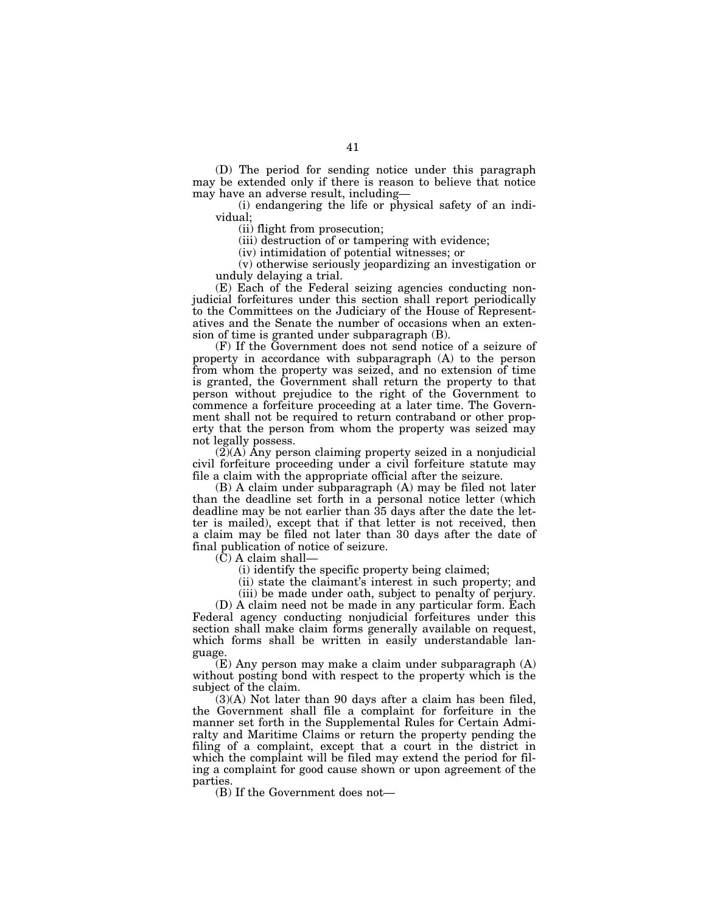(D) The period for sending notice under this paragraph may be extended only if there is reason to believe that notice may have an adverse result, including—

(i) endangering the life or physical safety of an individual;

(ii) flight from prosecution;

(iii) destruction of or tampering with evidence;

(iv) intimidation of potential witnesses; or

(v) otherwise seriously jeopardizing an investigation or unduly delaying a trial.

(E) Each of the Federal seizing agencies conducting nonjudicial forfeitures under this section shall report periodically to the Committees on the Judiciary of the House of Representatives and the Senate the number of occasions when an extension of time is granted under subparagraph (B).

(F) If the Government does not send notice of a seizure of property in accordance with subparagraph (A) to the person from whom the property was seized, and no extension of time is granted, the Government shall return the property to that person without prejudice to the right of the Government to commence a forfeiture proceeding at a later time. The Government shall not be required to return contraband or other property that the person from whom the property was seized may not legally possess.

(2)(A) Any person claiming property seized in a nonjudicial civil forfeiture proceeding under a civil forfeiture statute may file a claim with the appropriate official after the seizure.

(B) A claim under subparagraph (A) may be filed not later than the deadline set forth in a personal notice letter (which deadline may be not earlier than 35 days after the date the letter is mailed), except that if that letter is not received, then a claim may be filed not later than 30 days after the date of final publication of notice of seizure.

(C) A claim shall—

(i) identify the specific property being claimed;

(ii) state the claimant's interest in such property; and

(iii) be made under oath, subject to penalty of perjury.

(D) A claim need not be made in any particular form. Each Federal agency conducting nonjudicial forfeitures under this section shall make claim forms generally available on request, which forms shall be written in easily understandable language.

(E) Any person may make a claim under subparagraph (A) without posting bond with respect to the property which is the subject of the claim.

(3)(A) Not later than 90 days after a claim has been filed, the Government shall file a complaint for forfeiture in the manner set forth in the Supplemental Rules for Certain Admiralty and Maritime Claims or return the property pending the filing of a complaint, except that a court in the district in which the complaint will be filed may extend the period for filing a complaint for good cause shown or upon agreement of the parties.

(B) If the Government does not—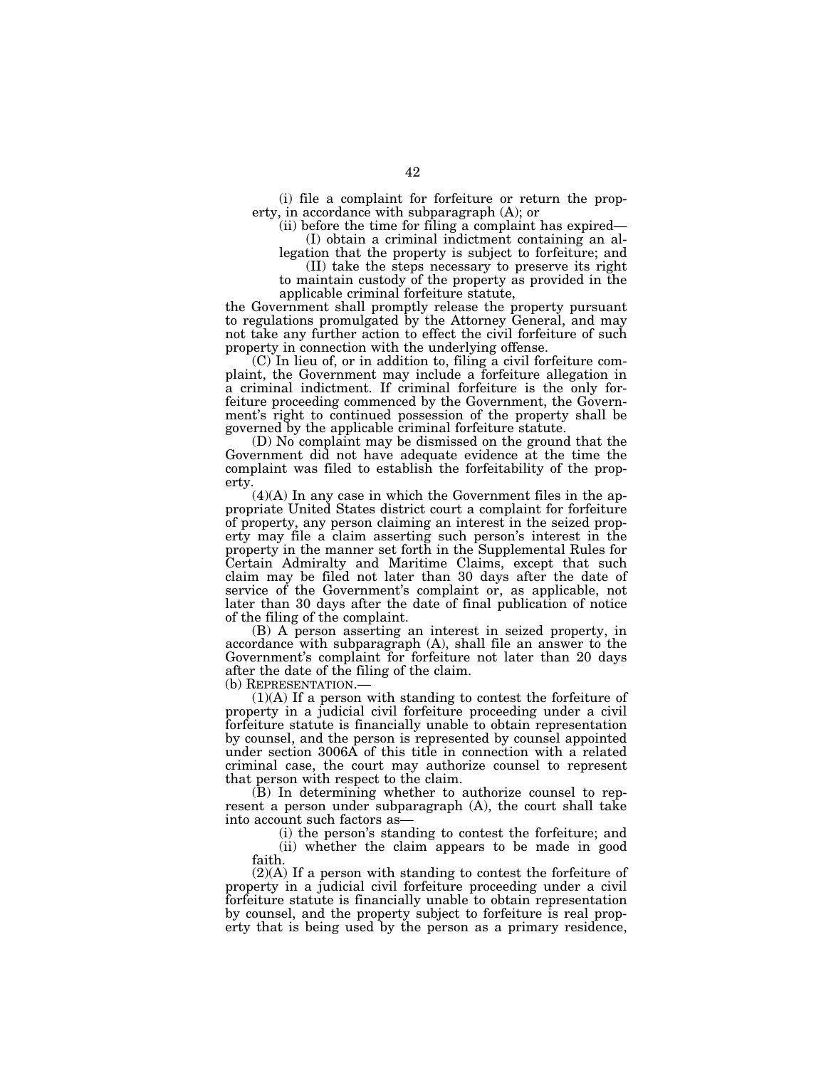(i) file a complaint for forfeiture or return the property, in accordance with subparagraph (A); or

(ii) before the time for filing a complaint has expired—

(I) obtain a criminal indictment containing an allegation that the property is subject to forfeiture; and

(II) take the steps necessary to preserve its right to maintain custody of the property as provided in the applicable criminal forfeiture statute,

the Government shall promptly release the property pursuant to regulations promulgated by the Attorney General, and may not take any further action to effect the civil forfeiture of such property in connection with the underlying offense.

(C) In lieu of, or in addition to, filing a civil forfeiture complaint, the Government may include a forfeiture allegation in a criminal indictment. If criminal forfeiture is the only forfeiture proceeding commenced by the Government, the Government's right to continued possession of the property shall be governed by the applicable criminal forfeiture statute.

(D) No complaint may be dismissed on the ground that the Government did not have adequate evidence at the time the complaint was filed to establish the forfeitability of the property.

(4)(A) In any case in which the Government files in the appropriate United States district court a complaint for forfeiture of property, any person claiming an interest in the seized property may file a claim asserting such person's interest in the property in the manner set forth in the Supplemental Rules for Certain Admiralty and Maritime Claims, except that such claim may be filed not later than 30 days after the date of service of the Government's complaint or, as applicable, not later than 30 days after the date of final publication of notice of the filing of the complaint.

(B) A person asserting an interest in seized property, in accordance with subparagraph (A), shall file an answer to the Government's complaint for forfeiture not later than 20 days after the date of the filing of the claim.

(b) REPRESENTATION.—

(1)(A) If a person with standing to contest the forfeiture of property in a judicial civil forfeiture proceeding under a civil forfeiture statute is financially unable to obtain representation by counsel, and the person is represented by counsel appointed under section 3006A of this title in connection with a related criminal case, the court may authorize counsel to represent that person with respect to the claim.

(B) In determining whether to authorize counsel to represent a person under subparagraph (A), the court shall take into account such factors as—

(i) the person's standing to contest the forfeiture; and

(ii) whether the claim appears to be made in good faith.

(2)(A) If a person with standing to contest the forfeiture of property in a judicial civil forfeiture proceeding under a civil forfeiture statute is financially unable to obtain representation by counsel, and the property subject to forfeiture is real property that is being used by the person as a primary residence,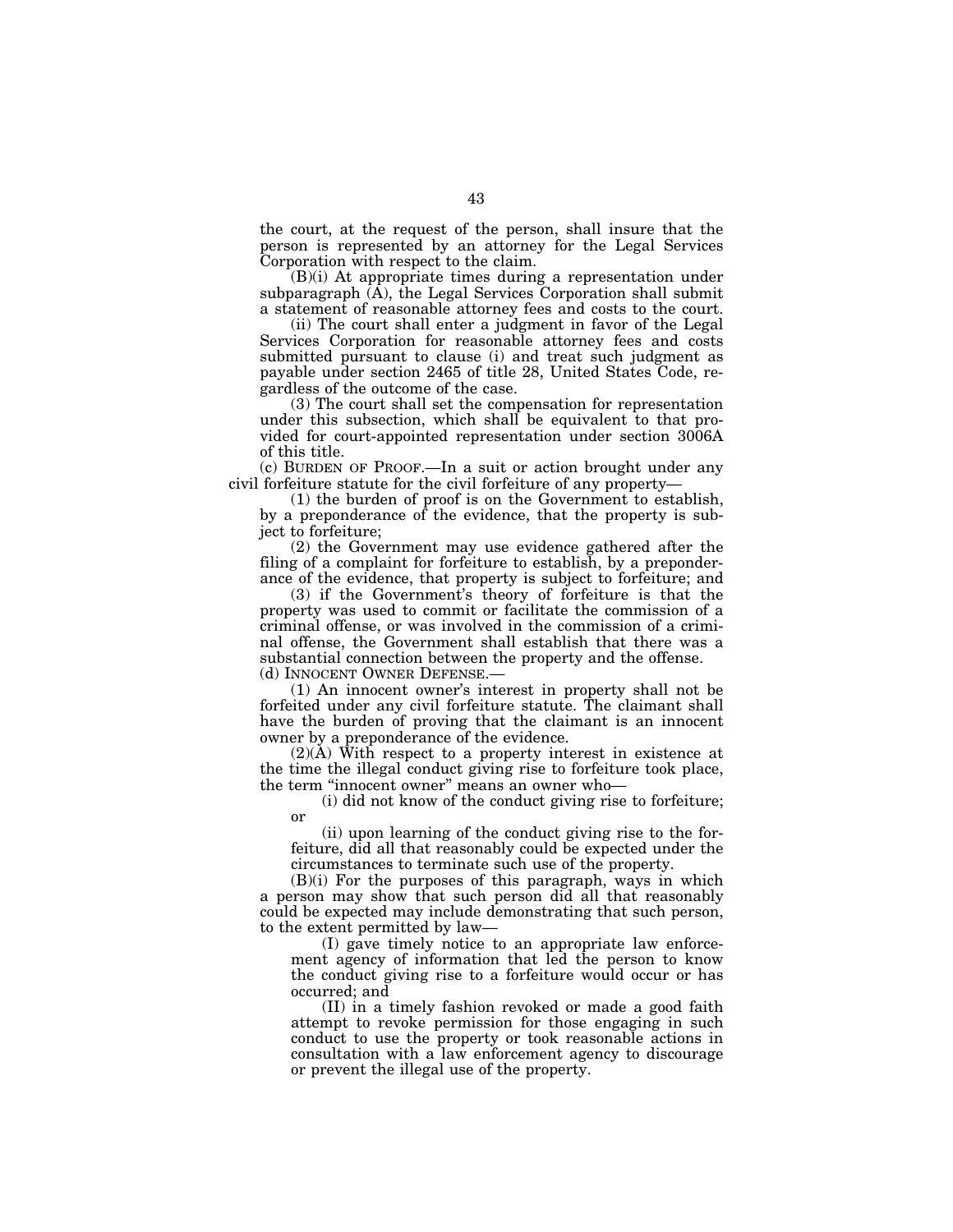the court, at the request of the person, shall insure that the person is represented by an attorney for the Legal Services Corporation with respect to the claim.

(B)(i) At appropriate times during a representation under subparagraph (A), the Legal Services Corporation shall submit a statement of reasonable attorney fees and costs to the court.

(ii) The court shall enter a judgment in favor of the Legal Services Corporation for reasonable attorney fees and costs submitted pursuant to clause (i) and treat such judgment as payable under section 2465 of title 28, United States Code, regardless of the outcome of the case.

(3) The court shall set the compensation for representation under this subsection, which shall be equivalent to that provided for court-appointed representation under section 3006A of this title.

(c) BURDEN OF PROOF.—In a suit or action brought under any civil forfeiture statute for the civil forfeiture of any property—

(1) the burden of proof is on the Government to establish, by a preponderance of the evidence, that the property is subject to forfeiture;

(2) the Government may use evidence gathered after the filing of a complaint for forfeiture to establish, by a preponderance of the evidence, that property is subject to forfeiture; and

(3) if the Government's theory of forfeiture is that the property was used to commit or facilitate the commission of a criminal offense, or was involved in the commission of a criminal offense, the Government shall establish that there was a substantial connection between the property and the offense.

(d) INNOCENT OWNER DEFENSE.—

(1) An innocent owner's interest in property shall not be forfeited under any civil forfeiture statute. The claimant shall have the burden of proving that the claimant is an innocent owner by a preponderance of the evidence.

(2)(A) With respect to a property interest in existence at the time the illegal conduct giving rise to forfeiture took place, the term "innocent owner" means an owner who—

(i) did not know of the conduct giving rise to forfeiture; or

(ii) upon learning of the conduct giving rise to the forfeiture, did all that reasonably could be expected under the circumstances to terminate such use of the property.

(B)(i) For the purposes of this paragraph, ways in which a person may show that such person did all that reasonably could be expected may include demonstrating that such person, to the extent permitted by law—

(I) gave timely notice to an appropriate law enforcement agency of information that led the person to know the conduct giving rise to a forfeiture would occur or has occurred; and

(II) in a timely fashion revoked or made a good faith attempt to revoke permission for those engaging in such conduct to use the property or took reasonable actions in consultation with a law enforcement agency to discourage or prevent the illegal use of the property.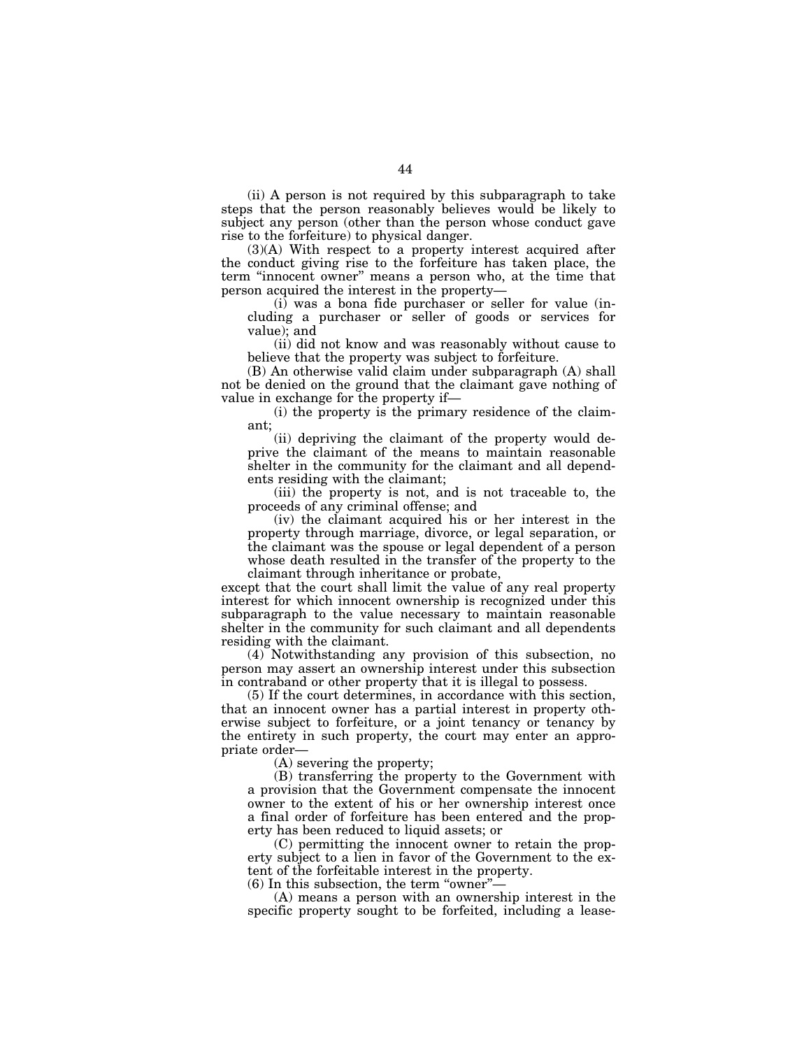(ii) A person is not required by this subparagraph to take steps that the person reasonably believes would be likely to subject any person (other than the person whose conduct gave rise to the forfeiture) to physical danger.

(3)(A) With respect to a property interest acquired after the conduct giving rise to the forfeiture has taken place, the term "innocent owner" means a person who, at the time that person acquired the interest in the property—

(i) was a bona fide purchaser or seller for value (including a purchaser or seller of goods or services for value); and

(ii) did not know and was reasonably without cause to believe that the property was subject to forfeiture.

(B) An otherwise valid claim under subparagraph (A) shall not be denied on the ground that the claimant gave nothing of value in exchange for the property if—

(i) the property is the primary residence of the claimant;

(ii) depriving the claimant of the property would deprive the claimant of the means to maintain reasonable shelter in the community for the claimant and all dependents residing with the claimant;

(iii) the property is not, and is not traceable to, the proceeds of any criminal offense; and

(iv) the claimant acquired his or her interest in the property through marriage, divorce, or legal separation, or the claimant was the spouse or legal dependent of a person whose death resulted in the transfer of the property to the claimant through inheritance or probate,

except that the court shall limit the value of any real property interest for which innocent ownership is recognized under this subparagraph to the value necessary to maintain reasonable shelter in the community for such claimant and all dependents residing with the claimant.

(4) Notwithstanding any provision of this subsection, no person may assert an ownership interest under this subsection in contraband or other property that it is illegal to possess.

(5) If the court determines, in accordance with this section, that an innocent owner has a partial interest in property otherwise subject to forfeiture, or a joint tenancy or tenancy by the entirety in such property, the court may enter an appropriate order—

(A) severing the property;

(B) transferring the property to the Government with a provision that the Government compensate the innocent owner to the extent of his or her ownership interest once a final order of forfeiture has been entered and the property has been reduced to liquid assets; or

(C) permitting the innocent owner to retain the property subject to a lien in favor of the Government to the extent of the forfeitable interest in the property.

(6) In this subsection, the term "owner"—

(A) means a person with an ownership interest in the specific property sought to be forfeited, including a lease-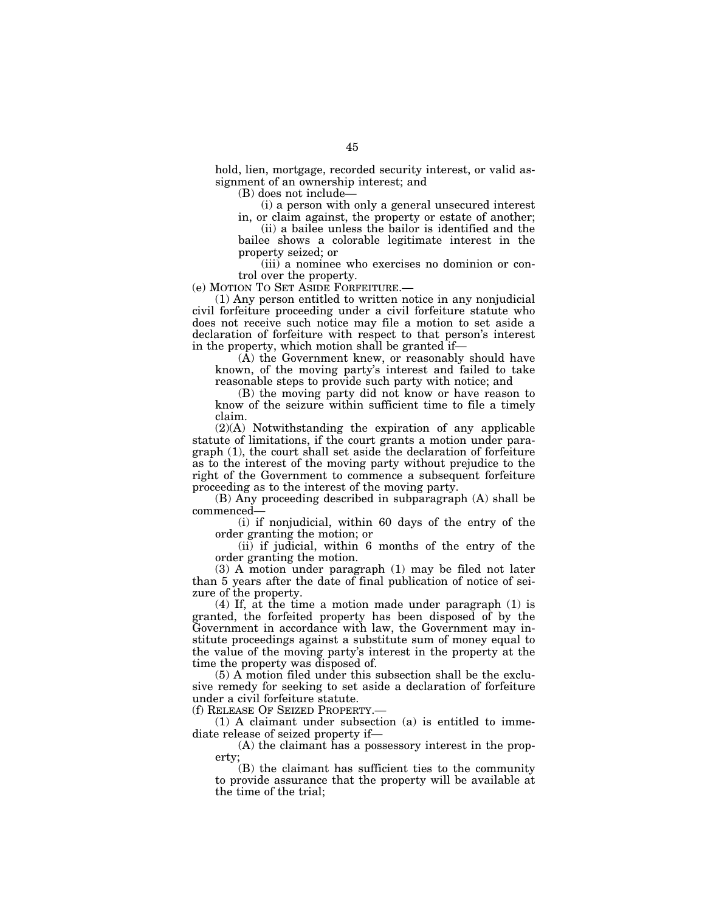hold, lien, mortgage, recorded security interest, or valid assignment of an ownership interest; and

(B) does not include—

(i) a person with only a general unsecured interest in, or claim against, the property or estate of another;

(ii) a bailee unless the bailor is identified and the bailee shows a colorable legitimate interest in the property seized; or

(iii) a nominee who exercises no dominion or control over the property.

(e) MOTION TO SET ASIDE FORFEITURE.—

(1) Any person entitled to written notice in any nonjudicial civil forfeiture proceeding under a civil forfeiture statute who does not receive such notice may file a motion to set aside a declaration of forfeiture with respect to that person's interest in the property, which motion shall be granted if—

(A) the Government knew, or reasonably should have known, of the moving party's interest and failed to take reasonable steps to provide such party with notice; and

(B) the moving party did not know or have reason to know of the seizure within sufficient time to file a timely claim.

(2)(A) Notwithstanding the expiration of any applicable statute of limitations, if the court grants a motion under paragraph (1), the court shall set aside the declaration of forfeiture as to the interest of the moving party without prejudice to the right of the Government to commence a subsequent forfeiture proceeding as to the interest of the moving party.

(B) Any proceeding described in subparagraph (A) shall be commenced—

(i) if nonjudicial, within 60 days of the entry of the order granting the motion; or

(ii) if judicial, within 6 months of the entry of the order granting the motion.

(3) A motion under paragraph (1) may be filed not later than 5 years after the date of final publication of notice of seizure of the property.

(4) If, at the time a motion made under paragraph (1) is granted, the forfeited property has been disposed of by the Government in accordance with law, the Government may institute proceedings against a substitute sum of money equal to the value of the moving party's interest in the property at the time the property was disposed of.

(5) A motion filed under this subsection shall be the exclusive remedy for seeking to set aside a declaration of forfeiture under a civil forfeiture statute.

(f) RELEASE OF SEIZED PROPERTY.—

(1) A claimant under subsection (a) is entitled to immediate release of seized property if—

(A) the claimant has a possessory interest in the property;

(B) the claimant has sufficient ties to the community to provide assurance that the property will be available at the time of the trial;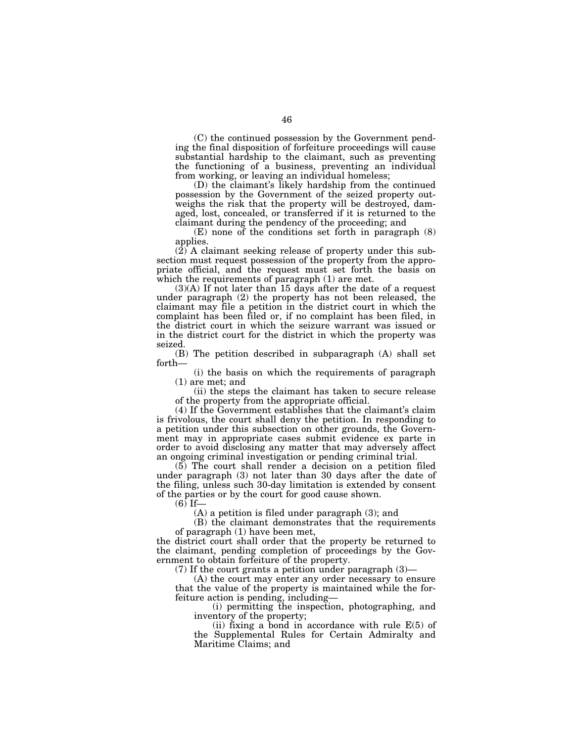(C) the continued possession by the Government pending the final disposition of forfeiture proceedings will cause substantial hardship to the claimant, such as preventing the functioning of a business, preventing an individual from working, or leaving an individual homeless;

(D) the claimant's likely hardship from the continued possession by the Government of the seized property outweighs the risk that the property will be destroyed, damaged, lost, concealed, or transferred if it is returned to the claimant during the pendency of the proceeding; and

(E) none of the conditions set forth in paragraph (8) applies.

(2) A claimant seeking release of property under this subsection must request possession of the property from the appropriate official, and the request must set forth the basis on which the requirements of paragraph (1) are met.

(3)(A) If not later than 15 days after the date of a request under paragraph (2) the property has not been released, the claimant may file a petition in the district court in which the complaint has been filed or, if no complaint has been filed, in the district court in which the seizure warrant was issued or in the district court for the district in which the property was seized.

(B) The petition described in subparagraph (A) shall set forth—

(i) the basis on which the requirements of paragraph (1) are met; and

(ii) the steps the claimant has taken to secure release of the property from the appropriate official.

(4) If the Government establishes that the claimant's claim is frivolous, the court shall deny the petition. In responding to a petition under this subsection on other grounds, the Government may in appropriate cases submit evidence ex parte in order to avoid disclosing any matter that may adversely affect an ongoing criminal investigation or pending criminal trial.

(5) The court shall render a decision on a petition filed under paragraph (3) not later than 30 days after the date of the filing, unless such 30-day limitation is extended by consent of the parties or by the court for good cause shown.

(6) If—

(A) a petition is filed under paragraph (3); and

(B) the claimant demonstrates that the requirements of paragraph (1) have been met,

the district court shall order that the property be returned to the claimant, pending completion of proceedings by the Government to obtain forfeiture of the property.

(7) If the court grants a petition under paragraph (3)—

(A) the court may enter any order necessary to ensure that the value of the property is maintained while the forfeiture action is pending, including—

(i) permitting the inspection, photographing, and inventory of the property;

(ii) fixing a bond in accordance with rule E(5) of the Supplemental Rules for Certain Admiralty and Maritime Claims; and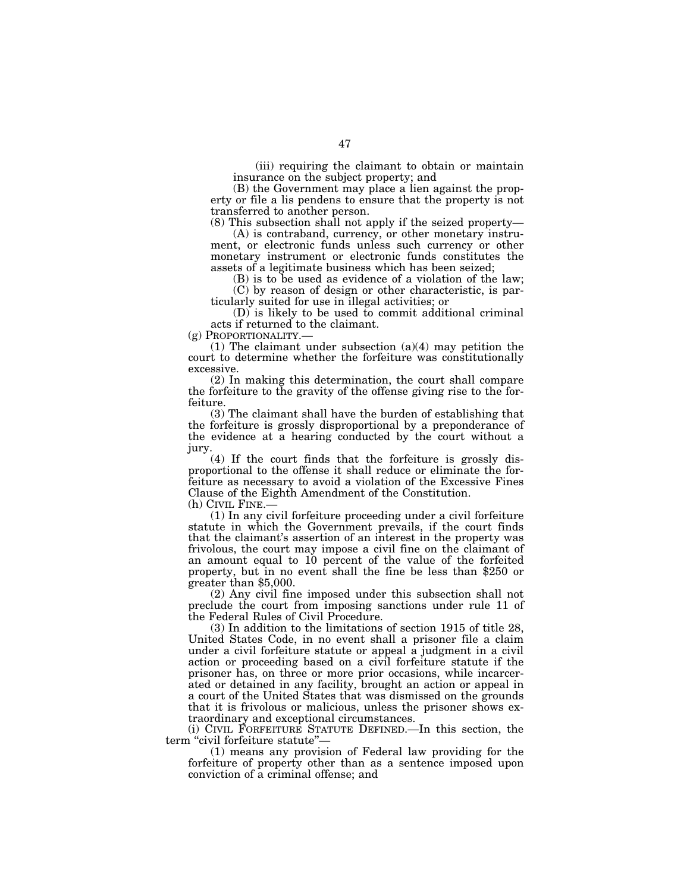(iii) requiring the claimant to obtain or maintain insurance on the subject property; and

(B) the Government may place a lien against the property or file a lis pendens to ensure that the property is not transferred to another person.

(8) This subsection shall not apply if the seized property—

(A) is contraband, currency, or other monetary instrument, or electronic funds unless such currency or other monetary instrument or electronic funds constitutes the assets of a legitimate business which has been seized;

(B) is to be used as evidence of a violation of the law;

(C) by reason of design or other characteristic, is particularly suited for use in illegal activities; or

(D) is likely to be used to commit additional criminal acts if returned to the claimant.

(g) PROPORTIONALITY.—

(1) The claimant under subsection (a)(4) may petition the court to determine whether the forfeiture was constitutionally excessive.

(2) In making this determination, the court shall compare the forfeiture to the gravity of the offense giving rise to the forfeiture.

(3) The claimant shall have the burden of establishing that the forfeiture is grossly disproportional by a preponderance of the evidence at a hearing conducted by the court without a jury.

(4) If the court finds that the forfeiture is grossly disproportional to the offense it shall reduce or eliminate the forfeiture as necessary to avoid a violation of the Excessive Fines Clause of the Eighth Amendment of the Constitution.

(h) CIVIL FINE.—

(1) In any civil forfeiture proceeding under a civil forfeiture statute in which the Government prevails, if the court finds that the claimant's assertion of an interest in the property was frivolous, the court may impose a civil fine on the claimant of an amount equal to 10 percent of the value of the forfeited property, but in no event shall the fine be less than $250 or greater than $5,000.

(2) Any civil fine imposed under this subsection shall not preclude the court from imposing sanctions under rule 11 of the Federal Rules of Civil Procedure.

(3) In addition to the limitations of section 1915 of title 28, United States Code, in no event shall a prisoner file a claim under a civil forfeiture statute or appeal a judgment in a civil action or proceeding based on a civil forfeiture statute if the prisoner has, on three or more prior occasions, while incarcerated or detained in any facility, brought an action or appeal in a court of the United States that was dismissed on the grounds that it is frivolous or malicious, unless the prisoner shows extraordinary and exceptional circumstances.

(i) CIVIL FORFEITURE STATUTE DEFINED.—In this section, the term "civil forfeiture statute"—

(1) means any provision of Federal law providing for the forfeiture of property other than as a sentence imposed upon conviction of a criminal offense; and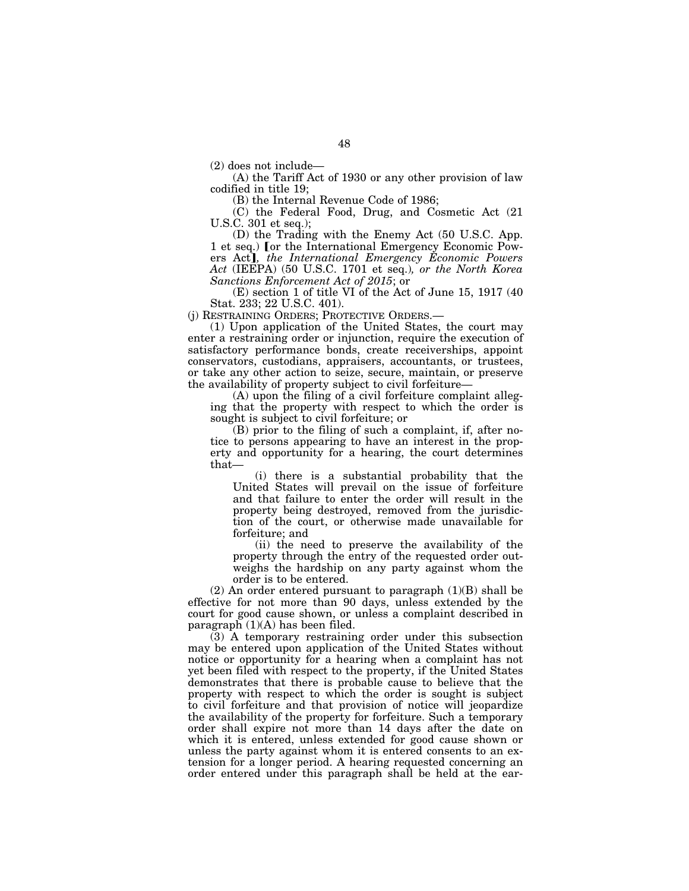(2) does not include—

(A) the Tariff Act of 1930 or any other provision of law codified in title 19;

(B) the Internal Revenue Code of 1986;

(C) the Federal Food, Drug, and Cosmetic Act (21 U.S.C. 301 et seq.);

(D) the Trading with the Enemy Act (50 U.S.C. App. 1 et seq.) [or the International Emergency Economic Powers Act]*, the International Emergency Economic Powers Act* (IEEPA) (50 U.S.C. 1701 et seq.)*, or the North Korea Sanctions Enforcement Act of 2015*; or

(E) section 1 of title VI of the Act of June 15, 1917 (40 Stat. 233; 22 U.S.C. 401).

(j) RESTRAINING ORDERS; PROTECTIVE ORDERS.—

(1) Upon application of the United States, the court may enter a restraining order or injunction, require the execution of satisfactory performance bonds, create receiverships, appoint conservators, custodians, appraisers, accountants, or trustees, or take any other action to seize, secure, maintain, or preserve the availability of property subject to civil forfeiture—

(A) upon the filing of a civil forfeiture complaint alleging that the property with respect to which the order is sought is subject to civil forfeiture; or

(B) prior to the filing of such a complaint, if, after notice to persons appearing to have an interest in the property and opportunity for a hearing, the court determines that—

(i) there is a substantial probability that the United States will prevail on the issue of forfeiture and that failure to enter the order will result in the property being destroyed, removed from the jurisdiction of the court, or otherwise made unavailable for forfeiture; and

(ii) the need to preserve the availability of the property through the entry of the requested order outweighs the hardship on any party against whom the order is to be entered.

(2) An order entered pursuant to paragraph (1)(B) shall be effective for not more than 90 days, unless extended by the court for good cause shown, or unless a complaint described in paragraph (1)(A) has been filed.

(3) A temporary restraining order under this subsection may be entered upon application of the United States without notice or opportunity for a hearing when a complaint has not yet been filed with respect to the property, if the United States demonstrates that there is probable cause to believe that the property with respect to which the order is sought is subject to civil forfeiture and that provision of notice will jeopardize the availability of the property for forfeiture. Such a temporary order shall expire not more than 14 days after the date on which it is entered, unless extended for good cause shown or unless the party against whom it is entered consents to an extension for a longer period. A hearing requested concerning an order entered under this paragraph shall be held at the ear-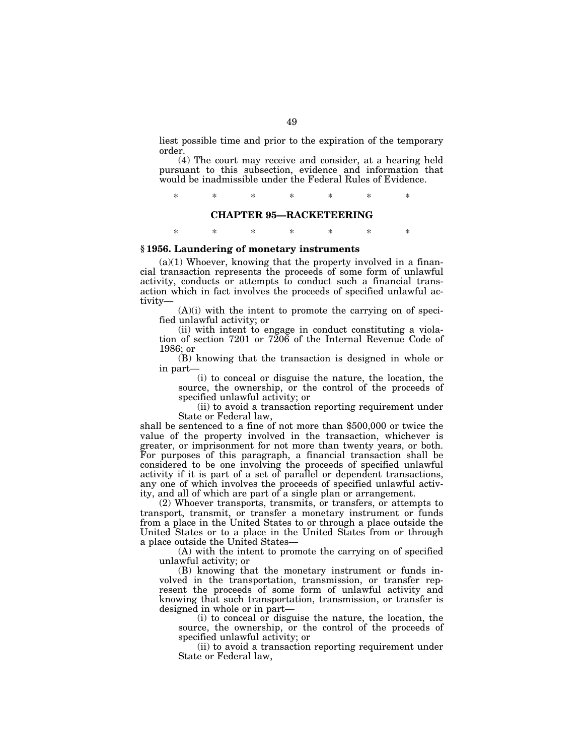liest possible time and prior to the expiration of the temporary order.

(4) The court may receive and consider, at a hearing held pursuant to this subsection, evidence and information that would be inadmissible under the Federal Rules of Evidence.

\* \* \* \* \* \* \*

## CHAPTER 95—RACKETEERING

\* \* \* \* \* \* \*

### § 1956. Laundering of monetary instruments

(a)(1) Whoever, knowing that the property involved in a financial transaction represents the proceeds of some form of unlawful activity, conducts or attempts to conduct such a financial transaction which in fact involves the proceeds of specified unlawful activity—

(A)(i) with the intent to promote the carrying on of specified unlawful activity; or

(ii) with intent to engage in conduct constituting a violation of section 7201 or 7206 of the Internal Revenue Code of 1986; or

(B) knowing that the transaction is designed in whole or in part—

(i) to conceal or disguise the nature, the location, the source, the ownership, or the control of the proceeds of specified unlawful activity; or

(ii) to avoid a transaction reporting requirement under State or Federal law,

shall be sentenced to a fine of not more than $500,000 or twice the value of the property involved in the transaction, whichever is greater, or imprisonment for not more than twenty years, or both. For purposes of this paragraph, a financial transaction shall be considered to be one involving the proceeds of specified unlawful activity if it is part of a set of parallel or dependent transactions, any one of which involves the proceeds of specified unlawful activity, and all of which are part of a single plan or arrangement.

(2) Whoever transports, transmits, or transfers, or attempts to transport, transmit, or transfer a monetary instrument or funds from a place in the United States to or through a place outside the United States or to a place in the United States from or through a place outside the United States—

(A) with the intent to promote the carrying on of specified unlawful activity; or

(B) knowing that the monetary instrument or funds involved in the transportation, transmission, or transfer represent the proceeds of some form of unlawful activity and knowing that such transportation, transmission, or transfer is designed in whole or in part—

(i) to conceal or disguise the nature, the location, the source, the ownership, or the control of the proceeds of specified unlawful activity; or

(ii) to avoid a transaction reporting requirement under State or Federal law,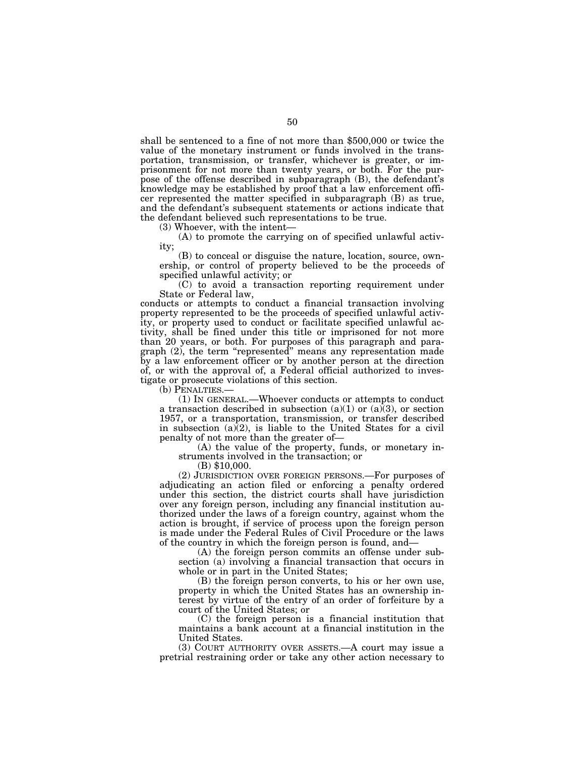shall be sentenced to a fine of not more than $500,000 or twice the value of the monetary instrument or funds involved in the transportation, transmission, or transfer, whichever is greater, or imprisonment for not more than twenty years, or both. For the purpose of the offense described in subparagraph (B), the defendant's knowledge may be established by proof that a law enforcement officer represented the matter specified in subparagraph (B) as true, and the defendant's subsequent statements or actions indicate that the defendant believed such representations to be true.

(3) Whoever, with the intent—

(A) to promote the carrying on of specified unlawful activity;

(B) to conceal or disguise the nature, location, source, ownership, or control of property believed to be the proceeds of specified unlawful activity; or

(C) to avoid a transaction reporting requirement under State or Federal law,

conducts or attempts to conduct a financial transaction involving property represented to be the proceeds of specified unlawful activity, or property used to conduct or facilitate specified unlawful activity, shall be fined under this title or imprisoned for not more than 20 years, or both. For purposes of this paragraph and paragraph (2), the term "represented" means any representation made by a law enforcement officer or by another person at the direction of, or with the approval of, a Federal official authorized to investigate or prosecute violations of this section.

(b) PENALTIES.—

(1) IN GENERAL.—Whoever conducts or attempts to conduct a transaction described in subsection (a)(1) or (a)(3), or section 1957, or a transportation, transmission, or transfer described in subsection (a)(2), is liable to the United States for a civil penalty of not more than the greater of—

(A) the value of the property, funds, or monetary instruments involved in the transaction; or

(B) $10,000.

(2) JURISDICTION OVER FOREIGN PERSONS.—For purposes of adjudicating an action filed or enforcing a penalty ordered under this section, the district courts shall have jurisdiction over any foreign person, including any financial institution authorized under the laws of a foreign country, against whom the action is brought, if service of process upon the foreign person is made under the Federal Rules of Civil Procedure or the laws of the country in which the foreign person is found, and—

(A) the foreign person commits an offense under subsection (a) involving a financial transaction that occurs in whole or in part in the United States;

(B) the foreign person converts, to his or her own use, property in which the United States has an ownership interest by virtue of the entry of an order of forfeiture by a court of the United States; or

(C) the foreign person is a financial institution that maintains a bank account at a financial institution in the United States.

(3) COURT AUTHORITY OVER ASSETS.—A court may issue a pretrial restraining order or take any other action necessary to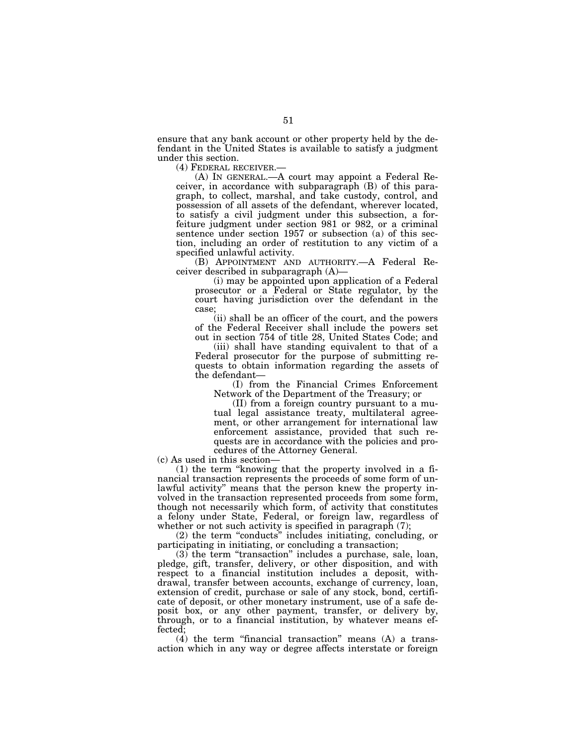ensure that any bank account or other property held by the defendant in the United States is available to satisfy a judgment under this section.

(4) FEDERAL RECEIVER.—

(A) IN GENERAL.—A court may appoint a Federal Receiver, in accordance with subparagraph (B) of this paragraph, to collect, marshal, and take custody, control, and possession of all assets of the defendant, wherever located, to satisfy a civil judgment under this subsection, a forfeiture judgment under section 981 or 982, or a criminal sentence under section 1957 or subsection (a) of this section, including an order of restitution to any victim of a specified unlawful activity.

(B) APPOINTMENT AND AUTHORITY.—A Federal Receiver described in subparagraph (A)—

(i) may be appointed upon application of a Federal prosecutor or a Federal or State regulator, by the court having jurisdiction over the defendant in the case;

(ii) shall be an officer of the court, and the powers of the Federal Receiver shall include the powers set out in section 754 of title 28, United States Code; and

(iii) shall have standing equivalent to that of a Federal prosecutor for the purpose of submitting requests to obtain information regarding the assets of the defendant—

(I) from the Financial Crimes Enforcement Network of the Department of the Treasury; or

(II) from a foreign country pursuant to a mutual legal assistance treaty, multilateral agreement, or other arrangement for international law enforcement assistance, provided that such requests are in accordance with the policies and procedures of the Attorney General.

(c) As used in this section—

(1) the term "knowing that the property involved in a financial transaction represents the proceeds of some form of unlawful activity" means that the person knew the property involved in the transaction represented proceeds from some form, though not necessarily which form, of activity that constitutes a felony under State, Federal, or foreign law, regardless of whether or not such activity is specified in paragraph (7);

(2) the term "conducts" includes initiating, concluding, or participating in initiating, or concluding a transaction;

(3) the term "transaction" includes a purchase, sale, loan, pledge, gift, transfer, delivery, or other disposition, and with respect to a financial institution includes a deposit, withdrawal, transfer between accounts, exchange of currency, loan, extension of credit, purchase or sale of any stock, bond, certificate of deposit, or other monetary instrument, use of a safe deposit box, or any other payment, transfer, or delivery by, through, or to a financial institution, by whatever means effected;

(4) the term "financial transaction" means (A) a transaction which in any way or degree affects interstate or foreign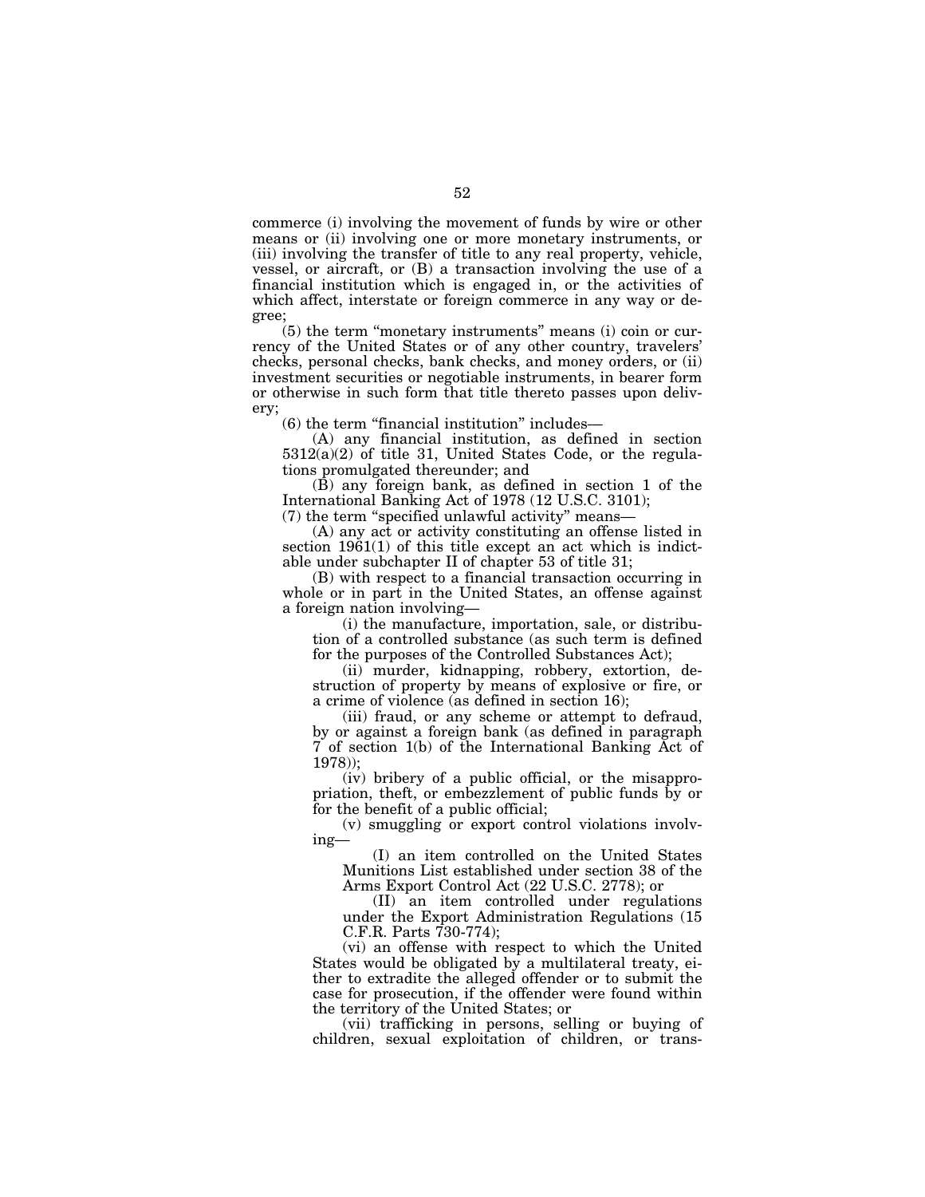commerce (i) involving the movement of funds by wire or other means or (ii) involving one or more monetary instruments, or (iii) involving the transfer of title to any real property, vehicle, vessel, or aircraft, or (B) a transaction involving the use of a financial institution which is engaged in, or the activities of which affect, interstate or foreign commerce in any way or degree;

(5) the term "monetary instruments" means (i) coin or currency of the United States or of any other country, travelers' checks, personal checks, bank checks, and money orders, or (ii) investment securities or negotiable instruments, in bearer form or otherwise in such form that title thereto passes upon delivery;

(6) the term "financial institution" includes—

(A) any financial institution, as defined in section 5312(a)(2) of title 31, United States Code, or the regulations promulgated thereunder; and

(B) any foreign bank, as defined in section 1 of the International Banking Act of 1978 (12 U.S.C. 3101);

(7) the term "specified unlawful activity" means—

(A) any act or activity constituting an offense listed in section 1961(1) of this title except an act which is indictable under subchapter II of chapter 53 of title 31;

(B) with respect to a financial transaction occurring in whole or in part in the United States, an offense against a foreign nation involving—

(i) the manufacture, importation, sale, or distribution of a controlled substance (as such term is defined for the purposes of the Controlled Substances Act);

(ii) murder, kidnapping, robbery, extortion, destruction of property by means of explosive or fire, or a crime of violence (as defined in section 16);

(iii) fraud, or any scheme or attempt to defraud, by or against a foreign bank (as defined in paragraph 7 of section 1(b) of the International Banking Act of 1978));

(iv) bribery of a public official, or the misappropriation, theft, or embezzlement of public funds by or for the benefit of a public official;

(v) smuggling or export control violations involving—

(I) an item controlled on the United States Munitions List established under section 38 of the Arms Export Control Act (22 U.S.C. 2778); or

(II) an item controlled under regulations under the Export Administration Regulations (15 C.F.R. Parts 730-774);

(vi) an offense with respect to which the United States would be obligated by a multilateral treaty, either to extradite the alleged offender or to submit the case for prosecution, if the offender were found within the territory of the United States; or

(vii) trafficking in persons, selling or buying of children, sexual exploitation of children, or trans-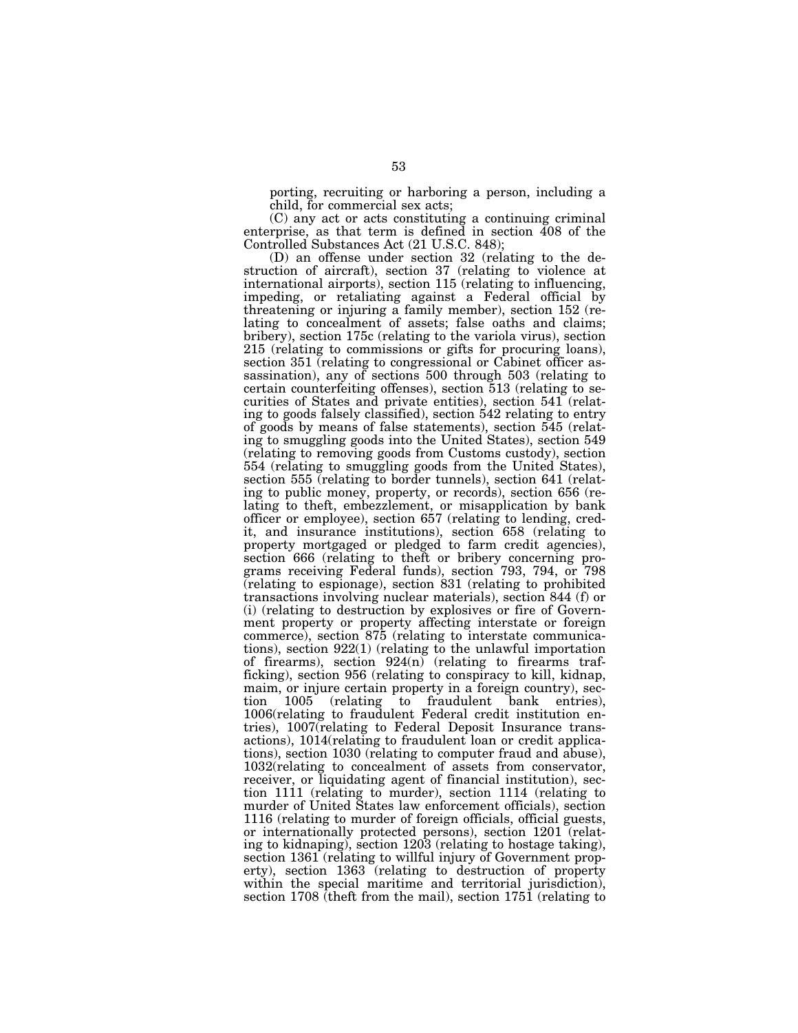porting, recruiting or harboring a person, including a child, for commercial sex acts;

(C) any act or acts constituting a continuing criminal enterprise, as that term is defined in section 408 of the Controlled Substances Act (21 U.S.C. 848);

(D) an offense under section 32 (relating to the destruction of aircraft), section 37 (relating to violence at international airports), section 115 (relating to influencing, impeding, or retaliating against a Federal official by threatening or injuring a family member), section 152 (relating to concealment of assets; false oaths and claims; bribery), section 175c (relating to the variola virus), section 215 (relating to commissions or gifts for procuring loans), section 351 (relating to congressional or Cabinet officer assassination), any of sections 500 through 503 (relating to certain counterfeiting offenses), section 513 (relating to securities of States and private entities), section 541 (relating to goods falsely classified), section 542 relating to entry of goods by means of false statements), section 545 (relating to smuggling goods into the United States), section 549 (relating to removing goods from Customs custody), section 554 (relating to smuggling goods from the United States), section 555 (relating to border tunnels), section 641 (relating to public money, property, or records), section 656 (relating to theft, embezzlement, or misapplication by bank officer or employee), section 657 (relating to lending, credit, and insurance institutions), section 658 (relating to property mortgaged or pledged to farm credit agencies), section 666 (relating to theft or bribery concerning programs receiving Federal funds), section 793, 794, or 798 (relating to espionage), section 831 (relating to prohibited transactions involving nuclear materials), section 844 (f) or (i) (relating to destruction by explosives or fire of Government property or property affecting interstate or foreign commerce), section 875 (relating to interstate communications), section 922(1) (relating to the unlawful importation of firearms), section 924(n) (relating to firearms trafficking), section 956 (relating to conspiracy to kill, kidnap, maim, or injure certain property in a foreign country), section 1005 (relating to fraudulent bank entries), 1006(relating to fraudulent Federal credit institution entries), 1007(relating to Federal Deposit Insurance transactions), 1014(relating to fraudulent loan or credit applications), section 1030 (relating to computer fraud and abuse), 1032(relating to concealment of assets from conservator, receiver, or liquidating agent of financial institution), section 1111 (relating to murder), section 1114 (relating to murder of United States law enforcement officials), section 1116 (relating to murder of foreign officials, official guests, or internationally protected persons), section 1201 (relating to kidnaping), section 1203 (relating to hostage taking), section 1361 (relating to willful injury of Government property), section 1363 (relating to destruction of property within the special maritime and territorial jurisdiction), section 1708 (theft from the mail), section 1751 (relating to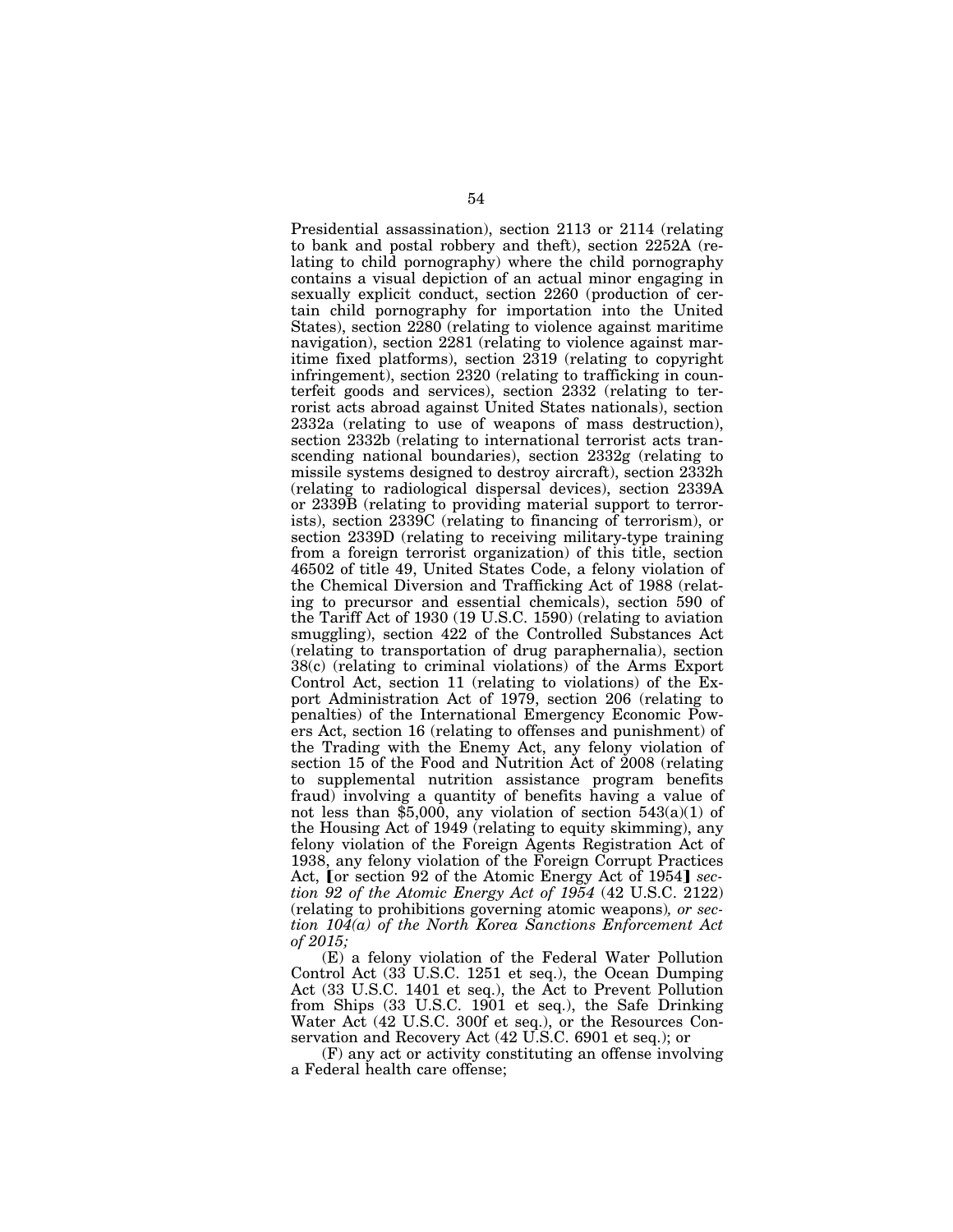Presidential assassination), section 2113 or 2114 (relating to bank and postal robbery and theft), section 2252A (relating to child pornography) where the child pornography contains a visual depiction of an actual minor engaging in sexually explicit conduct, section 2260 (production of certain child pornography for importation into the United States), section 2280 (relating to violence against maritime navigation), section 2281 (relating to violence against maritime fixed platforms), section 2319 (relating to copyright infringement), section 2320 (relating to trafficking in counterfeit goods and services), section 2332 (relating to terrorist acts abroad against United States nationals), section 2332a (relating to use of weapons of mass destruction), section 2332b (relating to international terrorist acts transcending national boundaries), section 2332g (relating to missile systems designed to destroy aircraft), section 2332h (relating to radiological dispersal devices), section 2339A or 2339B (relating to providing material support to terrorists), section 2339C (relating to financing of terrorism), or section 2339D (relating to receiving military-type training from a foreign terrorist organization) of this title, section 46502 of title 49, United States Code, a felony violation of the Chemical Diversion and Trafficking Act of 1988 (relating to precursor and essential chemicals), section 590 of the Tariff Act of 1930 (19 U.S.C. 1590) (relating to aviation smuggling), section 422 of the Controlled Substances Act (relating to transportation of drug paraphernalia), section 38(c) (relating to criminal violations) of the Arms Export Control Act, section 11 (relating to violations) of the Export Administration Act of 1979, section 206 (relating to penalties) of the International Emergency Economic Powers Act, section 16 (relating to offenses and punishment) of the Trading with the Enemy Act, any felony violation of section 15 of the Food and Nutrition Act of 2008 (relating to supplemental nutrition assistance program benefits fraud) involving a quantity of benefits having a value of not less than $5,000, any violation of section 543(a)(1) of the Housing Act of 1949 (relating to equity skimming), any felony violation of the Foreign Agents Registration Act of 1938, any felony violation of the Foreign Corrupt Practices Act, ⟦or section 92 of the Atomic Energy Act of 1954⟧ *section 92 of the Atomic Energy Act of 1954* (42 U.S.C. 2122) (relating to prohibitions governing atomic weapons)*, or section 104(a) of the North Korea Sanctions Enforcement Act of 2015;*

(E) a felony violation of the Federal Water Pollution Control Act (33 U.S.C. 1251 et seq.), the Ocean Dumping Act (33 U.S.C. 1401 et seq.), the Act to Prevent Pollution from Ships (33 U.S.C. 1901 et seq.), the Safe Drinking Water Act (42 U.S.C. 300f et seq.), or the Resources Conservation and Recovery Act (42 U.S.C. 6901 et seq.); or

(F) any act or activity constituting an offense involving a Federal health care offense;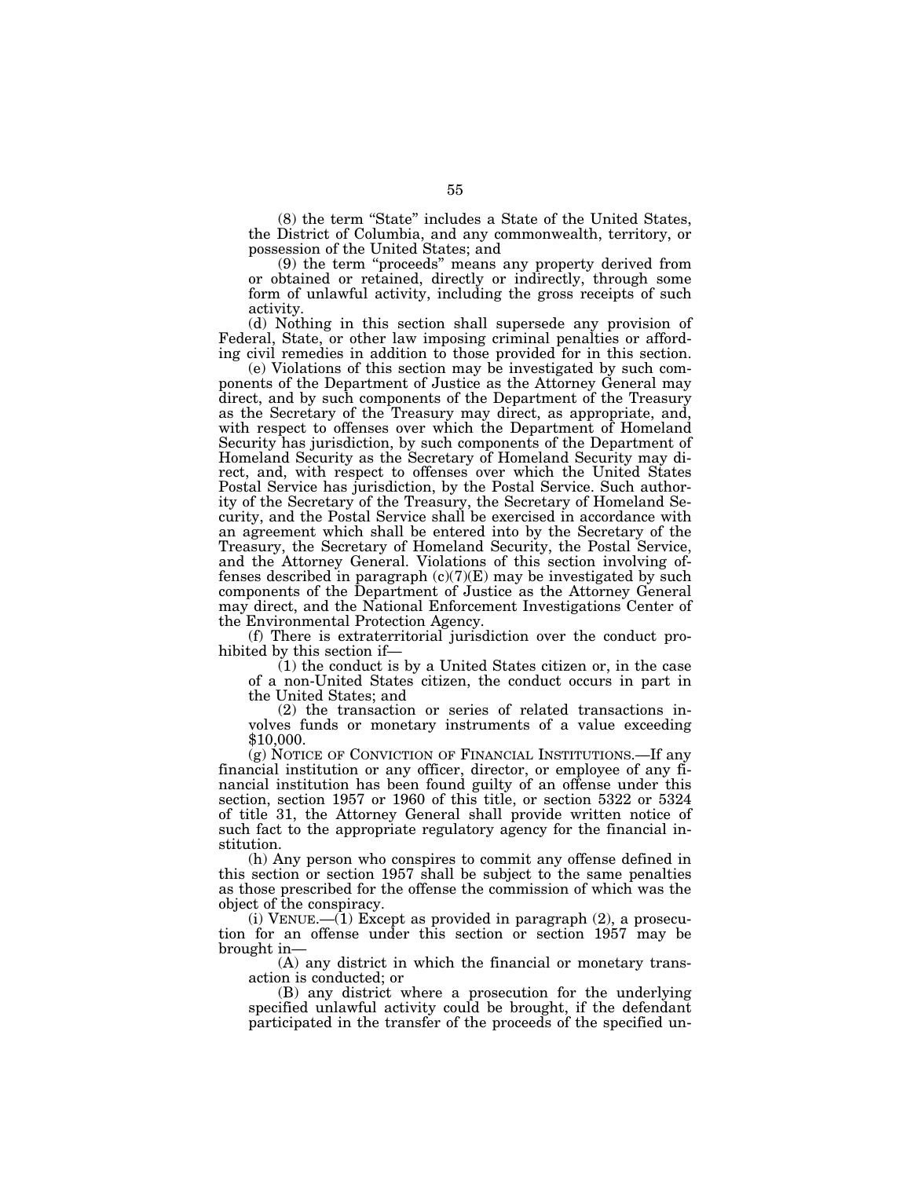(8) the term "State" includes a State of the United States, the District of Columbia, and any commonwealth, territory, or possession of the United States; and

(9) the term "proceeds" means any property derived from or obtained or retained, directly or indirectly, through some form of unlawful activity, including the gross receipts of such activity.

(d) Nothing in this section shall supersede any provision of Federal, State, or other law imposing criminal penalties or affording civil remedies in addition to those provided for in this section.

(e) Violations of this section may be investigated by such components of the Department of Justice as the Attorney General may direct, and by such components of the Department of the Treasury as the Secretary of the Treasury may direct, as appropriate, and, with respect to offenses over which the Department of Homeland Security has jurisdiction, by such components of the Department of Homeland Security as the Secretary of Homeland Security may direct, and, with respect to offenses over which the United States Postal Service has jurisdiction, by the Postal Service. Such authority of the Secretary of the Treasury, the Secretary of Homeland Security, and the Postal Service shall be exercised in accordance with an agreement which shall be entered into by the Secretary of the Treasury, the Secretary of Homeland Security, the Postal Service, and the Attorney General. Violations of this section involving offenses described in paragraph (c)(7)(E) may be investigated by such components of the Department of Justice as the Attorney General may direct, and the National Enforcement Investigations Center of the Environmental Protection Agency.

(f) There is extraterritorial jurisdiction over the conduct prohibited by this section if—

(1) the conduct is by a United States citizen or, in the case of a non-United States citizen, the conduct occurs in part in the United States; and

(2) the transaction or series of related transactions involves funds or monetary instruments of a value exceeding $10,000.

(g) NOTICE OF CONVICTION OF FINANCIAL INSTITUTIONS.—If any financial institution or any officer, director, or employee of any financial institution has been found guilty of an offense under this section, section 1957 or 1960 of this title, or section 5322 or 5324 of title 31, the Attorney General shall provide written notice of such fact to the appropriate regulatory agency for the financial institution.

(h) Any person who conspires to commit any offense defined in this section or section 1957 shall be subject to the same penalties as those prescribed for the offense the commission of which was the object of the conspiracy.

(i) VENUE.—(1) Except as provided in paragraph (2), a prosecution for an offense under this section or section 1957 may be brought in—

(A) any district in which the financial or monetary transaction is conducted; or

(B) any district where a prosecution for the underlying specified unlawful activity could be brought, if the defendant participated in the transfer of the proceeds of the specified un-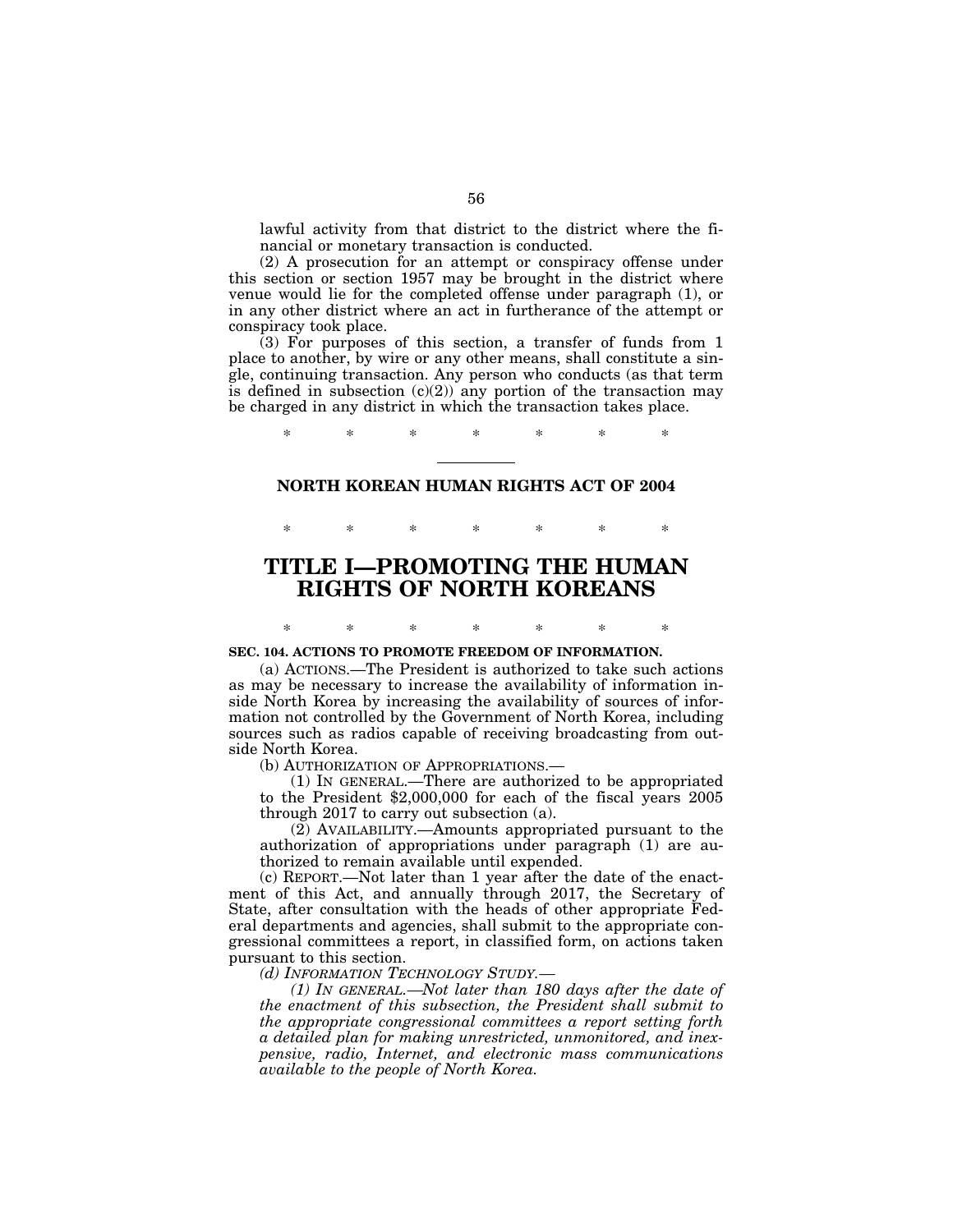lawful activity from that district to the district where the financial or monetary transaction is conducted.

(2) A prosecution for an attempt or conspiracy offense under this section or section 1957 may be brought in the district where venue would lie for the completed offense under paragraph (1), or in any other district where an act in furtherance of the attempt or conspiracy took place.

(3) For purposes of this section, a transfer of funds from 1 place to another, by wire or any other means, shall constitute a single, continuing transaction. Any person who conducts (as that term is defined in subsection (c)(2)) any portion of the transaction may be charged in any district in which the transaction takes place.

\* \* \* \* \* \* \*

---

## NORTH KOREAN HUMAN RIGHTS ACT OF 2004

\* \* \* \* \* \* \*

# TITLE I—PROMOTING THE HUMAN RIGHTS OF NORTH KOREANS

\* \* \* \* \* \* \*

**SEC. 104. ACTIONS TO PROMOTE FREEDOM OF INFORMATION.**

(a) ACTIONS.—The President is authorized to take such actions as may be necessary to increase the availability of information inside North Korea by increasing the availability of sources of information not controlled by the Government of North Korea, including sources such as radios capable of receiving broadcasting from outside North Korea.

(b) AUTHORIZATION OF APPROPRIATIONS.—

(1) IN GENERAL.—There are authorized to be appropriated to the President $2,000,000 for each of the fiscal years 2005 through 2017 to carry out subsection (a).

(2) AVAILABILITY.—Amounts appropriated pursuant to the authorization of appropriations under paragraph (1) are authorized to remain available until expended.

(c) REPORT.—Not later than 1 year after the date of the enactment of this Act, and annually through 2017, the Secretary of State, after consultation with the heads of other appropriate Federal departments and agencies, shall submit to the appropriate congressional committees a report, in classified form, on actions taken pursuant to this section.

*(d) INFORMATION TECHNOLOGY STUDY.—*

*(1) IN GENERAL.—Not later than 180 days after the date of the enactment of this subsection, the President shall submit to the appropriate congressional committees a report setting forth a detailed plan for making unrestricted, unmonitored, and inexpensive, radio, Internet, and electronic mass communications available to the people of North Korea.*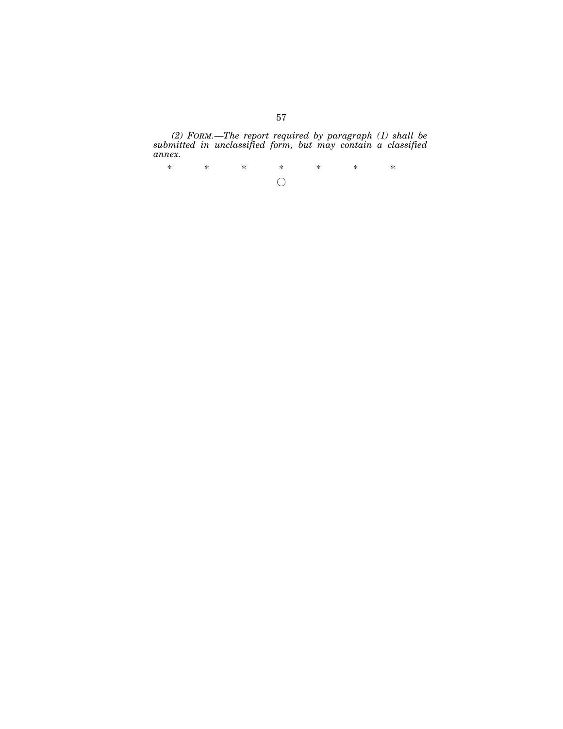*(2) FORM.—The report required by paragraph (1) shall be submitted in unclassified form, but may contain a classified annex.*

\* \* \* \* \* \* \*